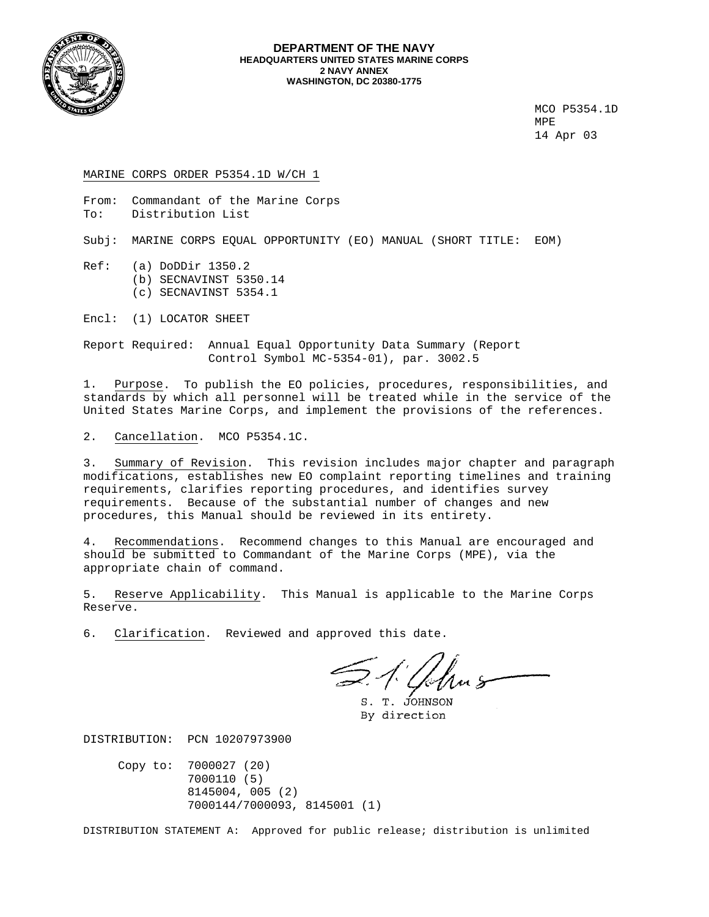**DEPARTMENT OF THE NAVY**
**HEADQUARTERS UNITED STATES MARINE CORPS**
**2 NAVY ANNEX**
**WASHINGTON, DC 20380-1775**

MCO P5354.1D
MPE
14 Apr 03

MARINE CORPS ORDER P5354.1D W/CH 1

From: Commandant of the Marine Corps
To: Distribution List

Subj: MARINE CORPS EQUAL OPPORTUNITY (EO) MANUAL (SHORT TITLE: EOM)

Ref: (a) DoDDir 1350.2
(b) SECNAVINST 5350.14
(c) SECNAVINST 5354.1

Encl: (1) LOCATOR SHEET

Report Required: Annual Equal Opportunity Data Summary (Report Control Symbol MC-5354-01), par. 3002.5

1. Purpose. To publish the EO policies, procedures, responsibilities, and standards by which all personnel will be treated while in the service of the United States Marine Corps, and implement the provisions of the references.

2. Cancellation. MCO P5354.1C.

3. Summary of Revision. This revision includes major chapter and paragraph modifications, establishes new EO complaint reporting timelines and training requirements, clarifies reporting procedures, and identifies survey requirements. Because of the substantial number of changes and new procedures, this Manual should be reviewed in its entirety.

4. Recommendations. Recommend changes to this Manual are encouraged and should be submitted to Commandant of the Marine Corps (MPE), via the appropriate chain of command.

5. Reserve Applicability. This Manual is applicable to the Marine Corps Reserve.

6. Clarification. Reviewed and approved this date.

S. T. JOHNSON
By direction

DISTRIBUTION: PCN 10207973900

Copy to: 7000027 (20)
7000110 (5)
8145004, 005 (2)
7000144/7000093, 8145001 (1)

DISTRIBUTION STATEMENT A: Approved for public release; distribution is unlimited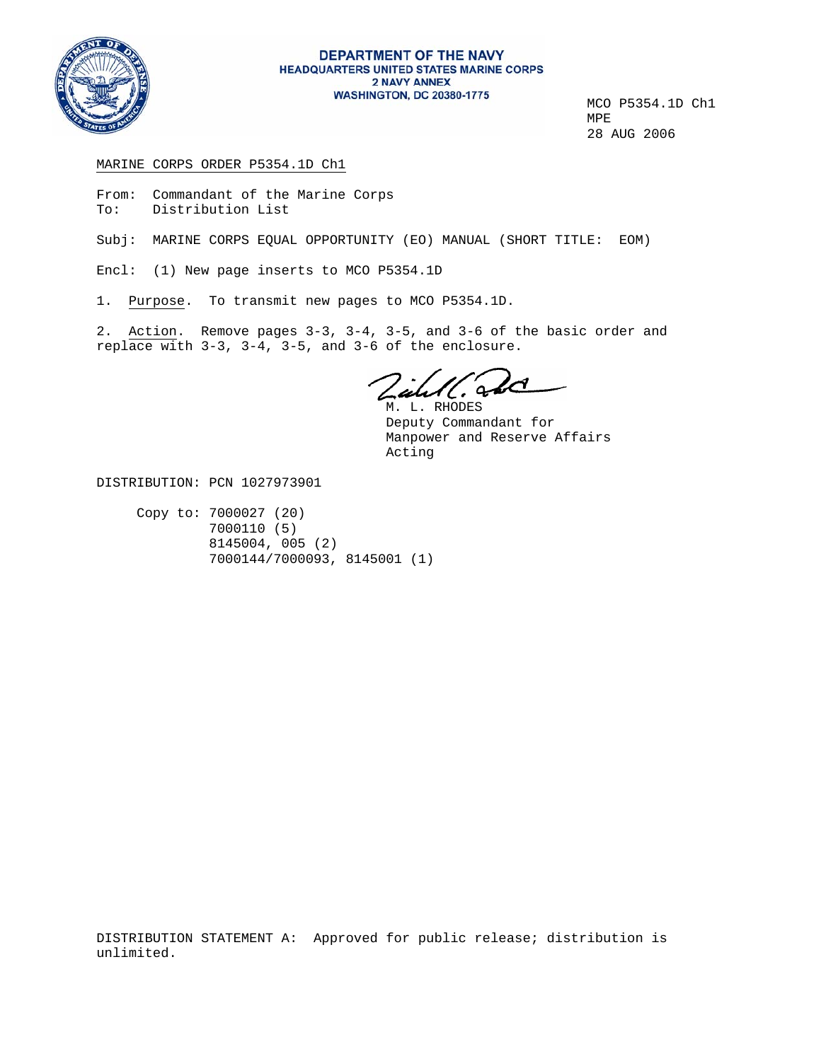**DEPARTMENT OF THE NAVY**
**HEADQUARTERS UNITED STATES MARINE CORPS**
**2 NAVY ANNEX**
**WASHINGTON, DC 20380-1775**

MCO P5354.1D Ch1
MPE
28 AUG 2006

MARINE CORPS ORDER P5354.1D Ch1

From: Commandant of the Marine Corps
To: Distribution List

Subj: MARINE CORPS EQUAL OPPORTUNITY (EO) MANUAL (SHORT TITLE: EOM)

Encl: (1) New page inserts to MCO P5354.1D

1. Purpose. To transmit new pages to MCO P5354.1D.

2. Action. Remove pages 3-3, 3-4, 3-5, and 3-6 of the basic order and replace with 3-3, 3-4, 3-5, and 3-6 of the enclosure.

M. L. RHODES
Deputy Commandant for
Manpower and Reserve Affairs
Acting

DISTRIBUTION: PCN 1027973901

Copy to: 7000027 (20)
7000110 (5)
8145004, 005 (2)
7000144/7000093, 8145001 (1)

DISTRIBUTION STATEMENT A: Approved for public release; distribution is unlimited.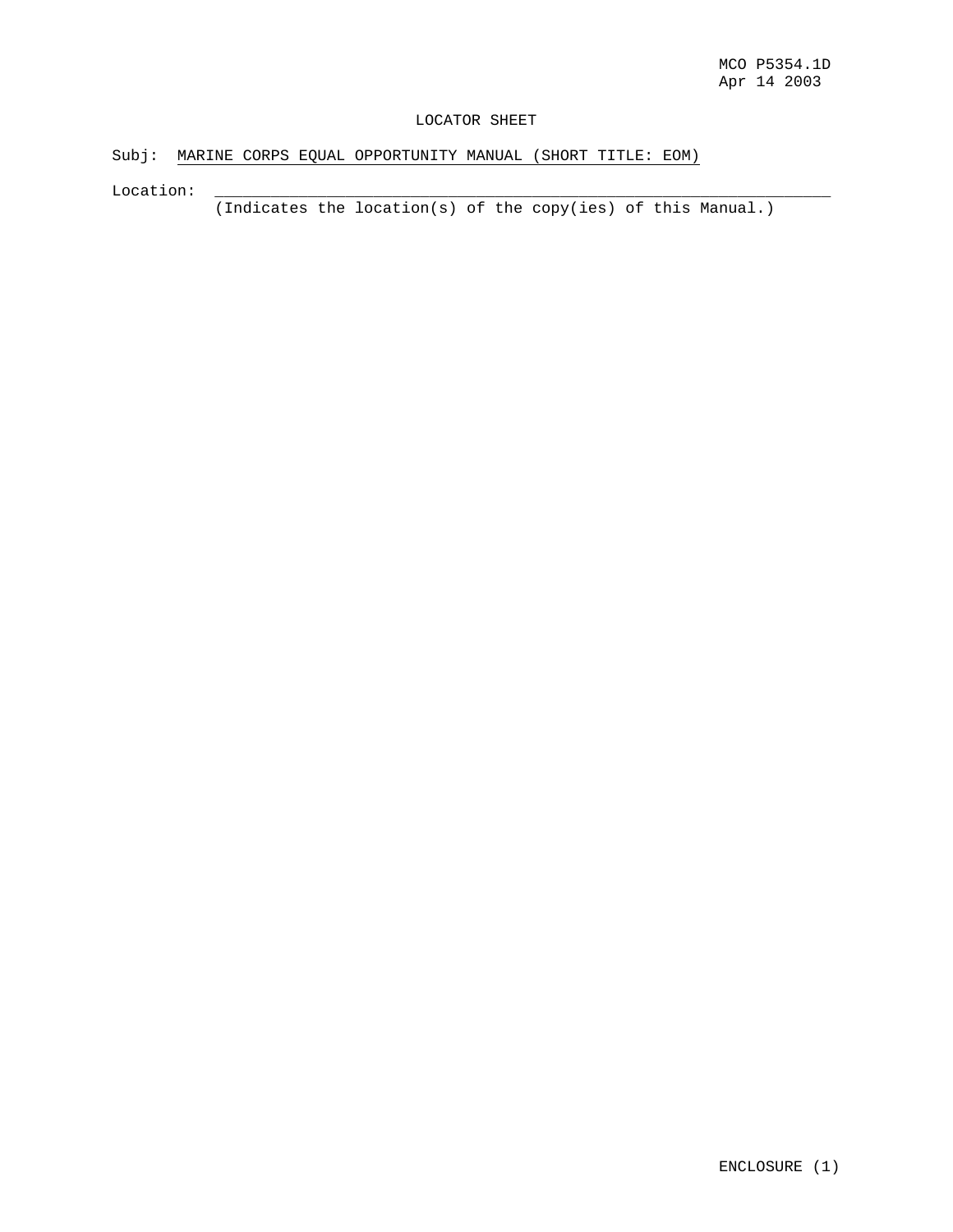MCO P5354.1D
Apr 14 2003

# LOCATOR SHEET

Subj: MARINE CORPS EQUAL OPPORTUNITY MANUAL (SHORT TITLE: EOM)

Location: ____________________________________________________________________
(Indicates the location(s) of the copy(ies) of this Manual.)

ENCLOSURE (1)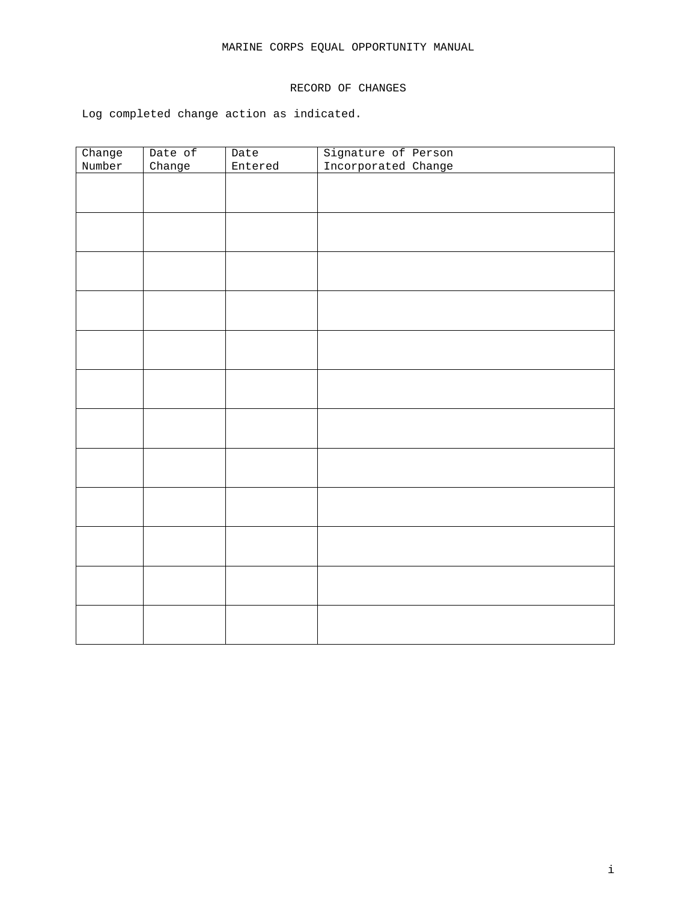MARINE CORPS EQUAL OPPORTUNITY MANUAL

# RECORD OF CHANGES

Log completed change action as indicated.

| Change Number | Date of Change | Date Entered | Signature of Person Incorporated Change |
|---|---|---|---|
| | | | |
| | | | |
| | | | |
| | | | |
| | | | |
| | | | |
| | | | |
| | | | |
| | | | |
| | | | |
| | | | |
| | | | |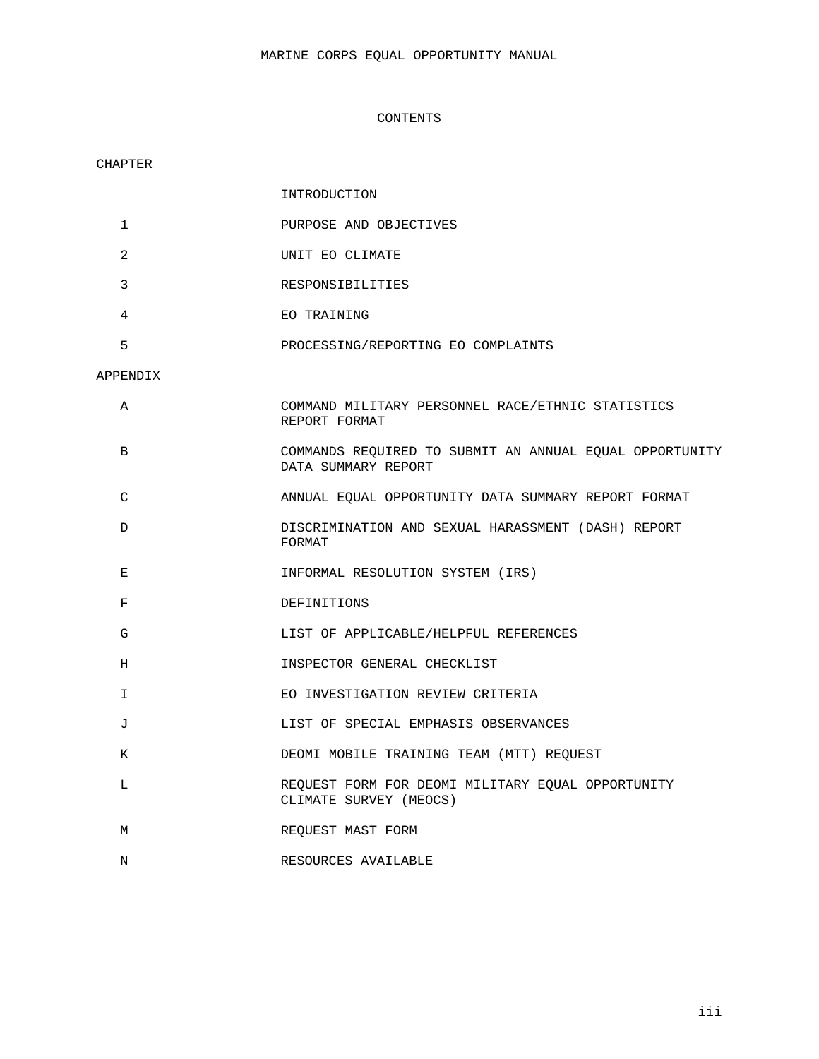MARINE CORPS EQUAL OPPORTUNITY MANUAL

# CONTENTS

| CHAPTER | |
|---|---|
| | INTRODUCTION |
| 1 | PURPOSE AND OBJECTIVES |
| 2 | UNIT EO CLIMATE |
| 3 | RESPONSIBILITIES |
| 4 | EO TRAINING |
| 5 | PROCESSING/REPORTING EO COMPLAINTS |

| APPENDIX | |
|---|---|
| A | COMMAND MILITARY PERSONNEL RACE/ETHNIC STATISTICS REPORT FORMAT |
| B | COMMANDS REQUIRED TO SUBMIT AN ANNUAL EQUAL OPPORTUNITY DATA SUMMARY REPORT |
| C | ANNUAL EQUAL OPPORTUNITY DATA SUMMARY REPORT FORMAT |
| D | DISCRIMINATION AND SEXUAL HARASSMENT (DASH) REPORT FORMAT |
| E | INFORMAL RESOLUTION SYSTEM (IRS) |
| F | DEFINITIONS |
| G | LIST OF APPLICABLE/HELPFUL REFERENCES |
| H | INSPECTOR GENERAL CHECKLIST |
| I | EO INVESTIGATION REVIEW CRITERIA |
| J | LIST OF SPECIAL EMPHASIS OBSERVANCES |
| K | DEOMI MOBILE TRAINING TEAM (MTT) REQUEST |
| L | REQUEST FORM FOR DEOMI MILITARY EQUAL OPPORTUNITY CLIMATE SURVEY (MEOCS) |
| M | REQUEST MAST FORM |
| N | RESOURCES AVAILABLE |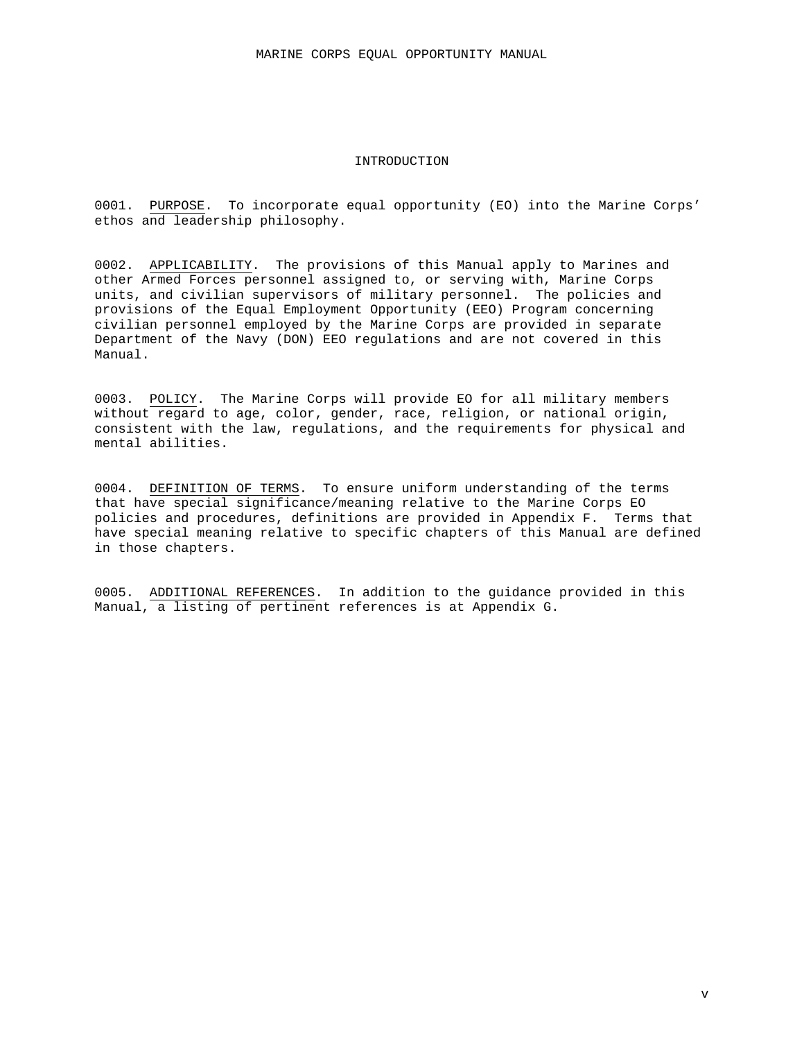# INTRODUCTION

0001. PURPOSE. To incorporate equal opportunity (EO) into the Marine Corps' ethos and leadership philosophy.

0002. APPLICABILITY. The provisions of this Manual apply to Marines and other Armed Forces personnel assigned to, or serving with, Marine Corps units, and civilian supervisors of military personnel. The policies and provisions of the Equal Employment Opportunity (EEO) Program concerning civilian personnel employed by the Marine Corps are provided in separate Department of the Navy (DON) EEO regulations and are not covered in this Manual.

0003. POLICY. The Marine Corps will provide EO for all military members without regard to age, color, gender, race, religion, or national origin, consistent with the law, regulations, and the requirements for physical and mental abilities.

0004. DEFINITION OF TERMS. To ensure uniform understanding of the terms that have special significance/meaning relative to the Marine Corps EO policies and procedures, definitions are provided in Appendix F. Terms that have special meaning relative to specific chapters of this Manual are defined in those chapters.

0005. ADDITIONAL REFERENCES. In addition to the guidance provided in this Manual, a listing of pertinent references is at Appendix G.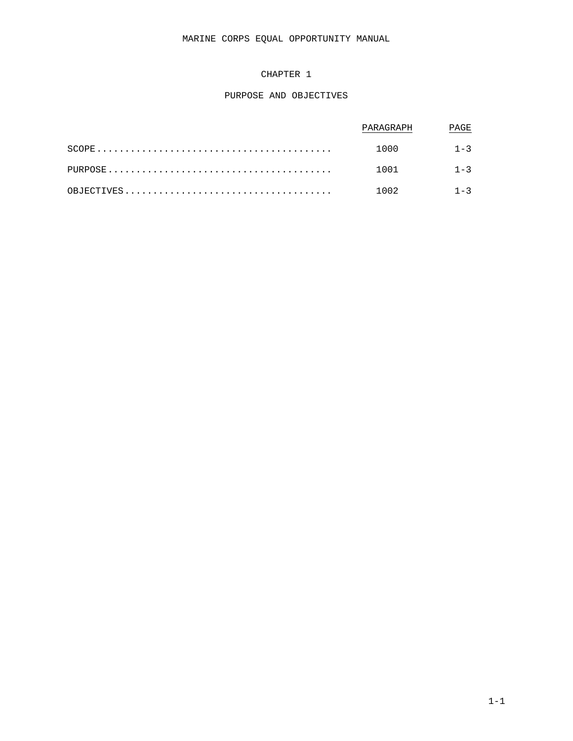# MARINE CORPS EQUAL OPPORTUNITY MANUAL

## CHAPTER 1

## PURPOSE AND OBJECTIVES

| | PARAGRAPH | PAGE |
|---|---|---|
| SCOPE......................................... | 1000 | 1-3 |
| PURPOSE....................................... | 1001 | 1-3 |
| OBJECTIVES.................................... | 1002 | 1-3 |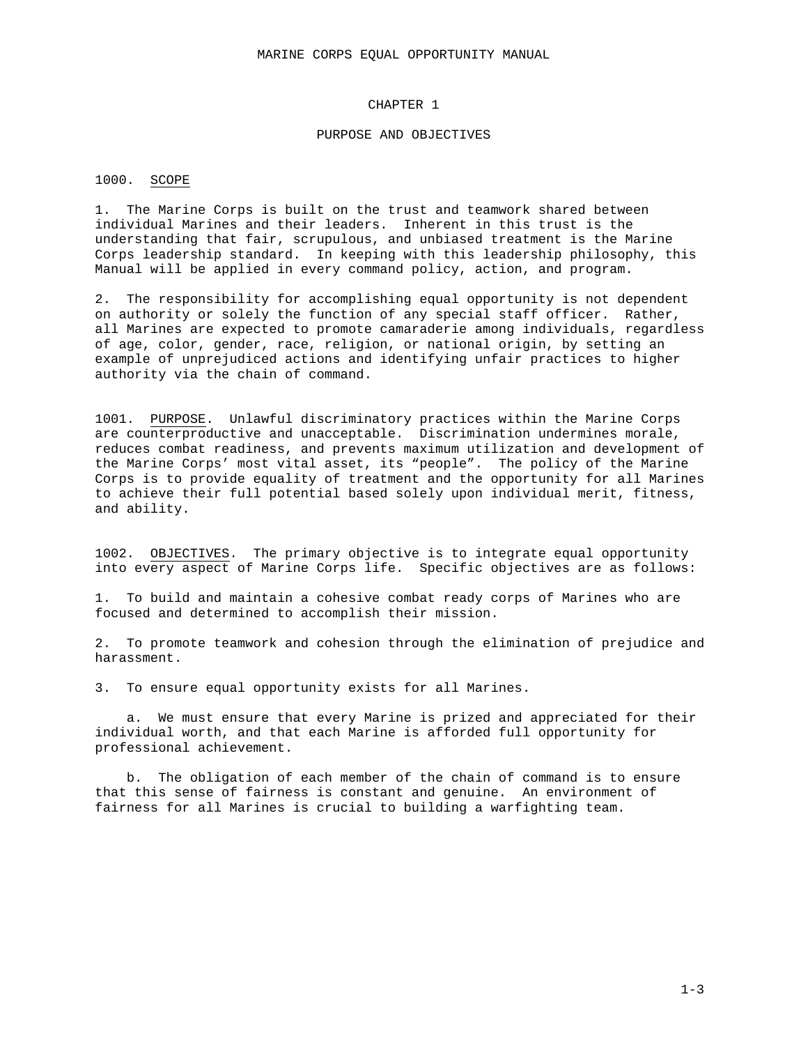# CHAPTER 1

# PURPOSE AND OBJECTIVES

## 1000. SCOPE

1. The Marine Corps is built on the trust and teamwork shared between individual Marines and their leaders. Inherent in this trust is the understanding that fair, scrupulous, and unbiased treatment is the Marine Corps leadership standard. In keeping with this leadership philosophy, this Manual will be applied in every command policy, action, and program.

2. The responsibility for accomplishing equal opportunity is not dependent on authority or solely the function of any special staff officer. Rather, all Marines are expected to promote camaraderie among individuals, regardless of age, color, gender, race, religion, or national origin, by setting an example of unprejudiced actions and identifying unfair practices to higher authority via the chain of command.

## 1001. PURPOSE

Unlawful discriminatory practices within the Marine Corps are counterproductive and unacceptable. Discrimination undermines morale, reduces combat readiness, and prevents maximum utilization and development of the Marine Corps' most vital asset, its "people". The policy of the Marine Corps is to provide equality of treatment and the opportunity for all Marines to achieve their full potential based solely upon individual merit, fitness, and ability.

## 1002. OBJECTIVES

The primary objective is to integrate equal opportunity into every aspect of Marine Corps life. Specific objectives are as follows:

1. To build and maintain a cohesive combat ready corps of Marines who are focused and determined to accomplish their mission.

2. To promote teamwork and cohesion through the elimination of prejudice and harassment.

3. To ensure equal opportunity exists for all Marines.

    a. We must ensure that every Marine is prized and appreciated for their individual worth, and that each Marine is afforded full opportunity for professional achievement.

    b. The obligation of each member of the chain of command is to ensure that this sense of fairness is constant and genuine. An environment of fairness for all Marines is crucial to building a warfighting team.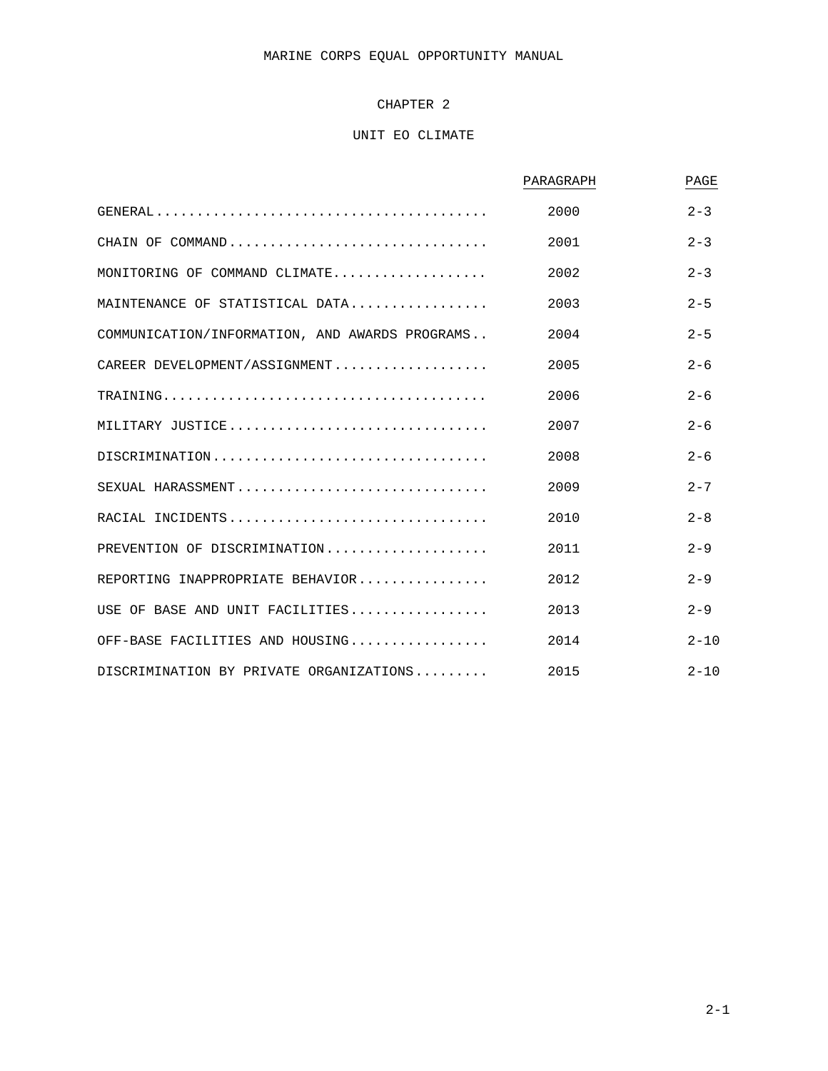# MARINE CORPS EQUAL OPPORTUNITY MANUAL

## CHAPTER 2

## UNIT EO CLIMATE

| | PARAGRAPH | PAGE |
|---|---|---|
| GENERAL | 2000 | 2-3 |
| CHAIN OF COMMAND | 2001 | 2-3 |
| MONITORING OF COMMAND CLIMATE | 2002 | 2-3 |
| MAINTENANCE OF STATISTICAL DATA | 2003 | 2-5 |
| COMMUNICATION/INFORMATION, AND AWARDS PROGRAMS | 2004 | 2-5 |
| CAREER DEVELOPMENT/ASSIGNMENT | 2005 | 2-6 |
| TRAINING | 2006 | 2-6 |
| MILITARY JUSTICE | 2007 | 2-6 |
| DISCRIMINATION | 2008 | 2-6 |
| SEXUAL HARASSMENT | 2009 | 2-7 |
| RACIAL INCIDENTS | 2010 | 2-8 |
| PREVENTION OF DISCRIMINATION | 2011 | 2-9 |
| REPORTING INAPPROPRIATE BEHAVIOR | 2012 | 2-9 |
| USE OF BASE AND UNIT FACILITIES | 2013 | 2-9 |
| OFF-BASE FACILITIES AND HOUSING | 2014 | 2-10 |
| DISCRIMINATION BY PRIVATE ORGANIZATIONS | 2015 | 2-10 |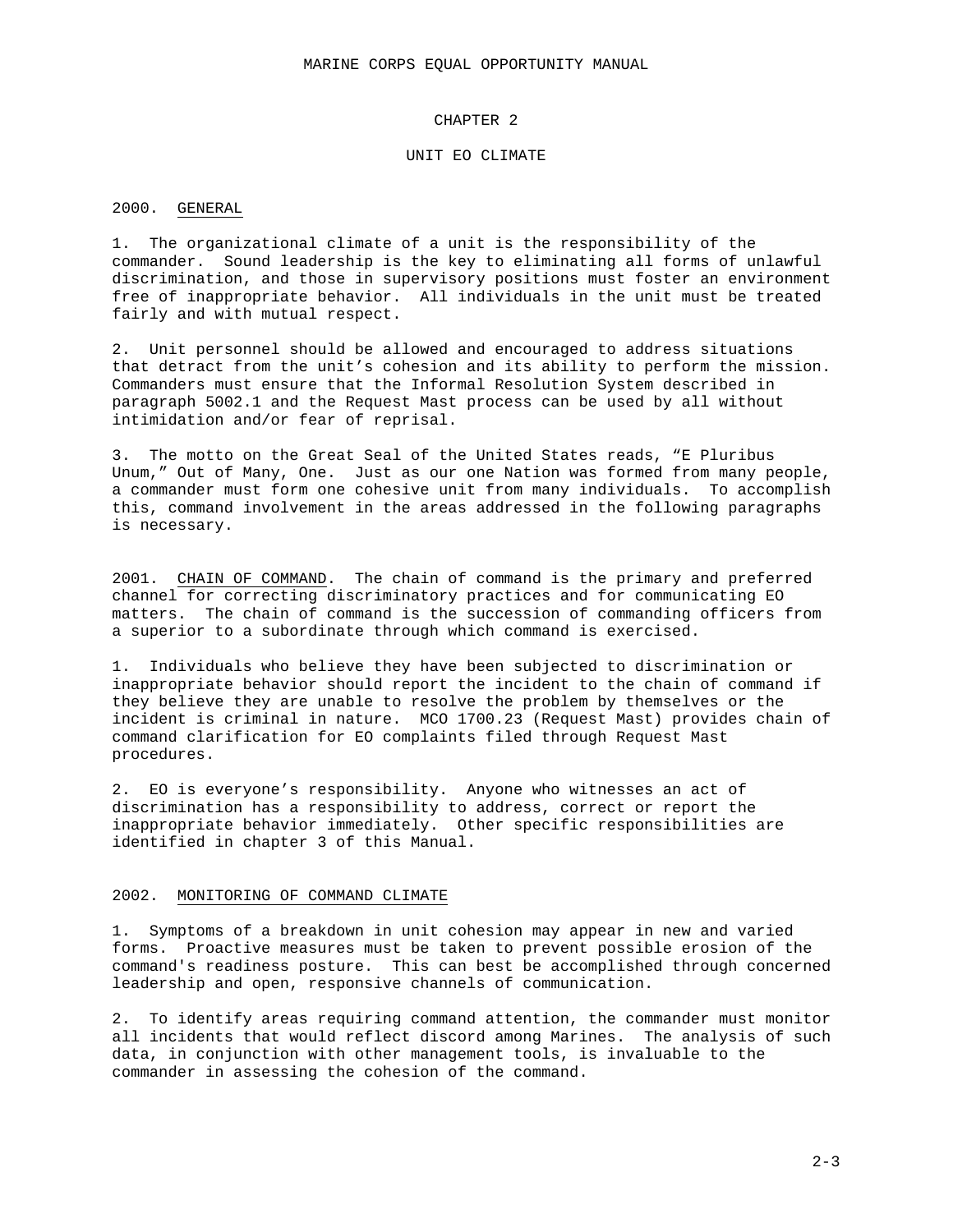# CHAPTER 2

## UNIT EO CLIMATE

### 2000. GENERAL

1. The organizational climate of a unit is the responsibility of the commander. Sound leadership is the key to eliminating all forms of unlawful discrimination, and those in supervisory positions must foster an environment free of inappropriate behavior. All individuals in the unit must be treated fairly and with mutual respect.

2. Unit personnel should be allowed and encouraged to address situations that detract from the unit's cohesion and its ability to perform the mission. Commanders must ensure that the Informal Resolution System described in paragraph 5002.1 and the Request Mast process can be used by all without intimidation and/or fear of reprisal.

3. The motto on the Great Seal of the United States reads, "E Pluribus Unum," Out of Many, One. Just as our one Nation was formed from many people, a commander must form one cohesive unit from many individuals. To accomplish this, command involvement in the areas addressed in the following paragraphs is necessary.

### 2001. CHAIN OF COMMAND

The chain of command is the primary and preferred channel for correcting discriminatory practices and for communicating EO matters. The chain of command is the succession of commanding officers from a superior to a subordinate through which command is exercised.

1. Individuals who believe they have been subjected to discrimination or inappropriate behavior should report the incident to the chain of command if they believe they are unable to resolve the problem by themselves or the incident is criminal in nature. MCO 1700.23 (Request Mast) provides chain of command clarification for EO complaints filed through Request Mast procedures.

2. EO is everyone's responsibility. Anyone who witnesses an act of discrimination has a responsibility to address, correct or report the inappropriate behavior immediately. Other specific responsibilities are identified in chapter 3 of this Manual.

### 2002. MONITORING OF COMMAND CLIMATE

1. Symptoms of a breakdown in unit cohesion may appear in new and varied forms. Proactive measures must be taken to prevent possible erosion of the command's readiness posture. This can best be accomplished through concerned leadership and open, responsive channels of communication.

2. To identify areas requiring command attention, the commander must monitor all incidents that would reflect discord among Marines. The analysis of such data, in conjunction with other management tools, is invaluable to the commander in assessing the cohesion of the command.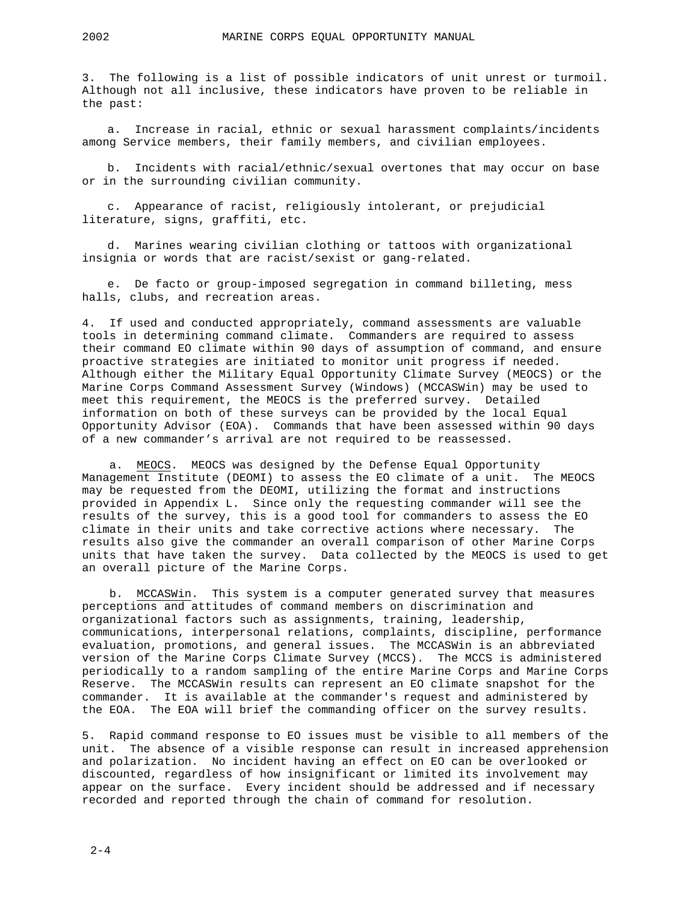3. The following is a list of possible indicators of unit unrest or turmoil. Although not all inclusive, these indicators have proven to be reliable in the past:

a. Increase in racial, ethnic or sexual harassment complaints/incidents among Service members, their family members, and civilian employees.

b. Incidents with racial/ethnic/sexual overtones that may occur on base or in the surrounding civilian community.

c. Appearance of racist, religiously intolerant, or prejudicial literature, signs, graffiti, etc.

d. Marines wearing civilian clothing or tattoos with organizational insignia or words that are racist/sexist or gang-related.

e. De facto or group-imposed segregation in command billeting, mess halls, clubs, and recreation areas.

4. If used and conducted appropriately, command assessments are valuable tools in determining command climate. Commanders are required to assess their command EO climate within 90 days of assumption of command, and ensure proactive strategies are initiated to monitor unit progress if needed. Although either the Military Equal Opportunity Climate Survey (MEOCS) or the Marine Corps Command Assessment Survey (Windows) (MCCASWin) may be used to meet this requirement, the MEOCS is the preferred survey. Detailed information on both of these surveys can be provided by the local Equal Opportunity Advisor (EOA). Commands that have been assessed within 90 days of a new commander's arrival are not required to be reassessed.

a. <u>MEOCS</u>. MEOCS was designed by the Defense Equal Opportunity Management Institute (DEOMI) to assess the EO climate of a unit. The MEOCS may be requested from the DEOMI, utilizing the format and instructions provided in Appendix L. Since only the requesting commander will see the results of the survey, this is a good tool for commanders to assess the EO climate in their units and take corrective actions where necessary. The results also give the commander an overall comparison of other Marine Corps units that have taken the survey. Data collected by the MEOCS is used to get an overall picture of the Marine Corps.

b. <u>MCCASWin</u>. This system is a computer generated survey that measures perceptions and attitudes of command members on discrimination and organizational factors such as assignments, training, leadership, communications, interpersonal relations, complaints, discipline, performance evaluation, promotions, and general issues. The MCCASWin is an abbreviated version of the Marine Corps Climate Survey (MCCS). The MCCS is administered periodically to a random sampling of the entire Marine Corps and Marine Corps Reserve. The MCCASWin results can represent an EO climate snapshot for the commander. It is available at the commander's request and administered by the EOA. The EOA will brief the commanding officer on the survey results.

5. Rapid command response to EO issues must be visible to all members of the unit. The absence of a visible response can result in increased apprehension and polarization. No incident having an effect on EO can be overlooked or discounted, regardless of how insignificant or limited its involvement may appear on the surface. Every incident should be addressed and if necessary recorded and reported through the chain of command for resolution.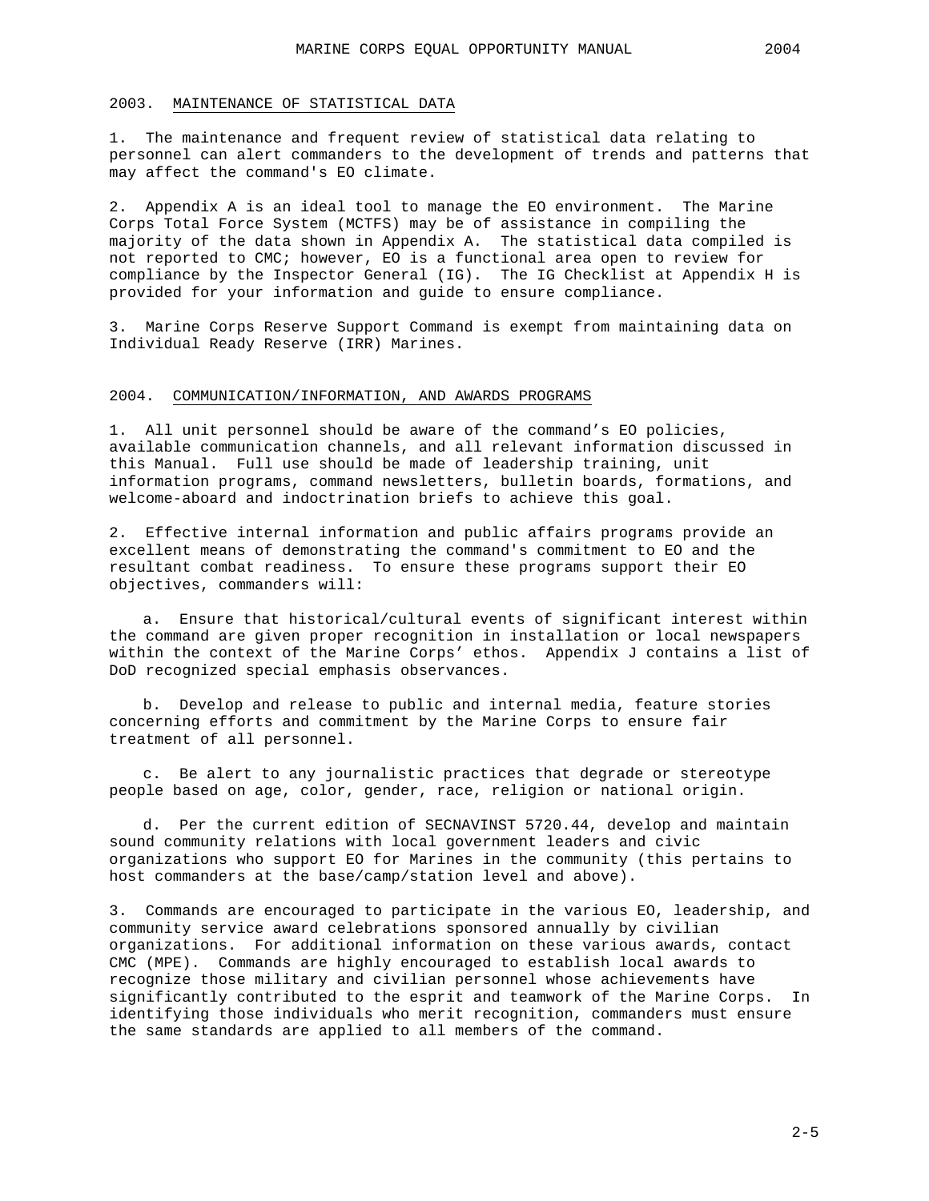## 2003. MAINTENANCE OF STATISTICAL DATA

1. The maintenance and frequent review of statistical data relating to personnel can alert commanders to the development of trends and patterns that may affect the command's EO climate.

2. Appendix A is an ideal tool to manage the EO environment. The Marine Corps Total Force System (MCTFS) may be of assistance in compiling the majority of the data shown in Appendix A. The statistical data compiled is not reported to CMC; however, EO is a functional area open to review for compliance by the Inspector General (IG). The IG Checklist at Appendix H is provided for your information and guide to ensure compliance.

3. Marine Corps Reserve Support Command is exempt from maintaining data on Individual Ready Reserve (IRR) Marines.

## 2004. COMMUNICATION/INFORMATION, AND AWARDS PROGRAMS

1. All unit personnel should be aware of the command's EO policies, available communication channels, and all relevant information discussed in this Manual. Full use should be made of leadership training, unit information programs, command newsletters, bulletin boards, formations, and welcome-aboard and indoctrination briefs to achieve this goal.

2. Effective internal information and public affairs programs provide an excellent means of demonstrating the command's commitment to EO and the resultant combat readiness. To ensure these programs support their EO objectives, commanders will:

   a. Ensure that historical/cultural events of significant interest within the command are given proper recognition in installation or local newspapers within the context of the Marine Corps' ethos. Appendix J contains a list of DoD recognized special emphasis observances.

   b. Develop and release to public and internal media, feature stories concerning efforts and commitment by the Marine Corps to ensure fair treatment of all personnel.

   c. Be alert to any journalistic practices that degrade or stereotype people based on age, color, gender, race, religion or national origin.

   d. Per the current edition of SECNAVINST 5720.44, develop and maintain sound community relations with local government leaders and civic organizations who support EO for Marines in the community (this pertains to host commanders at the base/camp/station level and above).

3. Commands are encouraged to participate in the various EO, leadership, and community service award celebrations sponsored annually by civilian organizations. For additional information on these various awards, contact CMC (MPE). Commands are highly encouraged to establish local awards to recognize those military and civilian personnel whose achievements have significantly contributed to the esprit and teamwork of the Marine Corps. In identifying those individuals who merit recognition, commanders must ensure the same standards are applied to all members of the command.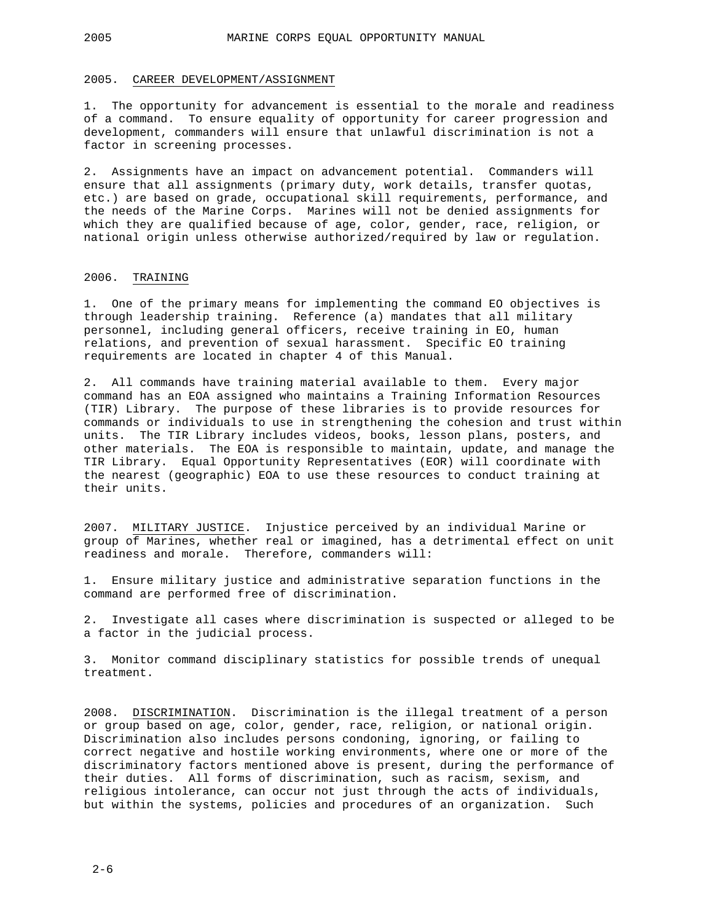## 2005. CAREER DEVELOPMENT/ASSIGNMENT

1. The opportunity for advancement is essential to the morale and readiness of a command. To ensure equality of opportunity for career progression and development, commanders will ensure that unlawful discrimination is not a factor in screening processes.

2. Assignments have an impact on advancement potential. Commanders will ensure that all assignments (primary duty, work details, transfer quotas, etc.) are based on grade, occupational skill requirements, performance, and the needs of the Marine Corps. Marines will not be denied assignments for which they are qualified because of age, color, gender, race, religion, or national origin unless otherwise authorized/required by law or regulation.

## 2006. TRAINING

1. One of the primary means for implementing the command EO objectives is through leadership training. Reference (a) mandates that all military personnel, including general officers, receive training in EO, human relations, and prevention of sexual harassment. Specific EO training requirements are located in chapter 4 of this Manual.

2. All commands have training material available to them. Every major command has an EOA assigned who maintains a Training Information Resources (TIR) Library. The purpose of these libraries is to provide resources for commands or individuals to use in strengthening the cohesion and trust within units. The TIR Library includes videos, books, lesson plans, posters, and other materials. The EOA is responsible to maintain, update, and manage the TIR Library. Equal Opportunity Representatives (EOR) will coordinate with the nearest (geographic) EOA to use these resources to conduct training at their units.

2007. MILITARY JUSTICE. Injustice perceived by an individual Marine or group of Marines, whether real or imagined, has a detrimental effect on unit readiness and morale. Therefore, commanders will:

1. Ensure military justice and administrative separation functions in the command are performed free of discrimination.

2. Investigate all cases where discrimination is suspected or alleged to be a factor in the judicial process.

3. Monitor command disciplinary statistics for possible trends of unequal treatment.

2008. DISCRIMINATION. Discrimination is the illegal treatment of a person or group based on age, color, gender, race, religion, or national origin. Discrimination also includes persons condoning, ignoring, or failing to correct negative and hostile working environments, where one or more of the discriminatory factors mentioned above is present, during the performance of their duties. All forms of discrimination, such as racism, sexism, and religious intolerance, can occur not just through the acts of individuals, but within the systems, policies and procedures of an organization. Such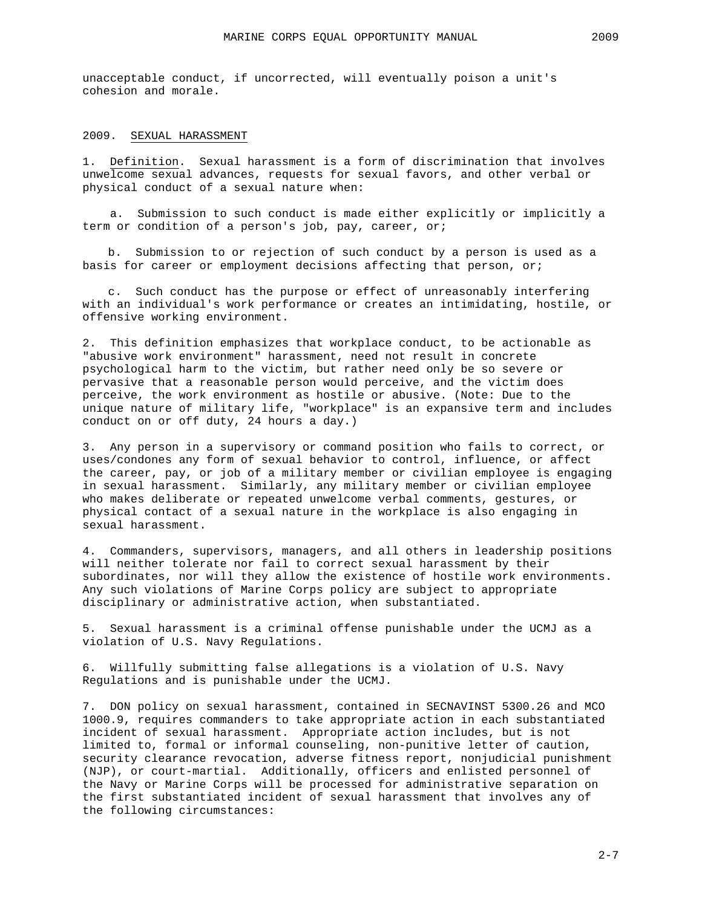unacceptable conduct, if uncorrected, will eventually poison a unit's cohesion and morale.

## 2009. SEXUAL HARASSMENT

1. Definition. Sexual harassment is a form of discrimination that involves unwelcome sexual advances, requests for sexual favors, and other verbal or physical conduct of a sexual nature when:

   a. Submission to such conduct is made either explicitly or implicitly a term or condition of a person's job, pay, career, or;

   b. Submission to or rejection of such conduct by a person is used as a basis for career or employment decisions affecting that person, or;

   c. Such conduct has the purpose or effect of unreasonably interfering with an individual's work performance or creates an intimidating, hostile, or offensive working environment.

2. This definition emphasizes that workplace conduct, to be actionable as "abusive work environment" harassment, need not result in concrete psychological harm to the victim, but rather need only be so severe or pervasive that a reasonable person would perceive, and the victim does perceive, the work environment as hostile or abusive. (Note: Due to the unique nature of military life, "workplace" is an expansive term and includes conduct on or off duty, 24 hours a day.)

3. Any person in a supervisory or command position who fails to correct, or uses/condones any form of sexual behavior to control, influence, or affect the career, pay, or job of a military member or civilian employee is engaging in sexual harassment. Similarly, any military member or civilian employee who makes deliberate or repeated unwelcome verbal comments, gestures, or physical contact of a sexual nature in the workplace is also engaging in sexual harassment.

4. Commanders, supervisors, managers, and all others in leadership positions will neither tolerate nor fail to correct sexual harassment by their subordinates, nor will they allow the existence of hostile work environments. Any such violations of Marine Corps policy are subject to appropriate disciplinary or administrative action, when substantiated.

5. Sexual harassment is a criminal offense punishable under the UCMJ as a violation of U.S. Navy Regulations.

6. Willfully submitting false allegations is a violation of U.S. Navy Regulations and is punishable under the UCMJ.

7. DON policy on sexual harassment, contained in SECNAVINST 5300.26 and MCO 1000.9, requires commanders to take appropriate action in each substantiated incident of sexual harassment. Appropriate action includes, but is not limited to, formal or informal counseling, non-punitive letter of caution, security clearance revocation, adverse fitness report, nonjudicial punishment (NJP), or court-martial. Additionally, officers and enlisted personnel of the Navy or Marine Corps will be processed for administrative separation on the first substantiated incident of sexual harassment that involves any of the following circumstances: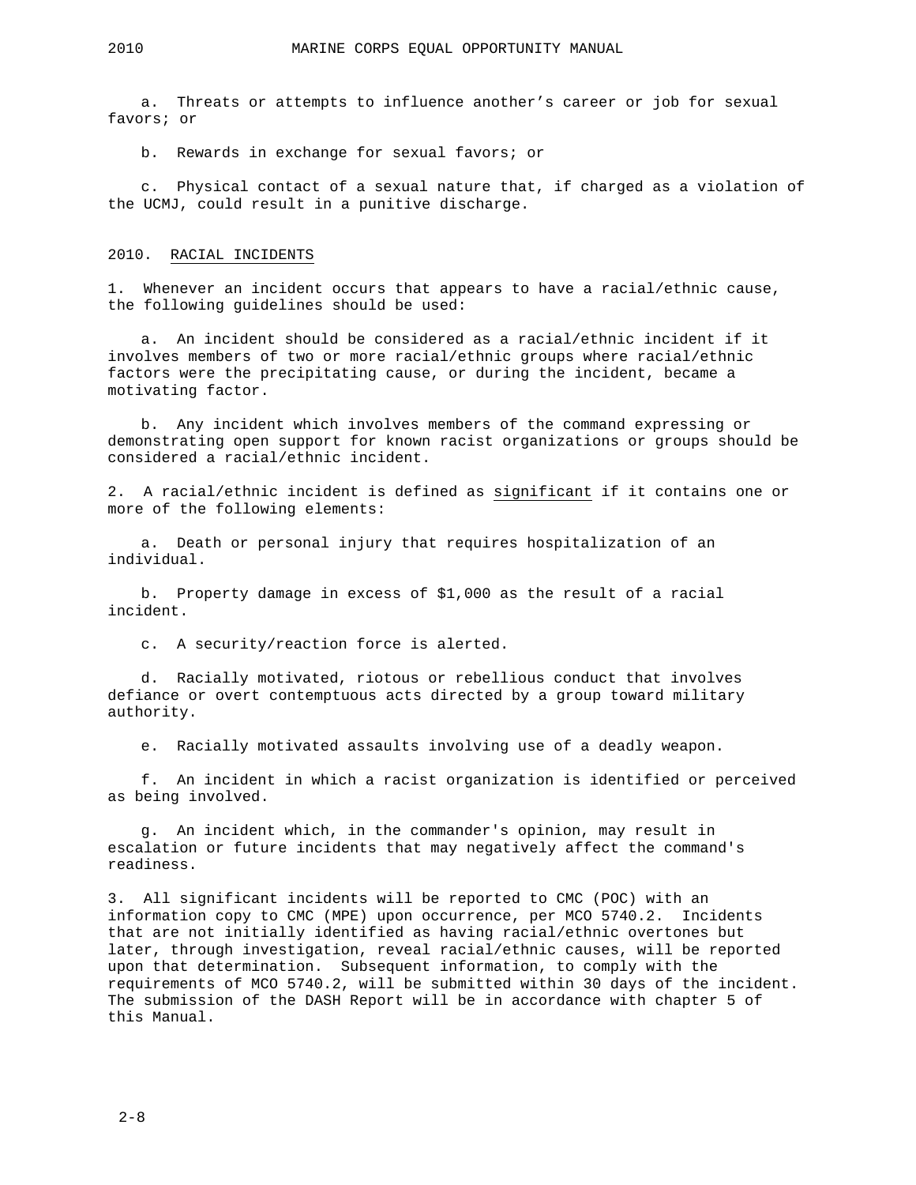a. Threats or attempts to influence another's career or job for sexual favors; or

b. Rewards in exchange for sexual favors; or

c. Physical contact of a sexual nature that, if charged as a violation of the UCMJ, could result in a punitive discharge.

## 2010. RACIAL INCIDENTS

1. Whenever an incident occurs that appears to have a racial/ethnic cause, the following guidelines should be used:

a. An incident should be considered as a racial/ethnic incident if it involves members of two or more racial/ethnic groups where racial/ethnic factors were the precipitating cause, or during the incident, became a motivating factor.

b. Any incident which involves members of the command expressing or demonstrating open support for known racist organizations or groups should be considered a racial/ethnic incident.

2. A racial/ethnic incident is defined as significant if it contains one or more of the following elements:

a. Death or personal injury that requires hospitalization of an individual.

b. Property damage in excess of $1,000 as the result of a racial incident.

c. A security/reaction force is alerted.

d. Racially motivated, riotous or rebellious conduct that involves defiance or overt contemptuous acts directed by a group toward military authority.

e. Racially motivated assaults involving use of a deadly weapon.

f. An incident in which a racist organization is identified or perceived as being involved.

g. An incident which, in the commander's opinion, may result in escalation or future incidents that may negatively affect the command's readiness.

3. All significant incidents will be reported to CMC (POC) with an information copy to CMC (MPE) upon occurrence, per MCO 5740.2. Incidents that are not initially identified as having racial/ethnic overtones but later, through investigation, reveal racial/ethnic causes, will be reported upon that determination. Subsequent information, to comply with the requirements of MCO 5740.2, will be submitted within 30 days of the incident. The submission of the DASH Report will be in accordance with chapter 5 of this Manual.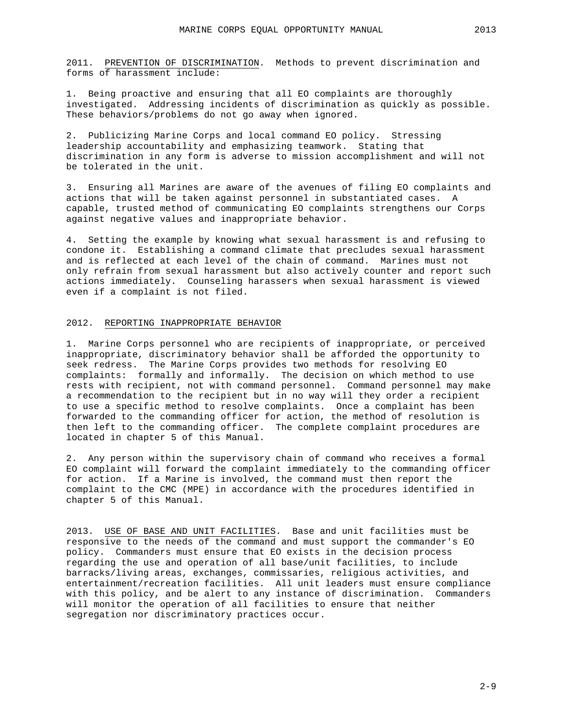2011. PREVENTION OF DISCRIMINATION. Methods to prevent discrimination and forms of harassment include:

1. Being proactive and ensuring that all EO complaints are thoroughly investigated. Addressing incidents of discrimination as quickly as possible. These behaviors/problems do not go away when ignored.

2. Publicizing Marine Corps and local command EO policy. Stressing leadership accountability and emphasizing teamwork. Stating that discrimination in any form is adverse to mission accomplishment and will not be tolerated in the unit.

3. Ensuring all Marines are aware of the avenues of filing EO complaints and actions that will be taken against personnel in substantiated cases. A capable, trusted method of communicating EO complaints strengthens our Corps against negative values and inappropriate behavior.

4. Setting the example by knowing what sexual harassment is and refusing to condone it. Establishing a command climate that precludes sexual harassment and is reflected at each level of the chain of command. Marines must not only refrain from sexual harassment but also actively counter and report such actions immediately. Counseling harassers when sexual harassment is viewed even if a complaint is not filed.

2012. REPORTING INAPPROPRIATE BEHAVIOR

1. Marine Corps personnel who are recipients of inappropriate, or perceived inappropriate, discriminatory behavior shall be afforded the opportunity to seek redress. The Marine Corps provides two methods for resolving EO complaints: formally and informally. The decision on which method to use rests with recipient, not with command personnel. Command personnel may make a recommendation to the recipient but in no way will they order a recipient to use a specific method to resolve complaints. Once a complaint has been forwarded to the commanding officer for action, the method of resolution is then left to the commanding officer. The complete complaint procedures are located in chapter 5 of this Manual.

2. Any person within the supervisory chain of command who receives a formal EO complaint will forward the complaint immediately to the commanding officer for action. If a Marine is involved, the command must then report the complaint to the CMC (MPE) in accordance with the procedures identified in chapter 5 of this Manual.

2013. USE OF BASE AND UNIT FACILITIES. Base and unit facilities must be responsive to the needs of the command and must support the commander's EO policy. Commanders must ensure that EO exists in the decision process regarding the use and operation of all base/unit facilities, to include barracks/living areas, exchanges, commissaries, religious activities, and entertainment/recreation facilities. All unit leaders must ensure compliance with this policy, and be alert to any instance of discrimination. Commanders will monitor the operation of all facilities to ensure that neither segregation nor discriminatory practices occur.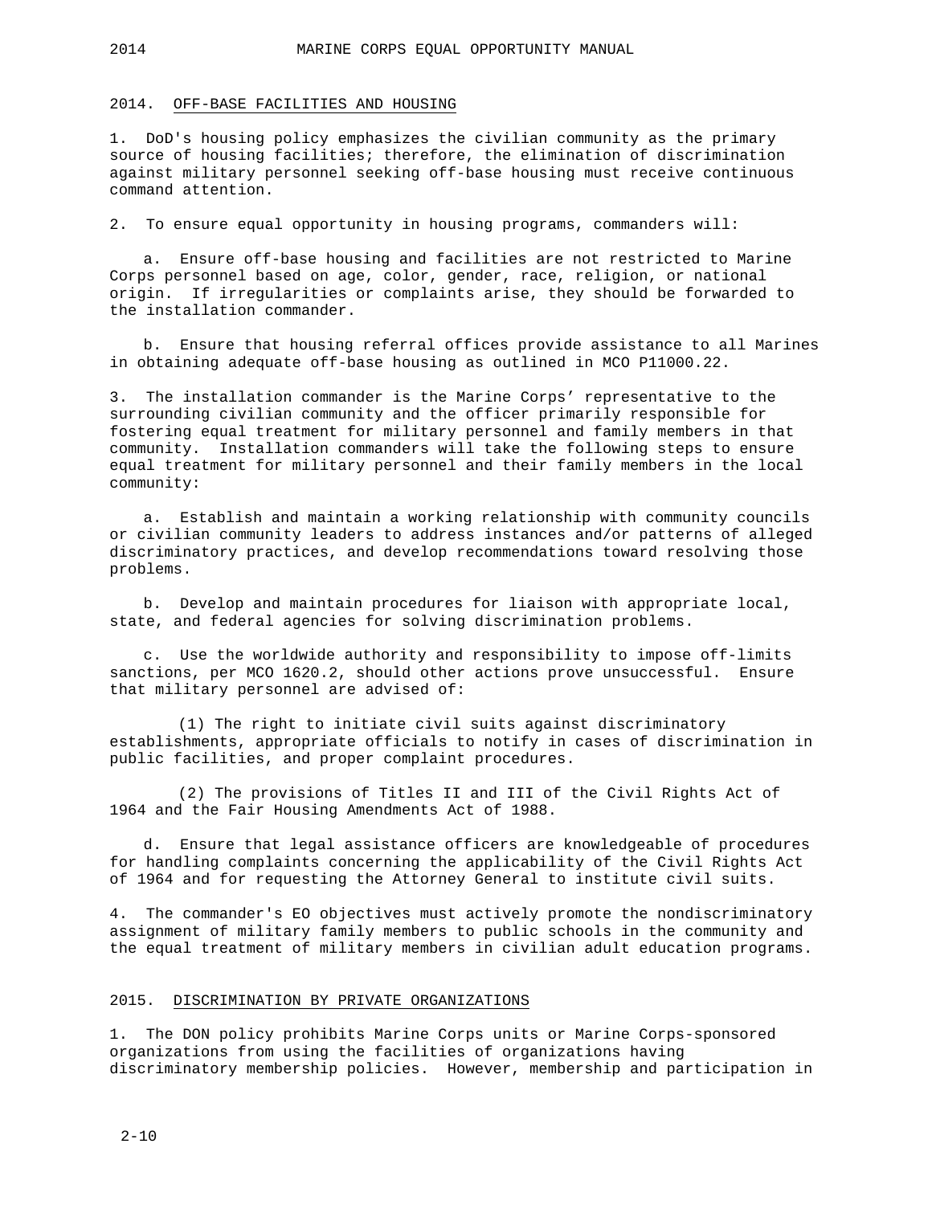## 2014. OFF-BASE FACILITIES AND HOUSING

1. DoD's housing policy emphasizes the civilian community as the primary source of housing facilities; therefore, the elimination of discrimination against military personnel seeking off-base housing must receive continuous command attention.

2. To ensure equal opportunity in housing programs, commanders will:

   a. Ensure off-base housing and facilities are not restricted to Marine Corps personnel based on age, color, gender, race, religion, or national origin. If irregularities or complaints arise, they should be forwarded to the installation commander.

   b. Ensure that housing referral offices provide assistance to all Marines in obtaining adequate off-base housing as outlined in MCO P11000.22.

3. The installation commander is the Marine Corps' representative to the surrounding civilian community and the officer primarily responsible for fostering equal treatment for military personnel and family members in that community. Installation commanders will take the following steps to ensure equal treatment for military personnel and their family members in the local community:

   a. Establish and maintain a working relationship with community councils or civilian community leaders to address instances and/or patterns of alleged discriminatory practices, and develop recommendations toward resolving those problems.

   b. Develop and maintain procedures for liaison with appropriate local, state, and federal agencies for solving discrimination problems.

   c. Use the worldwide authority and responsibility to impose off-limits sanctions, per MCO 1620.2, should other actions prove unsuccessful. Ensure that military personnel are advised of:

      (1) The right to initiate civil suits against discriminatory establishments, appropriate officials to notify in cases of discrimination in public facilities, and proper complaint procedures.

      (2) The provisions of Titles II and III of the Civil Rights Act of 1964 and the Fair Housing Amendments Act of 1988.

   d. Ensure that legal assistance officers are knowledgeable of procedures for handling complaints concerning the applicability of the Civil Rights Act of 1964 and for requesting the Attorney General to institute civil suits.

4. The commander's EO objectives must actively promote the nondiscriminatory assignment of military family members to public schools in the community and the equal treatment of military members in civilian adult education programs.

## 2015. DISCRIMINATION BY PRIVATE ORGANIZATIONS

1. The DON policy prohibits Marine Corps units or Marine Corps-sponsored organizations from using the facilities of organizations having discriminatory membership policies. However, membership and participation in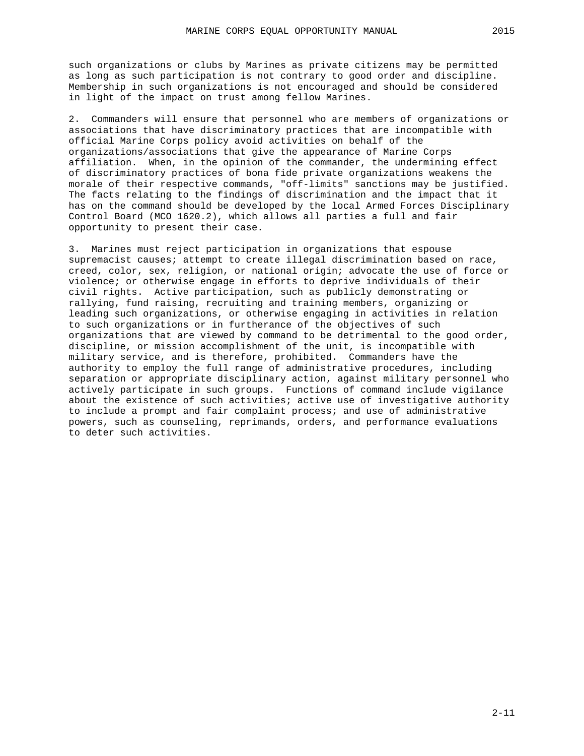such organizations or clubs by Marines as private citizens may be permitted as long as such participation is not contrary to good order and discipline. Membership in such organizations is not encouraged and should be considered in light of the impact on trust among fellow Marines.

2. Commanders will ensure that personnel who are members of organizations or associations that have discriminatory practices that are incompatible with official Marine Corps policy avoid activities on behalf of the organizations/associations that give the appearance of Marine Corps affiliation. When, in the opinion of the commander, the undermining effect of discriminatory practices of bona fide private organizations weakens the morale of their respective commands, "off-limits" sanctions may be justified. The facts relating to the findings of discrimination and the impact that it has on the command should be developed by the local Armed Forces Disciplinary Control Board (MCO 1620.2), which allows all parties a full and fair opportunity to present their case.

3. Marines must reject participation in organizations that espouse supremacist causes; attempt to create illegal discrimination based on race, creed, color, sex, religion, or national origin; advocate the use of force or violence; or otherwise engage in efforts to deprive individuals of their civil rights. Active participation, such as publicly demonstrating or rallying, fund raising, recruiting and training members, organizing or leading such organizations, or otherwise engaging in activities in relation to such organizations or in furtherance of the objectives of such organizations that are viewed by command to be detrimental to the good order, discipline, or mission accomplishment of the unit, is incompatible with military service, and is therefore, prohibited. Commanders have the authority to employ the full range of administrative procedures, including separation or appropriate disciplinary action, against military personnel who actively participate in such groups. Functions of command include vigilance about the existence of such activities; active use of investigative authority to include a prompt and fair complaint process; and use of administrative powers, such as counseling, reprimands, orders, and performance evaluations to deter such activities.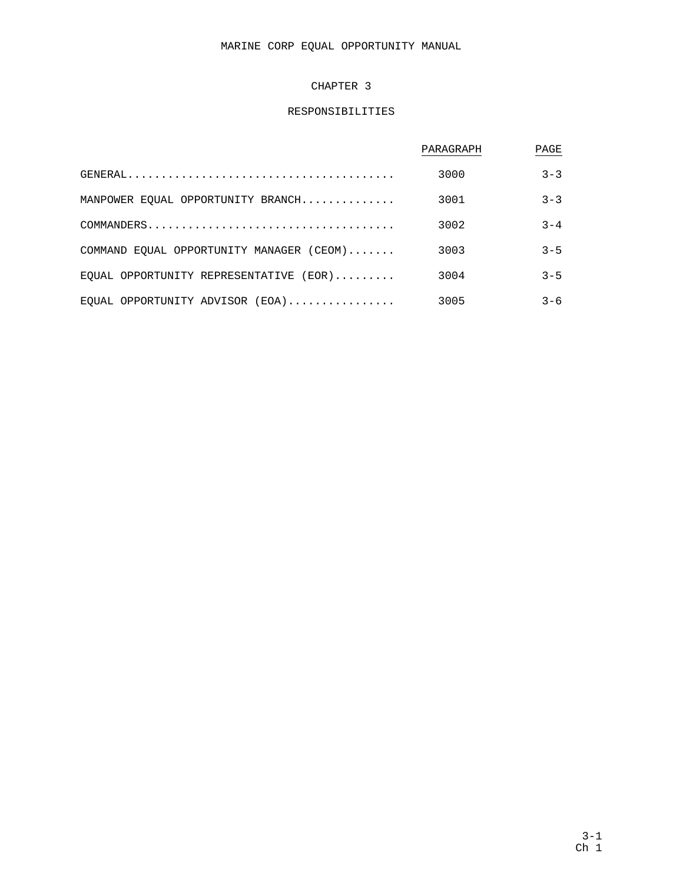MARINE CORP EQUAL OPPORTUNITY MANUAL

# CHAPTER 3

## RESPONSIBILITIES

| | PARAGRAPH | PAGE |
|---|---|---|
| GENERAL | 3000 | 3-3 |
| MANPOWER EQUAL OPPORTUNITY BRANCH | 3001 | 3-3 |
| COMMANDERS | 3002 | 3-4 |
| COMMAND EQUAL OPPORTUNITY MANAGER (CEOM) | 3003 | 3-5 |
| EQUAL OPPORTUNITY REPRESENTATIVE (EOR) | 3004 | 3-5 |
| EQUAL OPPORTUNITY ADVISOR (EOA) | 3005 | 3-6 |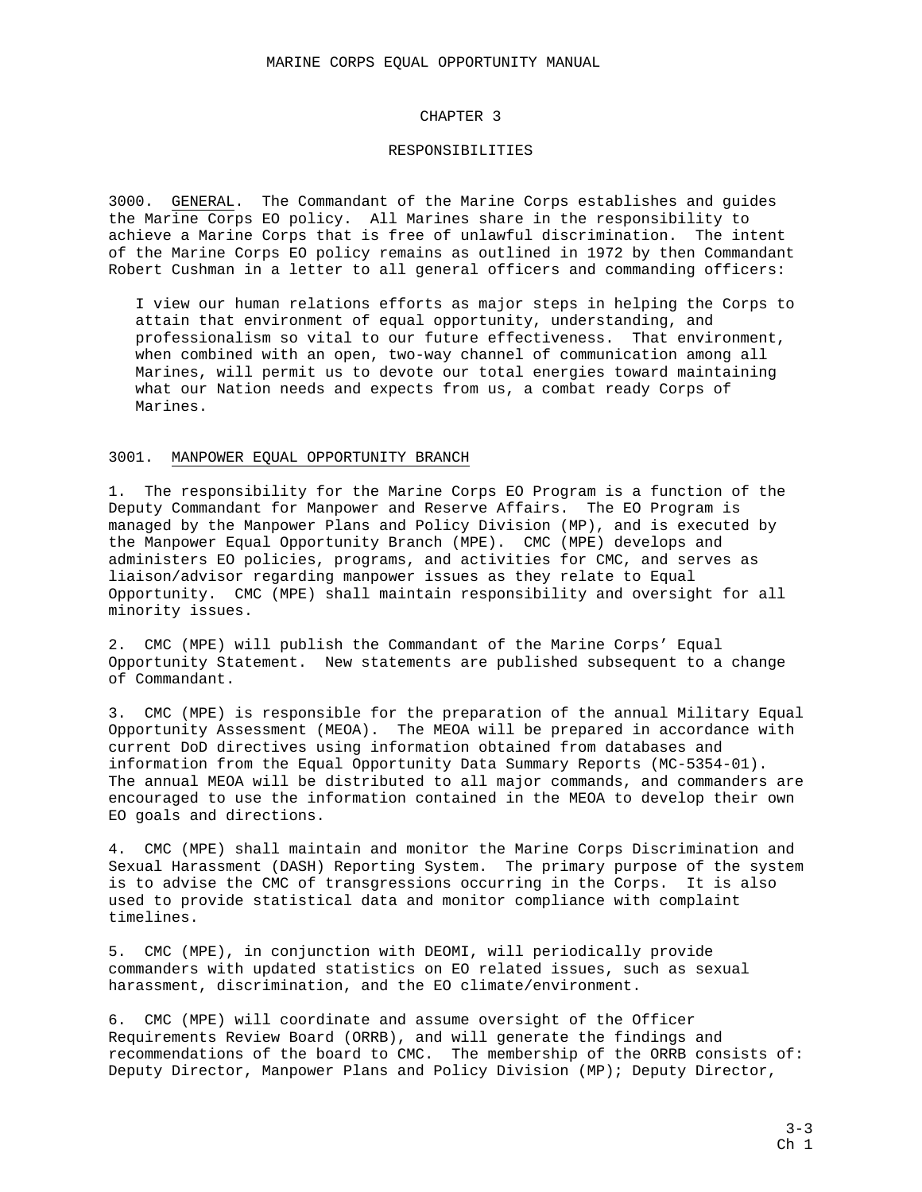# CHAPTER 3

## RESPONSIBILITIES

3000. GENERAL. The Commandant of the Marine Corps establishes and guides the Marine Corps EO policy. All Marines share in the responsibility to achieve a Marine Corps that is free of unlawful discrimination. The intent of the Marine Corps EO policy remains as outlined in 1972 by then Commandant Robert Cushman in a letter to all general officers and commanding officers:

> I view our human relations efforts as major steps in helping the Corps to attain that environment of equal opportunity, understanding, and professionalism so vital to our future effectiveness. That environment, when combined with an open, two-way channel of communication among all Marines, will permit us to devote our total energies toward maintaining what our Nation needs and expects from us, a combat ready Corps of Marines.

### 3001. MANPOWER EQUAL OPPORTUNITY BRANCH

1. The responsibility for the Marine Corps EO Program is a function of the Deputy Commandant for Manpower and Reserve Affairs. The EO Program is managed by the Manpower Plans and Policy Division (MP), and is executed by the Manpower Equal Opportunity Branch (MPE). CMC (MPE) develops and administers EO policies, programs, and activities for CMC, and serves as liaison/advisor regarding manpower issues as they relate to Equal Opportunity. CMC (MPE) shall maintain responsibility and oversight for all minority issues.

2. CMC (MPE) will publish the Commandant of the Marine Corps' Equal Opportunity Statement. New statements are published subsequent to a change of Commandant.

3. CMC (MPE) is responsible for the preparation of the annual Military Equal Opportunity Assessment (MEOA). The MEOA will be prepared in accordance with current DoD directives using information obtained from databases and information from the Equal Opportunity Data Summary Reports (MC-5354-01). The annual MEOA will be distributed to all major commands, and commanders are encouraged to use the information contained in the MEOA to develop their own EO goals and directions.

4. CMC (MPE) shall maintain and monitor the Marine Corps Discrimination and Sexual Harassment (DASH) Reporting System. The primary purpose of the system is to advise the CMC of transgressions occurring in the Corps. It is also used to provide statistical data and monitor compliance with complaint timelines.

5. CMC (MPE), in conjunction with DEOMI, will periodically provide commanders with updated statistics on EO related issues, such as sexual harassment, discrimination, and the EO climate/environment.

6. CMC (MPE) will coordinate and assume oversight of the Officer Requirements Review Board (ORRB), and will generate the findings and recommendations of the board to CMC. The membership of the ORRB consists of: Deputy Director, Manpower Plans and Policy Division (MP); Deputy Director,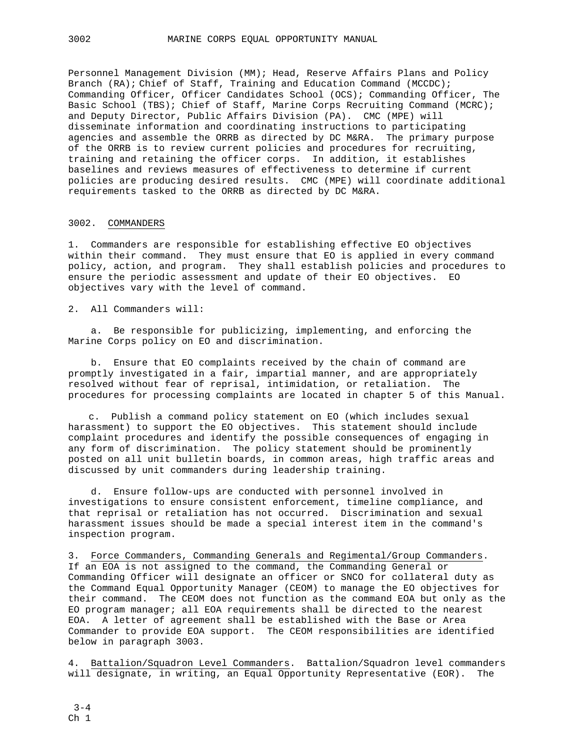Personnel Management Division (MM); Head, Reserve Affairs Plans and Policy Branch (RA); Chief of Staff, Training and Education Command (MCCDC); Commanding Officer, Officer Candidates School (OCS); Commanding Officer, The Basic School (TBS); Chief of Staff, Marine Corps Recruiting Command (MCRC); and Deputy Director, Public Affairs Division (PA). CMC (MPE) will disseminate information and coordinating instructions to participating agencies and assemble the ORRB as directed by DC M&RA. The primary purpose of the ORRB is to review current policies and procedures for recruiting, training and retaining the officer corps. In addition, it establishes baselines and reviews measures of effectiveness to determine if current policies are producing desired results. CMC (MPE) will coordinate additional requirements tasked to the ORRB as directed by DC M&RA.

## 3002. COMMANDERS

1. Commanders are responsible for establishing effective EO objectives within their command. They must ensure that EO is applied in every command policy, action, and program. They shall establish policies and procedures to ensure the periodic assessment and update of their EO objectives. EO objectives vary with the level of command.

2. All Commanders will:

   a. Be responsible for publicizing, implementing, and enforcing the Marine Corps policy on EO and discrimination.

   b. Ensure that EO complaints received by the chain of command are promptly investigated in a fair, impartial manner, and are appropriately resolved without fear of reprisal, intimidation, or retaliation. The procedures for processing complaints are located in chapter 5 of this Manual.

   c. Publish a command policy statement on EO (which includes sexual harassment) to support the EO objectives. This statement should include complaint procedures and identify the possible consequences of engaging in any form of discrimination. The policy statement should be prominently posted on all unit bulletin boards, in common areas, high traffic areas and discussed by unit commanders during leadership training.

   d. Ensure follow-ups are conducted with personnel involved in investigations to ensure consistent enforcement, timeline compliance, and that reprisal or retaliation has not occurred. Discrimination and sexual harassment issues should be made a special interest item in the command's inspection program.

3. Force Commanders, Commanding Generals and Regimental/Group Commanders. If an EOA is not assigned to the command, the Commanding General or Commanding Officer will designate an officer or SNCO for collateral duty as the Command Equal Opportunity Manager (CEOM) to manage the EO objectives for their command. The CEOM does not function as the command EOA but only as the EO program manager; all EOA requirements shall be directed to the nearest EOA. A letter of agreement shall be established with the Base or Area Commander to provide EOA support. The CEOM responsibilities are identified below in paragraph 3003.

4. Battalion/Squadron Level Commanders. Battalion/Squadron level commanders will designate, in writing, an Equal Opportunity Representative (EOR). The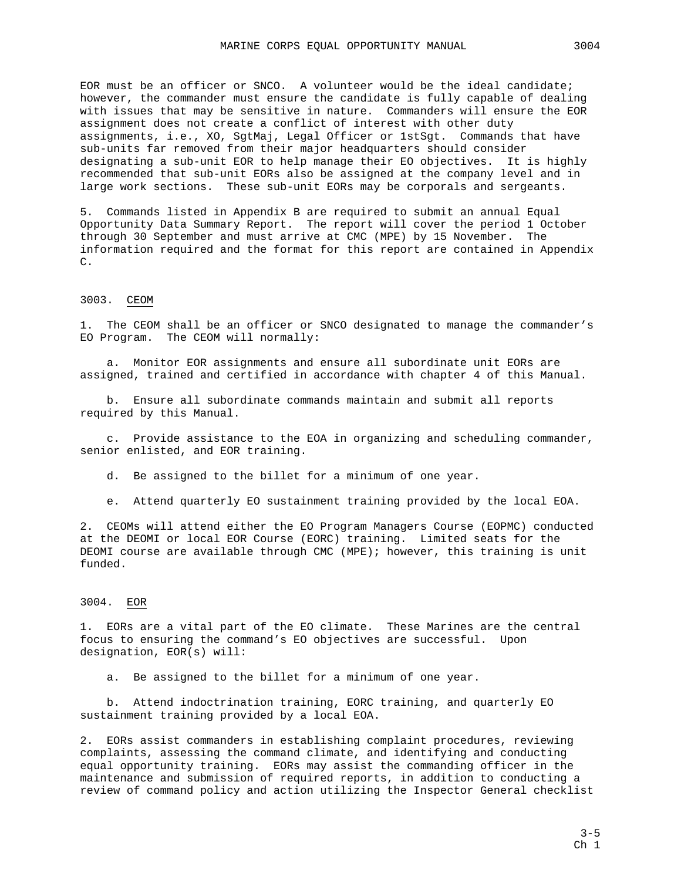EOR must be an officer or SNCO. A volunteer would be the ideal candidate; however, the commander must ensure the candidate is fully capable of dealing with issues that may be sensitive in nature. Commanders will ensure the EOR assignment does not create a conflict of interest with other duty assignments, i.e., XO, SgtMaj, Legal Officer or 1stSgt. Commands that have sub-units far removed from their major headquarters should consider designating a sub-unit EOR to help manage their EO objectives. It is highly recommended that sub-unit EORs also be assigned at the company level and in large work sections. These sub-unit EORs may be corporals and sergeants.

5. Commands listed in Appendix B are required to submit an annual Equal Opportunity Data Summary Report. The report will cover the period 1 October through 30 September and must arrive at CMC (MPE) by 15 November. The information required and the format for this report are contained in Appendix C.

### 3003. CEOM

1. The CEOM shall be an officer or SNCO designated to manage the commander's EO Program. The CEOM will normally:

   a. Monitor EOR assignments and ensure all subordinate unit EORs are assigned, trained and certified in accordance with chapter 4 of this Manual.

   b. Ensure all subordinate commands maintain and submit all reports required by this Manual.

   c. Provide assistance to the EOA in organizing and scheduling commander, senior enlisted, and EOR training.

   d. Be assigned to the billet for a minimum of one year.

   e. Attend quarterly EO sustainment training provided by the local EOA.

2. CEOMs will attend either the EO Program Managers Course (EOPMC) conducted at the DEOMI or local EOR Course (EORC) training. Limited seats for the DEOMI course are available through CMC (MPE); however, this training is unit funded.

### 3004. EOR

1. EORs are a vital part of the EO climate. These Marines are the central focus to ensuring the command's EO objectives are successful. Upon designation, EOR(s) will:

   a. Be assigned to the billet for a minimum of one year.

   b. Attend indoctrination training, EORC training, and quarterly EO sustainment training provided by a local EOA.

2. EORs assist commanders in establishing complaint procedures, reviewing complaints, assessing the command climate, and identifying and conducting equal opportunity training. EORs may assist the commanding officer in the maintenance and submission of required reports, in addition to conducting a review of command policy and action utilizing the Inspector General checklist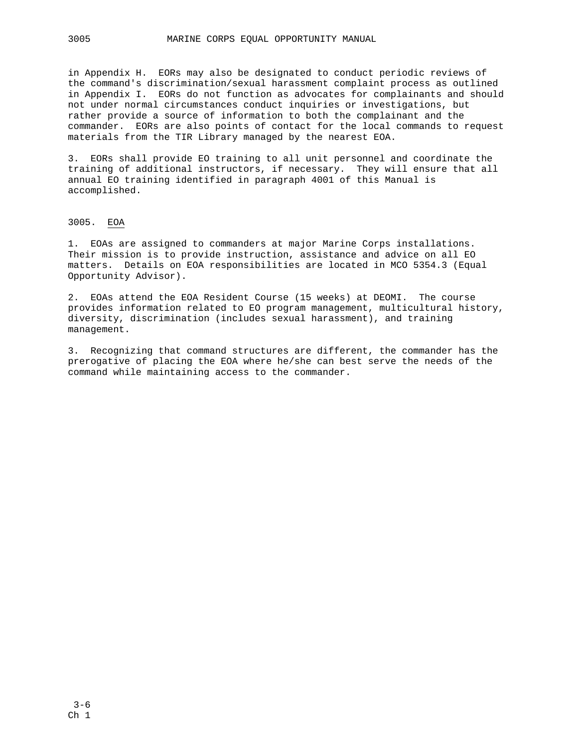in Appendix H. EORs may also be designated to conduct periodic reviews of the command's discrimination/sexual harassment complaint process as outlined in Appendix I. EORs do not function as advocates for complainants and should not under normal circumstances conduct inquiries or investigations, but rather provide a source of information to both the complainant and the commander. EORs are also points of contact for the local commands to request materials from the TIR Library managed by the nearest EOA.

3. EORs shall provide EO training to all unit personnel and coordinate the training of additional instructors, if necessary. They will ensure that all annual EO training identified in paragraph 4001 of this Manual is accomplished.

## 3005. EOA

1. EOAs are assigned to commanders at major Marine Corps installations. Their mission is to provide instruction, assistance and advice on all EO matters. Details on EOA responsibilities are located in MCO 5354.3 (Equal Opportunity Advisor).

2. EOAs attend the EOA Resident Course (15 weeks) at DEOMI. The course provides information related to EO program management, multicultural history, diversity, discrimination (includes sexual harassment), and training management.

3. Recognizing that command structures are different, the commander has the prerogative of placing the EOA where he/she can best serve the needs of the command while maintaining access to the commander.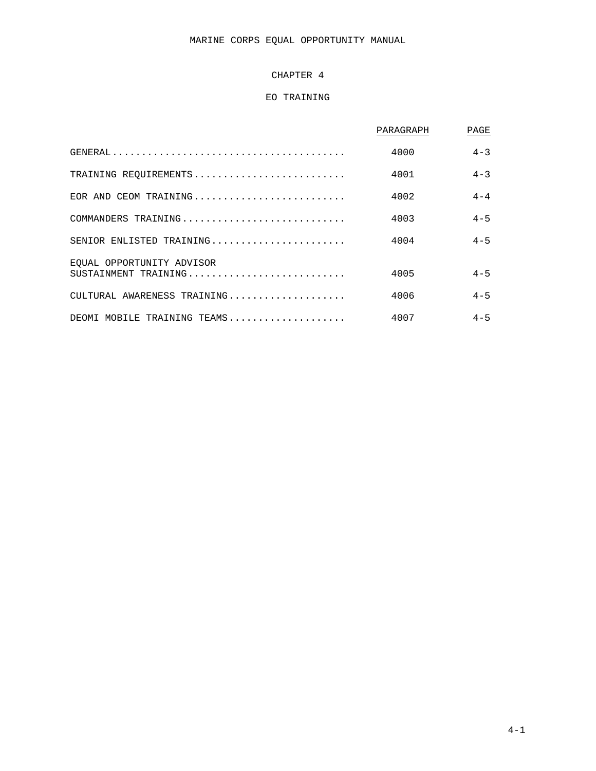# CHAPTER 4

## EO TRAINING

| | PARAGRAPH | PAGE |
|---|---|---|
| GENERAL | 4000 | 4-3 |
| TRAINING REQUIREMENTS | 4001 | 4-3 |
| EOR AND CEOM TRAINING | 4002 | 4-4 |
| COMMANDERS TRAINING | 4003 | 4-5 |
| SENIOR ENLISTED TRAINING | 4004 | 4-5 |
| EQUAL OPPORTUNITY ADVISOR SUSTAINMENT TRAINING | 4005 | 4-5 |
| CULTURAL AWARENESS TRAINING | 4006 | 4-5 |
| DEOMI MOBILE TRAINING TEAMS | 4007 | 4-5 |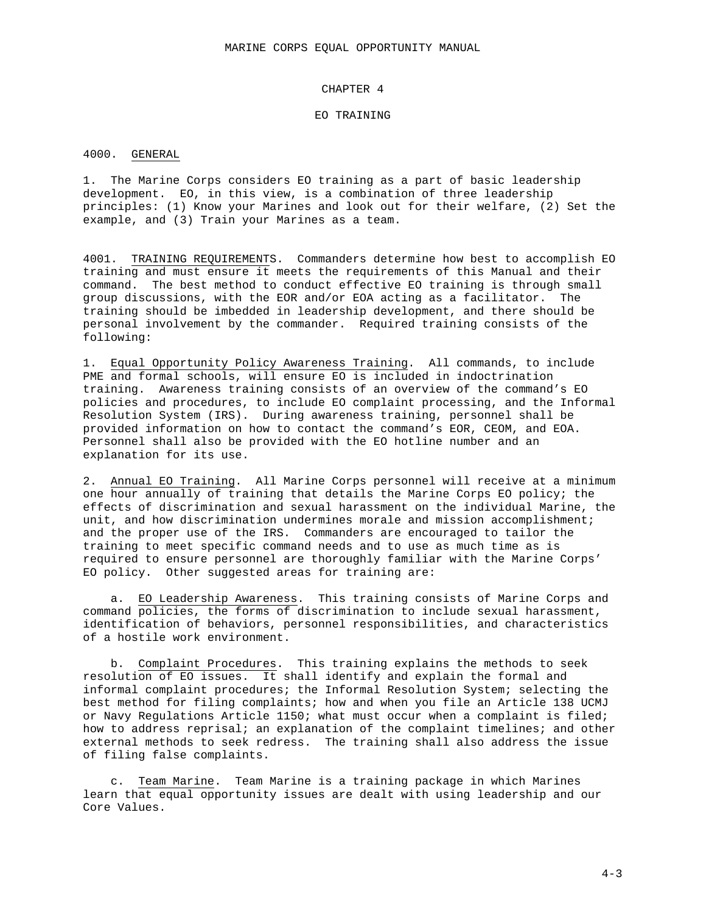# CHAPTER 4

# EO TRAINING

## 4000. GENERAL

1. The Marine Corps considers EO training as a part of basic leadership development. EO, in this view, is a combination of three leadership principles: (1) Know your Marines and look out for their welfare, (2) Set the example, and (3) Train your Marines as a team.

## 4001. TRAINING REQUIREMENTS

Commanders determine how best to accomplish EO training and must ensure it meets the requirements of this Manual and their command. The best method to conduct effective EO training is through small group discussions, with the EOR and/or EOA acting as a facilitator. The training should be imbedded in leadership development, and there should be personal involvement by the commander. Required training consists of the following:

1. Equal Opportunity Policy Awareness Training. All commands, to include PME and formal schools, will ensure EO is included in indoctrination training. Awareness training consists of an overview of the command's EO policies and procedures, to include EO complaint processing, and the Informal Resolution System (IRS). During awareness training, personnel shall be provided information on how to contact the command's EOR, CEOM, and EOA. Personnel shall also be provided with the EO hotline number and an explanation for its use.

2. Annual EO Training. All Marine Corps personnel will receive at a minimum one hour annually of training that details the Marine Corps EO policy; the effects of discrimination and sexual harassment on the individual Marine, the unit, and how discrimination undermines morale and mission accomplishment; and the proper use of the IRS. Commanders are encouraged to tailor the training to meet specific command needs and to use as much time as is required to ensure personnel are thoroughly familiar with the Marine Corps' EO policy. Other suggested areas for training are:

    a. EO Leadership Awareness. This training consists of Marine Corps and command policies, the forms of discrimination to include sexual harassment, identification of behaviors, personnel responsibilities, and characteristics of a hostile work environment.

    b. Complaint Procedures. This training explains the methods to seek resolution of EO issues. It shall identify and explain the formal and informal complaint procedures; the Informal Resolution System; selecting the best method for filing complaints; how and when you file an Article 138 UCMJ or Navy Regulations Article 1150; what must occur when a complaint is filed; how to address reprisal; an explanation of the complaint timelines; and other external methods to seek redress. The training shall also address the issue of filing false complaints.

    c. Team Marine. Team Marine is a training package in which Marines learn that equal opportunity issues are dealt with using leadership and our Core Values.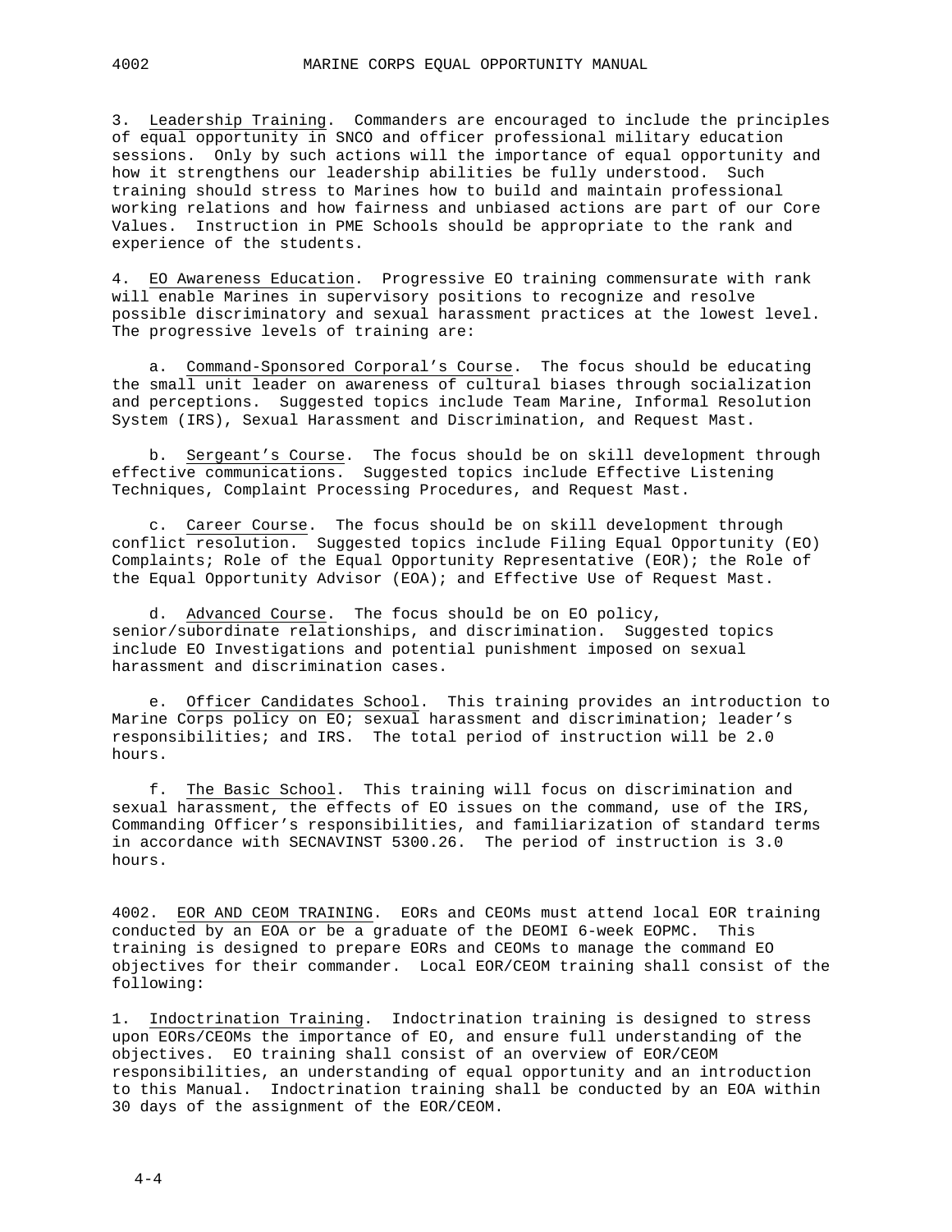3. Leadership Training. Commanders are encouraged to include the principles of equal opportunity in SNCO and officer professional military education sessions. Only by such actions will the importance of equal opportunity and how it strengthens our leadership abilities be fully understood. Such training should stress to Marines how to build and maintain professional working relations and how fairness and unbiased actions are part of our Core Values. Instruction in PME Schools should be appropriate to the rank and experience of the students.

4. EO Awareness Education. Progressive EO training commensurate with rank will enable Marines in supervisory positions to recognize and resolve possible discriminatory and sexual harassment practices at the lowest level. The progressive levels of training are:

a. Command-Sponsored Corporal's Course. The focus should be educating the small unit leader on awareness of cultural biases through socialization and perceptions. Suggested topics include Team Marine, Informal Resolution System (IRS), Sexual Harassment and Discrimination, and Request Mast.

b. Sergeant's Course. The focus should be on skill development through effective communications. Suggested topics include Effective Listening Techniques, Complaint Processing Procedures, and Request Mast.

c. Career Course. The focus should be on skill development through conflict resolution. Suggested topics include Filing Equal Opportunity (EO) Complaints; Role of the Equal Opportunity Representative (EOR); the Role of the Equal Opportunity Advisor (EOA); and Effective Use of Request Mast.

d. Advanced Course. The focus should be on EO policy, senior/subordinate relationships, and discrimination. Suggested topics include EO Investigations and potential punishment imposed on sexual harassment and discrimination cases.

e. Officer Candidates School. This training provides an introduction to Marine Corps policy on EO; sexual harassment and discrimination; leader's responsibilities; and IRS. The total period of instruction will be 2.0 hours.

f. The Basic School. This training will focus on discrimination and sexual harassment, the effects of EO issues on the command, use of the IRS, Commanding Officer's responsibilities, and familiarization of standard terms in accordance with SECNAVINST 5300.26. The period of instruction is 3.0 hours.

4002. EOR AND CEOM TRAINING. EORs and CEOMs must attend local EOR training conducted by an EOA or be a graduate of the DEOMI 6-week EOPMC. This training is designed to prepare EORs and CEOMs to manage the command EO objectives for their commander. Local EOR/CEOM training shall consist of the following:

1. Indoctrination Training. Indoctrination training is designed to stress upon EORs/CEOMs the importance of EO, and ensure full understanding of the objectives. EO training shall consist of an overview of EOR/CEOM responsibilities, an understanding of equal opportunity and an introduction to this Manual. Indoctrination training shall be conducted by an EOA within 30 days of the assignment of the EOR/CEOM.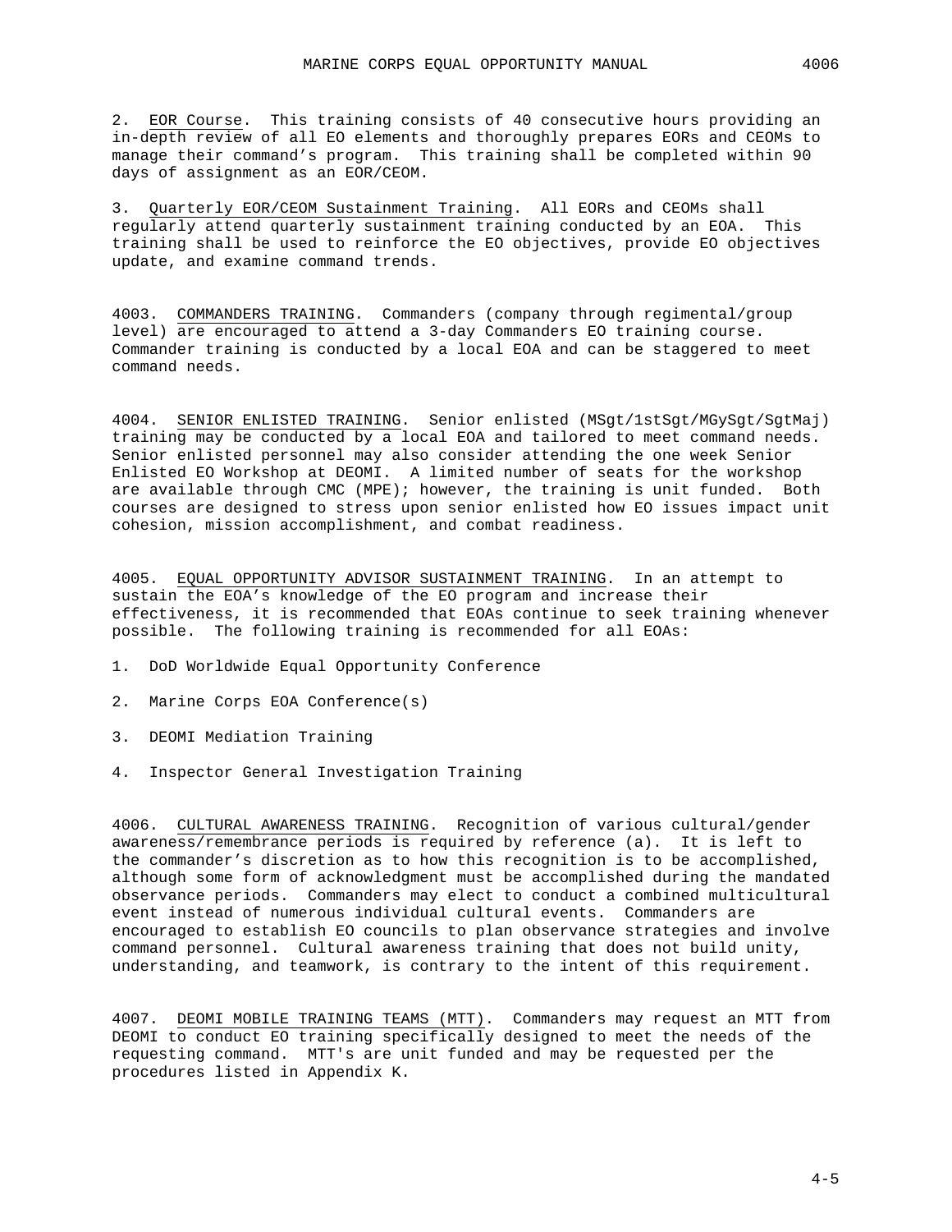2. EOR Course. This training consists of 40 consecutive hours providing an in-depth review of all EO elements and thoroughly prepares EORs and CEOMs to manage their command's program. This training shall be completed within 90 days of assignment as an EOR/CEOM.

3. Quarterly EOR/CEOM Sustainment Training. All EORs and CEOMs shall regularly attend quarterly sustainment training conducted by an EOA. This training shall be used to reinforce the EO objectives, provide EO objectives update, and examine command trends.

4003. COMMANDERS TRAINING. Commanders (company through regimental/group level) are encouraged to attend a 3-day Commanders EO training course. Commander training is conducted by a local EOA and can be staggered to meet command needs.

4004. SENIOR ENLISTED TRAINING. Senior enlisted (MSgt/1stSgt/MGySgt/SgtMaj) training may be conducted by a local EOA and tailored to meet command needs. Senior enlisted personnel may also consider attending the one week Senior Enlisted EO Workshop at DEOMI. A limited number of seats for the workshop are available through CMC (MPE); however, the training is unit funded. Both courses are designed to stress upon senior enlisted how EO issues impact unit cohesion, mission accomplishment, and combat readiness.

4005. EQUAL OPPORTUNITY ADVISOR SUSTAINMENT TRAINING. In an attempt to sustain the EOA's knowledge of the EO program and increase their effectiveness, it is recommended that EOAs continue to seek training whenever possible. The following training is recommended for all EOAs:

1. DoD Worldwide Equal Opportunity Conference

2. Marine Corps EOA Conference(s)

3. DEOMI Mediation Training

4. Inspector General Investigation Training

4006. CULTURAL AWARENESS TRAINING. Recognition of various cultural/gender awareness/remembrance periods is required by reference (a). It is left to the commander's discretion as to how this recognition is to be accomplished, although some form of acknowledgment must be accomplished during the mandated observance periods. Commanders may elect to conduct a combined multicultural event instead of numerous individual cultural events. Commanders are encouraged to establish EO councils to plan observance strategies and involve command personnel. Cultural awareness training that does not build unity, understanding, and teamwork, is contrary to the intent of this requirement.

4007. DEOMI MOBILE TRAINING TEAMS (MTT). Commanders may request an MTT from DEOMI to conduct EO training specifically designed to meet the needs of the requesting command. MTT's are unit funded and may be requested per the procedures listed in Appendix K.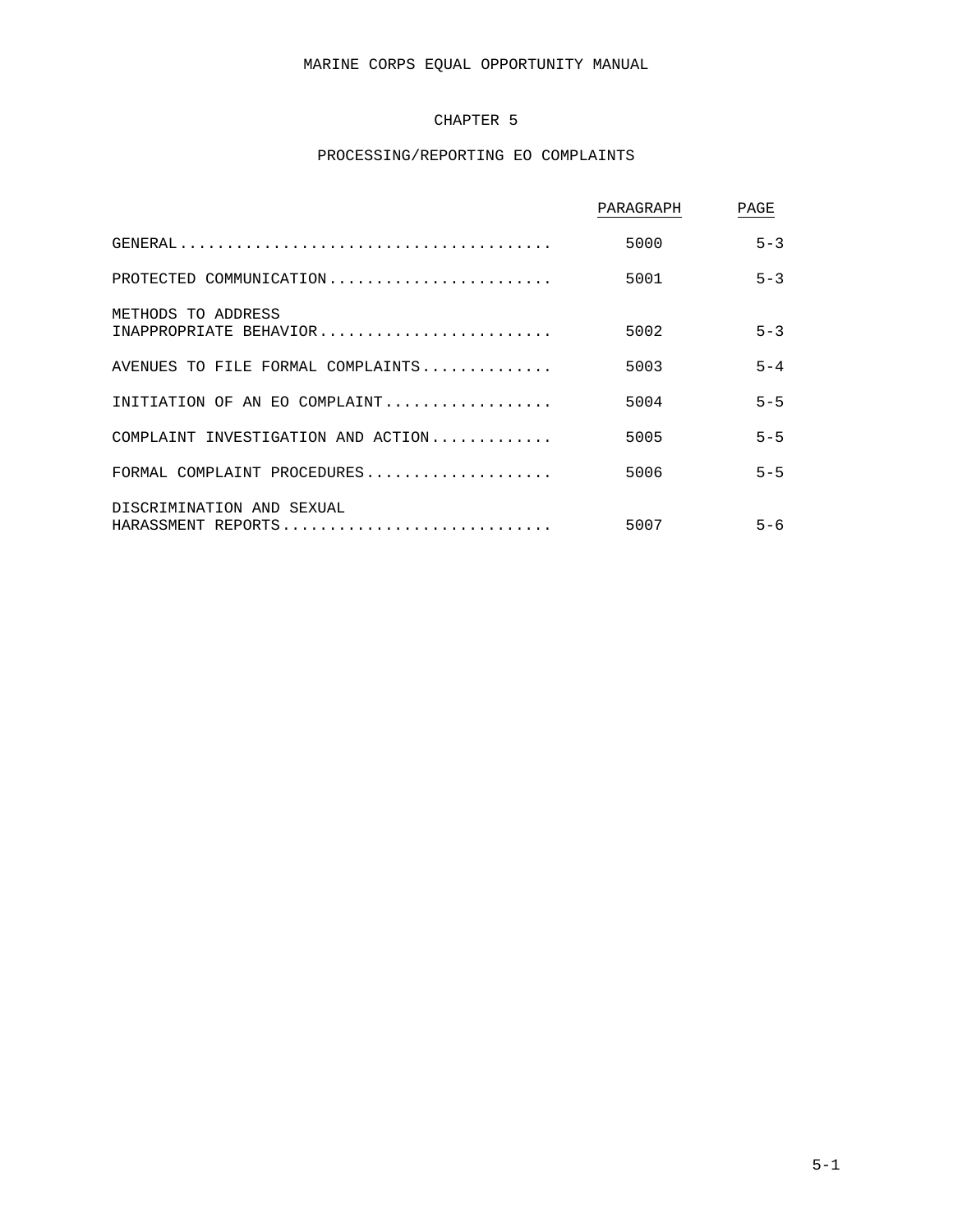# CHAPTER 5

## PROCESSING/REPORTING EO COMPLAINTS

| | PARAGRAPH | PAGE |
|---|---|---|
| GENERAL | 5000 | 5-3 |
| PROTECTED COMMUNICATION | 5001 | 5-3 |
| METHODS TO ADDRESS INAPPROPRIATE BEHAVIOR | 5002 | 5-3 |
| AVENUES TO FILE FORMAL COMPLAINTS | 5003 | 5-4 |
| INITIATION OF AN EO COMPLAINT | 5004 | 5-5 |
| COMPLAINT INVESTIGATION AND ACTION | 5005 | 5-5 |
| FORMAL COMPLAINT PROCEDURES | 5006 | 5-5 |
| DISCRIMINATION AND SEXUAL HARASSMENT REPORTS | 5007 | 5-6 |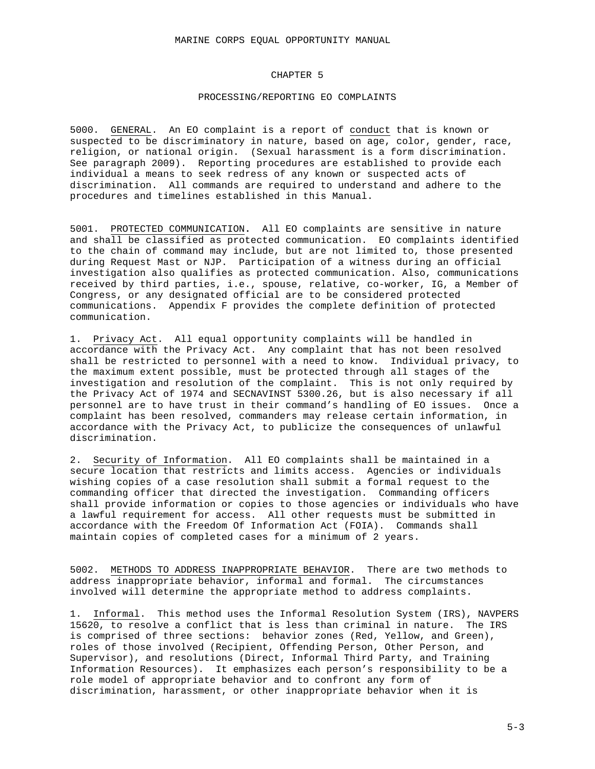# CHAPTER 5

## PROCESSING/REPORTING EO COMPLAINTS

5000. GENERAL. An EO complaint is a report of conduct that is known or suspected to be discriminatory in nature, based on age, color, gender, race, religion, or national origin. (Sexual harassment is a form discrimination. See paragraph 2009). Reporting procedures are established to provide each individual a means to seek redress of any known or suspected acts of discrimination. All commands are required to understand and adhere to the procedures and timelines established in this Manual.

5001. PROTECTED COMMUNICATION. All EO complaints are sensitive in nature and shall be classified as protected communication. EO complaints identified to the chain of command may include, but are not limited to, those presented during Request Mast or NJP. Participation of a witness during an official investigation also qualifies as protected communication. Also, communications received by third parties, i.e., spouse, relative, co-worker, IG, a Member of Congress, or any designated official are to be considered protected communications. Appendix F provides the complete definition of protected communication.

1. Privacy Act. All equal opportunity complaints will be handled in accordance with the Privacy Act. Any complaint that has not been resolved shall be restricted to personnel with a need to know. Individual privacy, to the maximum extent possible, must be protected through all stages of the investigation and resolution of the complaint. This is not only required by the Privacy Act of 1974 and SECNAVINST 5300.26, but is also necessary if all personnel are to have trust in their command's handling of EO issues. Once a complaint has been resolved, commanders may release certain information, in accordance with the Privacy Act, to publicize the consequences of unlawful discrimination.

2. Security of Information. All EO complaints shall be maintained in a secure location that restricts and limits access. Agencies or individuals wishing copies of a case resolution shall submit a formal request to the commanding officer that directed the investigation. Commanding officers shall provide information or copies to those agencies or individuals who have a lawful requirement for access. All other requests must be submitted in accordance with the Freedom Of Information Act (FOIA). Commands shall maintain copies of completed cases for a minimum of 2 years.

5002. METHODS TO ADDRESS INAPPROPRIATE BEHAVIOR. There are two methods to address inappropriate behavior, informal and formal. The circumstances involved will determine the appropriate method to address complaints.

1. Informal. This method uses the Informal Resolution System (IRS), NAVPERS 15620, to resolve a conflict that is less than criminal in nature. The IRS is comprised of three sections: behavior zones (Red, Yellow, and Green), roles of those involved (Recipient, Offending Person, Other Person, and Supervisor), and resolutions (Direct, Informal Third Party, and Training Information Resources). It emphasizes each person's responsibility to be a role model of appropriate behavior and to confront any form of discrimination, harassment, or other inappropriate behavior when it is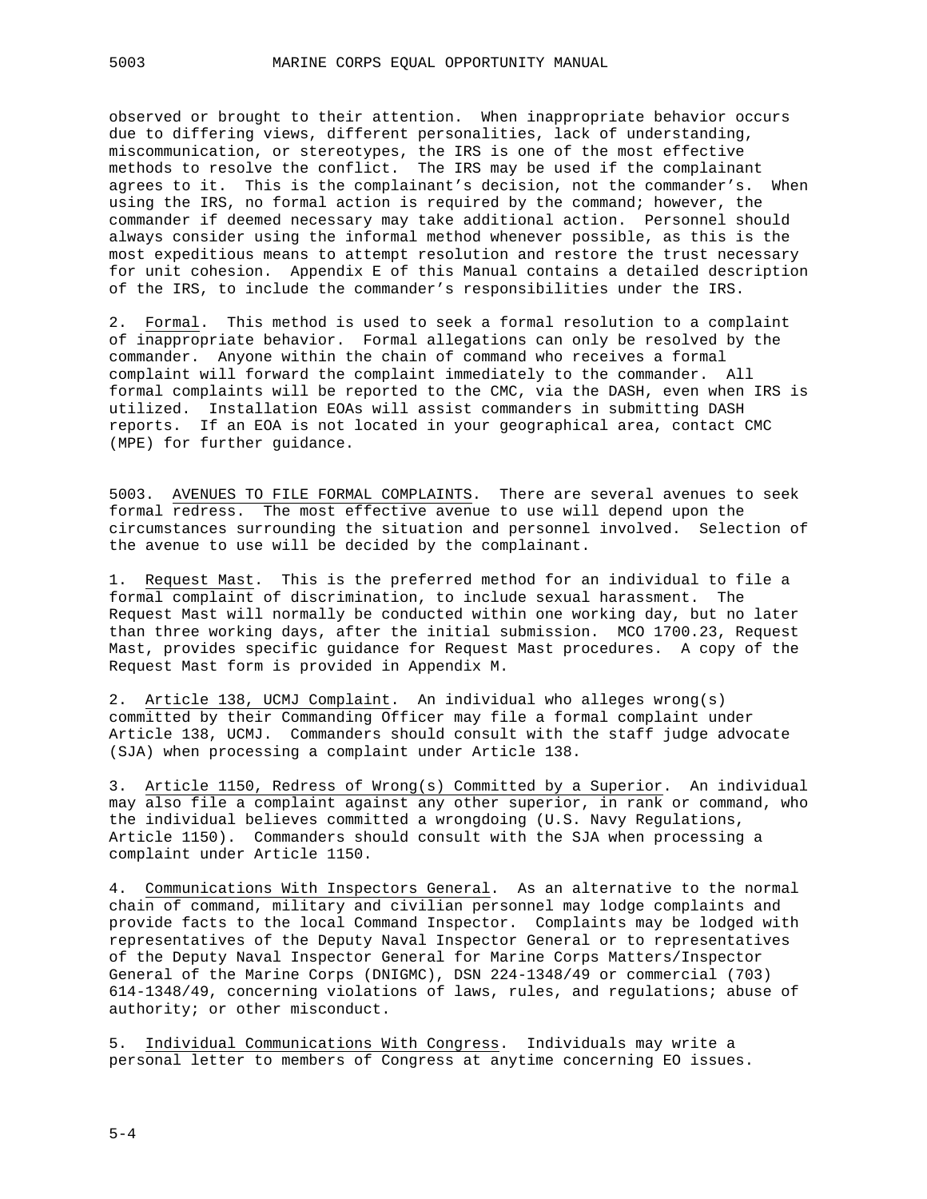observed or brought to their attention. When inappropriate behavior occurs due to differing views, different personalities, lack of understanding, miscommunication, or stereotypes, the IRS is one of the most effective methods to resolve the conflict. The IRS may be used if the complainant agrees to it. This is the complainant's decision, not the commander's. When using the IRS, no formal action is required by the command; however, the commander if deemed necessary may take additional action. Personnel should always consider using the informal method whenever possible, as this is the most expeditious means to attempt resolution and restore the trust necessary for unit cohesion. Appendix E of this Manual contains a detailed description of the IRS, to include the commander's responsibilities under the IRS.

2. Formal. This method is used to seek a formal resolution to a complaint of inappropriate behavior. Formal allegations can only be resolved by the commander. Anyone within the chain of command who receives a formal complaint will forward the complaint immediately to the commander. All formal complaints will be reported to the CMC, via the DASH, even when IRS is utilized. Installation EOAs will assist commanders in submitting DASH reports. If an EOA is not located in your geographical area, contact CMC (MPE) for further guidance.

5003. AVENUES TO FILE FORMAL COMPLAINTS. There are several avenues to seek formal redress. The most effective avenue to use will depend upon the circumstances surrounding the situation and personnel involved. Selection of the avenue to use will be decided by the complainant.

1. Request Mast. This is the preferred method for an individual to file a formal complaint of discrimination, to include sexual harassment. The Request Mast will normally be conducted within one working day, but no later than three working days, after the initial submission. MCO 1700.23, Request Mast, provides specific guidance for Request Mast procedures. A copy of the Request Mast form is provided in Appendix M.

2. Article 138, UCMJ Complaint. An individual who alleges wrong(s) committed by their Commanding Officer may file a formal complaint under Article 138, UCMJ. Commanders should consult with the staff judge advocate (SJA) when processing a complaint under Article 138.

3. Article 1150, Redress of Wrong(s) Committed by a Superior. An individual may also file a complaint against any other superior, in rank or command, who the individual believes committed a wrongdoing (U.S. Navy Regulations, Article 1150). Commanders should consult with the SJA when processing a complaint under Article 1150.

4. Communications With Inspectors General. As an alternative to the normal chain of command, military and civilian personnel may lodge complaints and provide facts to the local Command Inspector. Complaints may be lodged with representatives of the Deputy Naval Inspector General or to representatives of the Deputy Naval Inspector General for Marine Corps Matters/Inspector General of the Marine Corps (DNIGMC), DSN 224-1348/49 or commercial (703) 614-1348/49, concerning violations of laws, rules, and regulations; abuse of authority; or other misconduct.

5. Individual Communications With Congress. Individuals may write a personal letter to members of Congress at anytime concerning EO issues.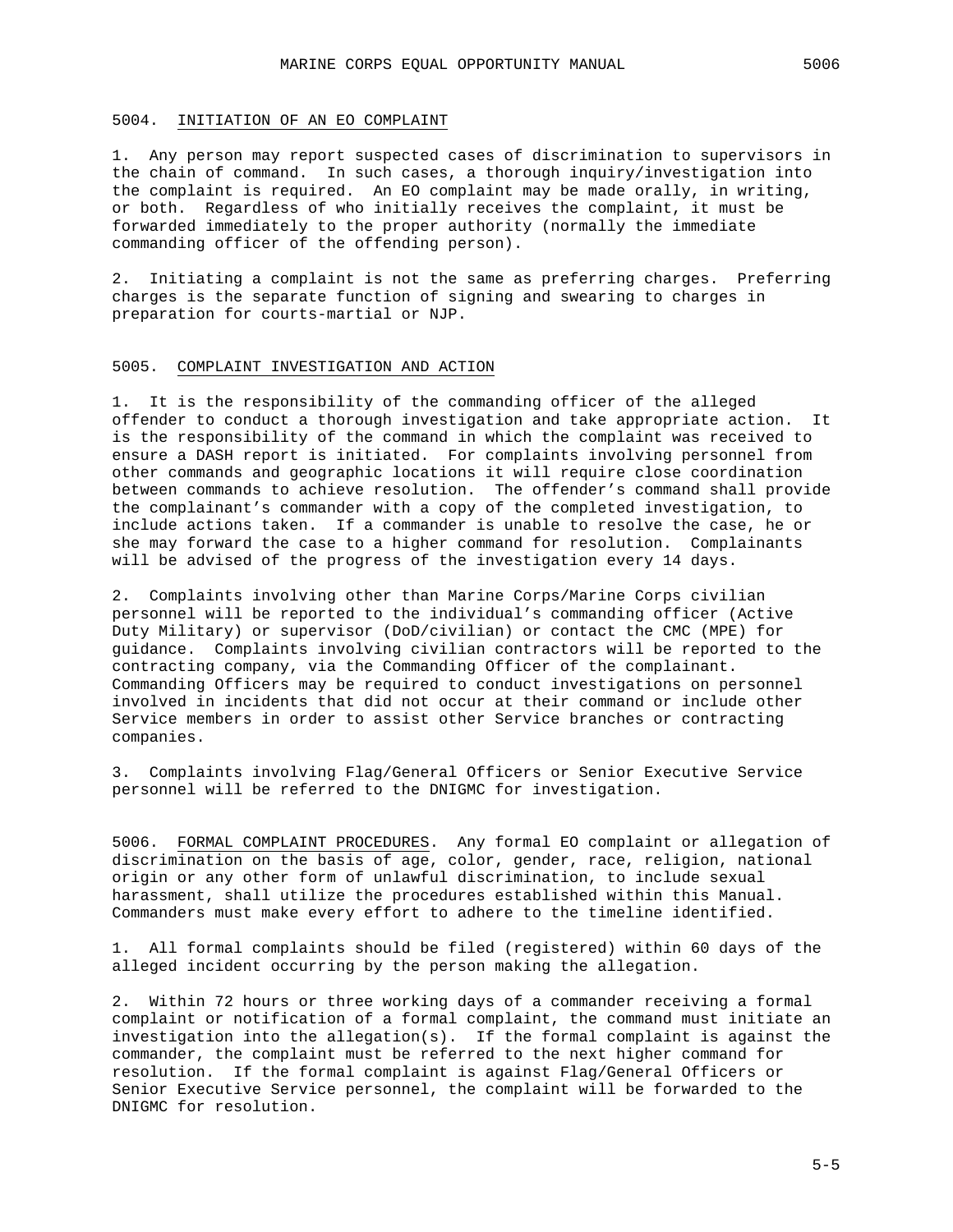## 5004. INITIATION OF AN EO COMPLAINT

1. Any person may report suspected cases of discrimination to supervisors in the chain of command. In such cases, a thorough inquiry/investigation into the complaint is required. An EO complaint may be made orally, in writing, or both. Regardless of who initially receives the complaint, it must be forwarded immediately to the proper authority (normally the immediate commanding officer of the offending person).

2. Initiating a complaint is not the same as preferring charges. Preferring charges is the separate function of signing and swearing to charges in preparation for courts-martial or NJP.

## 5005. COMPLAINT INVESTIGATION AND ACTION

1. It is the responsibility of the commanding officer of the alleged offender to conduct a thorough investigation and take appropriate action. It is the responsibility of the command in which the complaint was received to ensure a DASH report is initiated. For complaints involving personnel from other commands and geographic locations it will require close coordination between commands to achieve resolution. The offender's command shall provide the complainant's commander with a copy of the completed investigation, to include actions taken. If a commander is unable to resolve the case, he or she may forward the case to a higher command for resolution. Complainants will be advised of the progress of the investigation every 14 days.

2. Complaints involving other than Marine Corps/Marine Corps civilian personnel will be reported to the individual's commanding officer (Active Duty Military) or supervisor (DoD/civilian) or contact the CMC (MPE) for guidance. Complaints involving civilian contractors will be reported to the contracting company, via the Commanding Officer of the complainant. Commanding Officers may be required to conduct investigations on personnel involved in incidents that did not occur at their command or include other Service members in order to assist other Service branches or contracting companies.

3. Complaints involving Flag/General Officers or Senior Executive Service personnel will be referred to the DNIGMC for investigation.

## 5006. FORMAL COMPLAINT PROCEDURES

Any formal EO complaint or allegation of discrimination on the basis of age, color, gender, race, religion, national origin or any other form of unlawful discrimination, to include sexual harassment, shall utilize the procedures established within this Manual. Commanders must make every effort to adhere to the timeline identified.

1. All formal complaints should be filed (registered) within 60 days of the alleged incident occurring by the person making the allegation.

2. Within 72 hours or three working days of a commander receiving a formal complaint or notification of a formal complaint, the command must initiate an investigation into the allegation(s). If the formal complaint is against the commander, the complaint must be referred to the next higher command for resolution. If the formal complaint is against Flag/General Officers or Senior Executive Service personnel, the complaint will be forwarded to the DNIGMC for resolution.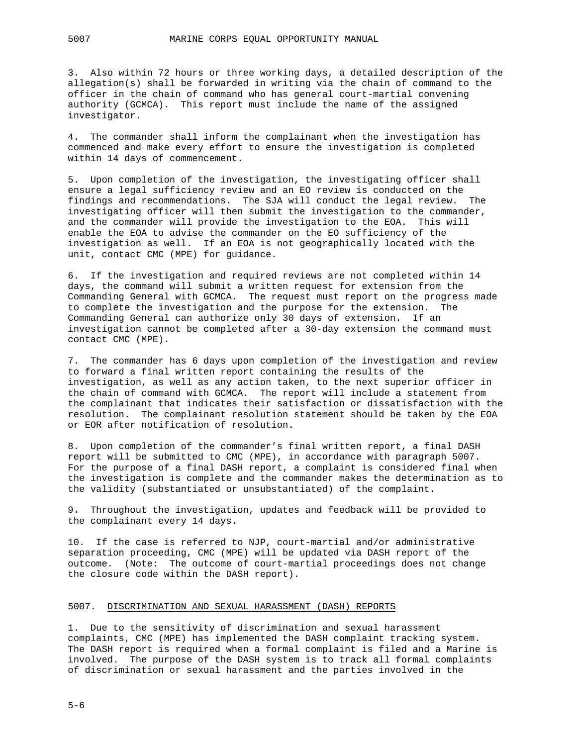3. Also within 72 hours or three working days, a detailed description of the allegation(s) shall be forwarded in writing via the chain of command to the officer in the chain of command who has general court-martial convening authority (GCMCA). This report must include the name of the assigned investigator.

4. The commander shall inform the complainant when the investigation has commenced and make every effort to ensure the investigation is completed within 14 days of commencement.

5. Upon completion of the investigation, the investigating officer shall ensure a legal sufficiency review and an EO review is conducted on the findings and recommendations. The SJA will conduct the legal review. The investigating officer will then submit the investigation to the commander, and the commander will provide the investigation to the EOA. This will enable the EOA to advise the commander on the EO sufficiency of the investigation as well. If an EOA is not geographically located with the unit, contact CMC (MPE) for guidance.

6. If the investigation and required reviews are not completed within 14 days, the command will submit a written request for extension from the Commanding General with GCMCA. The request must report on the progress made to complete the investigation and the purpose for the extension. The Commanding General can authorize only 30 days of extension. If an investigation cannot be completed after a 30-day extension the command must contact CMC (MPE).

7. The commander has 6 days upon completion of the investigation and review to forward a final written report containing the results of the investigation, as well as any action taken, to the next superior officer in the chain of command with GCMCA. The report will include a statement from the complainant that indicates their satisfaction or dissatisfaction with the resolution. The complainant resolution statement should be taken by the EOA or EOR after notification of resolution.

8. Upon completion of the commander's final written report, a final DASH report will be submitted to CMC (MPE), in accordance with paragraph 5007. For the purpose of a final DASH report, a complaint is considered final when the investigation is complete and the commander makes the determination as to the validity (substantiated or unsubstantiated) of the complaint.

9. Throughout the investigation, updates and feedback will be provided to the complainant every 14 days.

10. If the case is referred to NJP, court-martial and/or administrative separation proceeding, CMC (MPE) will be updated via DASH report of the outcome. (Note: The outcome of court-martial proceedings does not change the closure code within the DASH report).

## 5007. DISCRIMINATION AND SEXUAL HARASSMENT (DASH) REPORTS

1. Due to the sensitivity of discrimination and sexual harassment complaints, CMC (MPE) has implemented the DASH complaint tracking system. The DASH report is required when a formal complaint is filed and a Marine is involved. The purpose of the DASH system is to track all formal complaints of discrimination or sexual harassment and the parties involved in the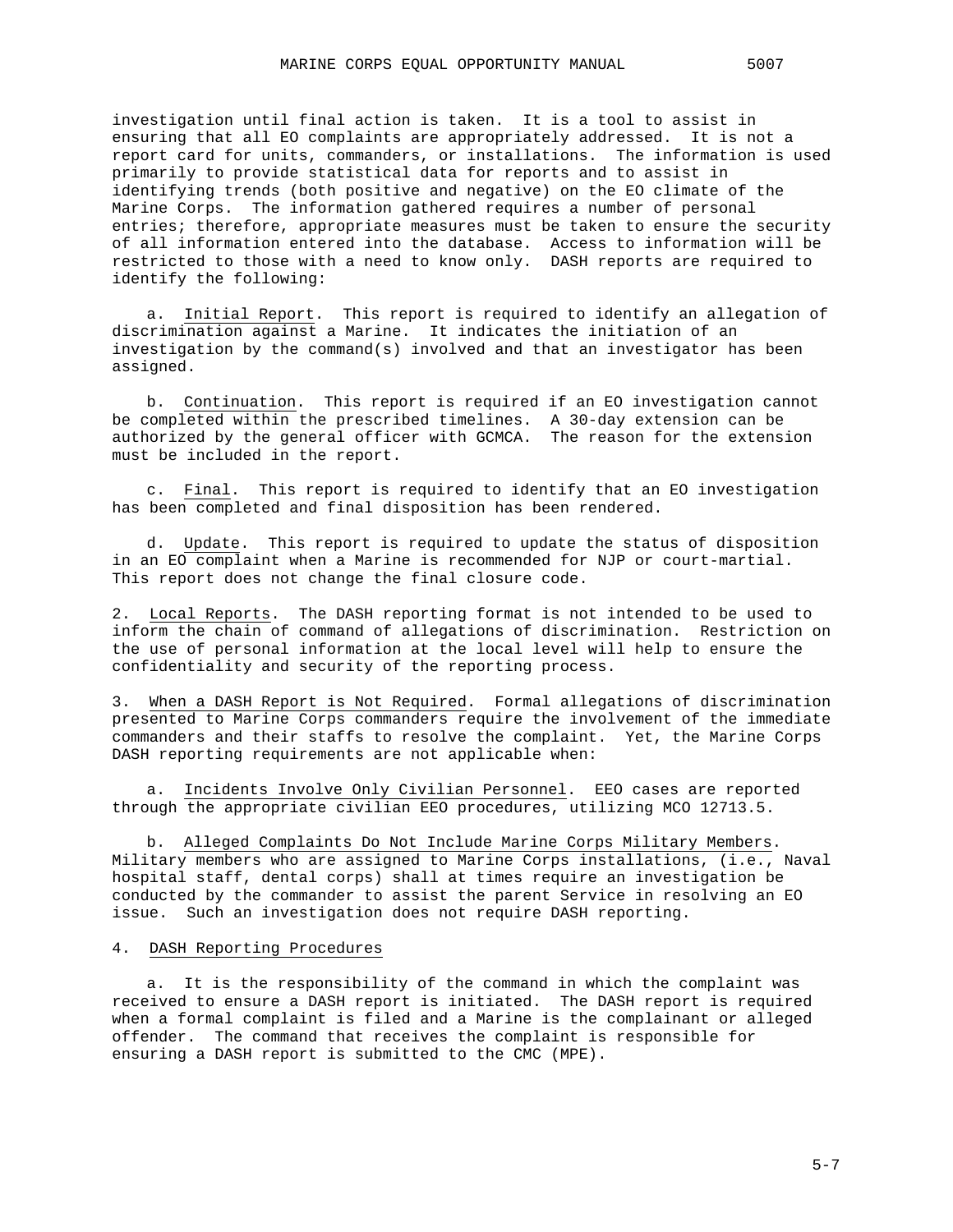investigation until final action is taken. It is a tool to assist in ensuring that all EO complaints are appropriately addressed. It is not a report card for units, commanders, or installations. The information is used primarily to provide statistical data for reports and to assist in identifying trends (both positive and negative) on the EO climate of the Marine Corps. The information gathered requires a number of personal entries; therefore, appropriate measures must be taken to ensure the security of all information entered into the database. Access to information will be restricted to those with a need to know only. DASH reports are required to identify the following:

a. Initial Report. This report is required to identify an allegation of discrimination against a Marine. It indicates the initiation of an investigation by the command(s) involved and that an investigator has been assigned.

b. Continuation. This report is required if an EO investigation cannot be completed within the prescribed timelines. A 30-day extension can be authorized by the general officer with GCMCA. The reason for the extension must be included in the report.

c. Final. This report is required to identify that an EO investigation has been completed and final disposition has been rendered.

d. Update. This report is required to update the status of disposition in an EO complaint when a Marine is recommended for NJP or court-martial. This report does not change the final closure code.

2. Local Reports. The DASH reporting format is not intended to be used to inform the chain of command of allegations of discrimination. Restriction on the use of personal information at the local level will help to ensure the confidentiality and security of the reporting process.

3. When a DASH Report is Not Required. Formal allegations of discrimination presented to Marine Corps commanders require the involvement of the immediate commanders and their staffs to resolve the complaint. Yet, the Marine Corps DASH reporting requirements are not applicable when:

a. Incidents Involve Only Civilian Personnel. EEO cases are reported through the appropriate civilian EEO procedures, utilizing MCO 12713.5.

b. Alleged Complaints Do Not Include Marine Corps Military Members. Military members who are assigned to Marine Corps installations, (i.e., Naval hospital staff, dental corps) shall at times require an investigation be conducted by the commander to assist the parent Service in resolving an EO issue. Such an investigation does not require DASH reporting.

4. DASH Reporting Procedures

a. It is the responsibility of the command in which the complaint was received to ensure a DASH report is initiated. The DASH report is required when a formal complaint is filed and a Marine is the complainant or alleged offender. The command that receives the complaint is responsible for ensuring a DASH report is submitted to the CMC (MPE).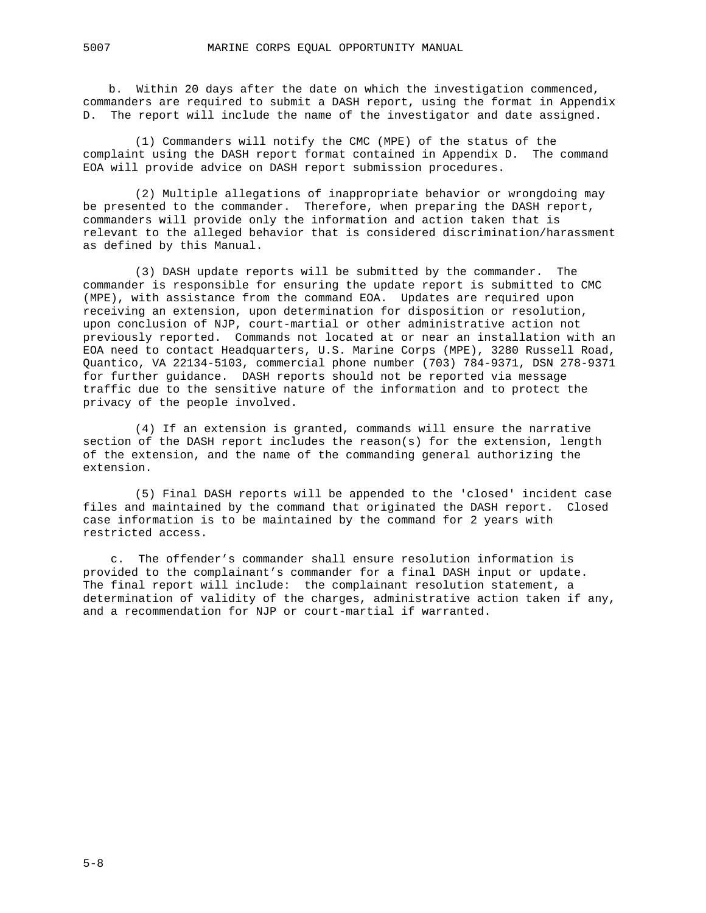b. Within 20 days after the date on which the investigation commenced, commanders are required to submit a DASH report, using the format in Appendix D. The report will include the name of the investigator and date assigned.

(1) Commanders will notify the CMC (MPE) of the status of the complaint using the DASH report format contained in Appendix D. The command EOA will provide advice on DASH report submission procedures.

(2) Multiple allegations of inappropriate behavior or wrongdoing may be presented to the commander. Therefore, when preparing the DASH report, commanders will provide only the information and action taken that is relevant to the alleged behavior that is considered discrimination/harassment as defined by this Manual.

(3) DASH update reports will be submitted by the commander. The commander is responsible for ensuring the update report is submitted to CMC (MPE), with assistance from the command EOA. Updates are required upon receiving an extension, upon determination for disposition or resolution, upon conclusion of NJP, court-martial or other administrative action not previously reported. Commands not located at or near an installation with an EOA need to contact Headquarters, U.S. Marine Corps (MPE), 3280 Russell Road, Quantico, VA 22134-5103, commercial phone number (703) 784-9371, DSN 278-9371 for further guidance. DASH reports should not be reported via message traffic due to the sensitive nature of the information and to protect the privacy of the people involved.

(4) If an extension is granted, commands will ensure the narrative section of the DASH report includes the reason(s) for the extension, length of the extension, and the name of the commanding general authorizing the extension.

(5) Final DASH reports will be appended to the 'closed' incident case files and maintained by the command that originated the DASH report. Closed case information is to be maintained by the command for 2 years with restricted access.

c. The offender’s commander shall ensure resolution information is provided to the complainant’s commander for a final DASH input or update. The final report will include: the complainant resolution statement, a determination of validity of the charges, administrative action taken if any, and a recommendation for NJP or court-martial if warranted.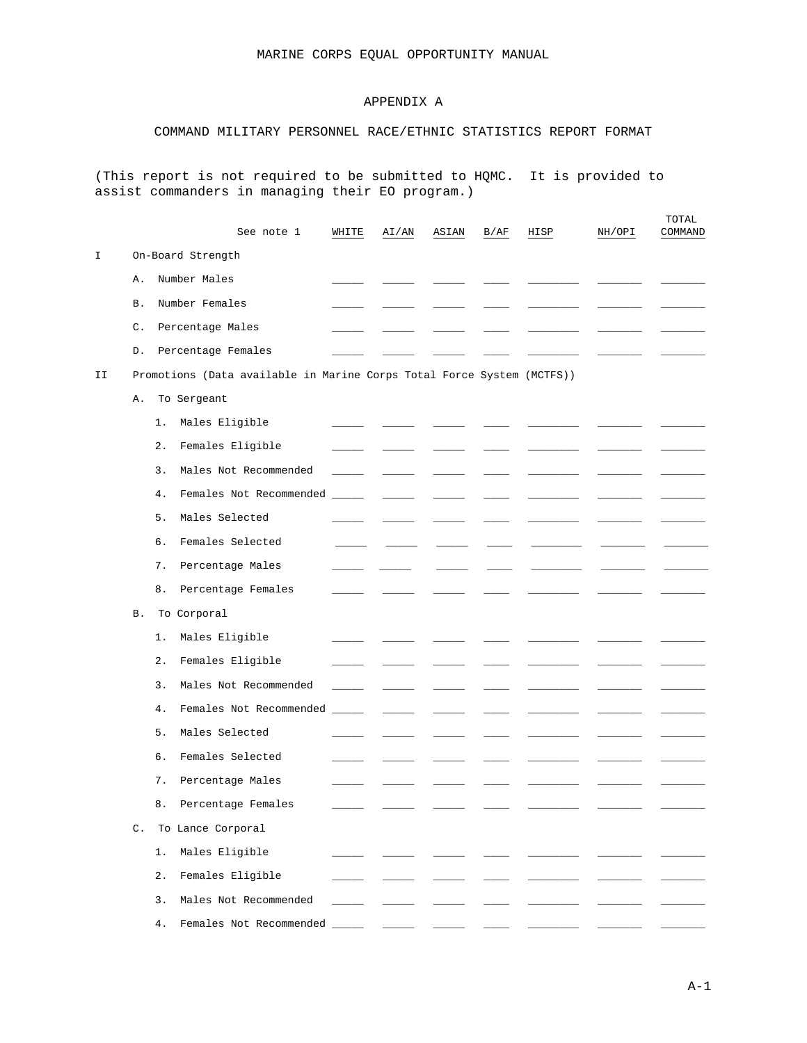MARINE CORPS EQUAL OPPORTUNITY MANUAL

# APPENDIX A

## COMMAND MILITARY PERSONNEL RACE/ETHNIC STATISTICS REPORT FORMAT

(This report is not required to be submitted to HQMC. It is provided to assist commanders in managing their EO program.)

| | | See note 1 | WHITE | AI/AN | ASIAN | B/AF | HISP | NH/OPI | TOTAL COMMAND |
|---|---|---|---|---|---|---|---|---|---|
| I | On-Board Strength | | | | | | | | |
| | A. | Number Males | _____ | _____ | _____ | ____ | ________ | _______ | _______ |
| | B. | Number Females | _____ | _____ | _____ | ____ | ________ | _______ | _______ |
| | C. | Percentage Males | _____ | _____ | _____ | ____ | ________ | _______ | _______ |
| | D. | Percentage Females | _____ | _____ | _____ | ____ | ________ | _______ | _______ |
| II | Promotions (Data available in Marine Corps Total Force System (MCTFS)) | | | | | | | | |
| | A. | To Sergeant | | | | | | | |
| | | 1. Males Eligible | _____ | _____ | _____ | ____ | ________ | _______ | _______ |
| | | 2. Females Eligible | _____ | _____ | _____ | ____ | ________ | _______ | _______ |
| | | 3. Males Not Recommended | _____ | _____ | _____ | ____ | ________ | _______ | _______ |
| | | 4. Females Not Recommended | _____ | _____ | _____ | ____ | ________ | _______ | _______ |
| | | 5. Males Selected | _____ | _____ | _____ | ____ | ________ | _______ | _______ |
| | | 6. Females Selected | _____ | _____ | _____ | ____ | ________ | _______ | _______ |
| | | 7. Percentage Males | _____ | _____ | _____ | ____ | ________ | _______ | _______ |
| | | 8. Percentage Females | _____ | _____ | _____ | ____ | ________ | _______ | _______ |
| | B. | To Corporal | | | | | | | |
| | | 1. Males Eligible | _____ | _____ | _____ | ____ | ________ | _______ | _______ |
| | | 2. Females Eligible | _____ | _____ | _____ | ____ | ________ | _______ | _______ |
| | | 3. Males Not Recommended | _____ | _____ | _____ | ____ | ________ | _______ | _______ |
| | | 4. Females Not Recommended | _____ | _____ | _____ | ____ | ________ | _______ | _______ |
| | | 5. Males Selected | _____ | _____ | _____ | ____ | ________ | _______ | _______ |
| | | 6. Females Selected | _____ | _____ | _____ | ____ | ________ | _______ | _______ |
| | | 7. Percentage Males | _____ | _____ | _____ | ____ | ________ | _______ | _______ |
| | | 8. Percentage Females | _____ | _____ | _____ | ____ | ________ | _______ | _______ |
| | C. | To Lance Corporal | | | | | | | |
| | | 1. Males Eligible | _____ | _____ | _____ | ____ | ________ | _______ | _______ |
| | | 2. Females Eligible | _____ | _____ | _____ | ____ | ________ | _______ | _______ |
| | | 3. Males Not Recommended | _____ | _____ | _____ | ____ | ________ | _______ | _______ |
| | | 4. Females Not Recommended | _____ | _____ | _____ | ____ | ________ | _______ | _______ |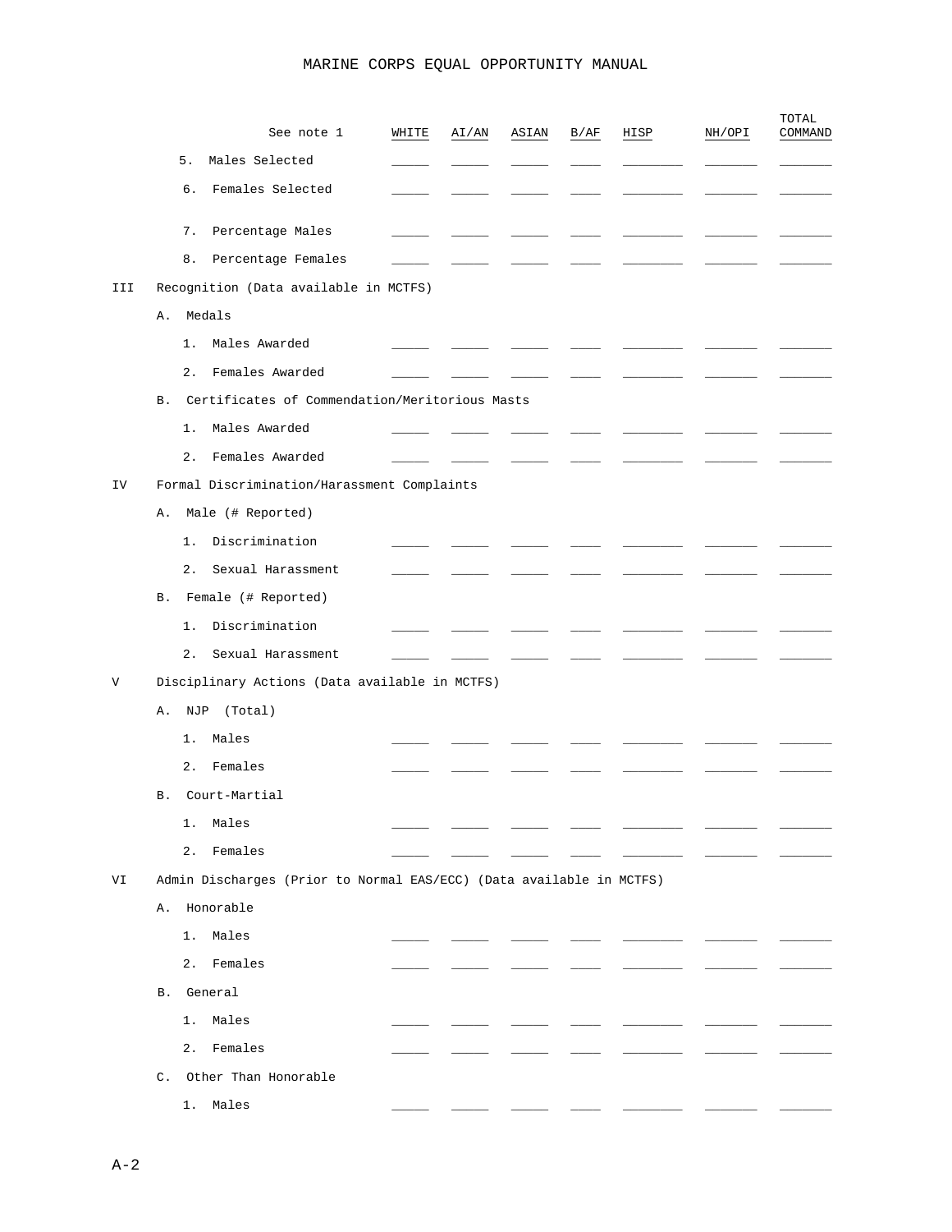| See note 1 | WHITE | AI/AN | ASIAN | B/AF | HISP | NH/OPI | TOTAL COMMAND |
|---|---|---|---|---|---|---|---|
| 5. Males Selected | _____ | _____ | _____ | ____ | ________ | _______ | _______ |
| 6. Females Selected | _____ | _____ | _____ | ____ | ________ | _______ | _______ |
| 7. Percentage Males | _____ | _____ | _____ | ____ | ________ | _______ | _______ |
| 8. Percentage Females | _____ | _____ | _____ | ____ | ________ | _______ | _______ |
| **III Recognition (Data available in MCTFS)** | | | | | | | |
| A. Medals | | | | | | | |
| 1. Males Awarded | _____ | _____ | _____ | ____ | ________ | _______ | _______ |
| 2. Females Awarded | _____ | _____ | _____ | ____ | ________ | _______ | _______ |
| B. Certificates of Commendation/Meritorious Masts | | | | | | | |
| 1. Males Awarded | _____ | _____ | _____ | ____ | ________ | _______ | _______ |
| 2. Females Awarded | _____ | _____ | _____ | ____ | ________ | _______ | _______ |
| **IV Formal Discrimination/Harassment Complaints** | | | | | | | |
| A. Male (# Reported) | | | | | | | |
| 1. Discrimination | _____ | _____ | _____ | ____ | ________ | _______ | _______ |
| 2. Sexual Harassment | _____ | _____ | _____ | ____ | ________ | _______ | _______ |
| B. Female (# Reported) | | | | | | | |
| 1. Discrimination | _____ | _____ | _____ | ____ | ________ | _______ | _______ |
| 2. Sexual Harassment | _____ | _____ | _____ | ____ | ________ | _______ | _______ |
| **V Disciplinary Actions (Data available in MCTFS)** | | | | | | | |
| A. NJP (Total) | | | | | | | |
| 1. Males | _____ | _____ | _____ | ____ | ________ | _______ | _______ |
| 2. Females | _____ | _____ | _____ | ____ | ________ | _______ | _______ |
| B. Court-Martial | | | | | | | |
| 1. Males | _____ | _____ | _____ | ____ | ________ | _______ | _______ |
| 2. Females | _____ | _____ | _____ | ____ | ________ | _______ | _______ |
| **VI Admin Discharges (Prior to Normal EAS/ECC) (Data available in MCTFS)** | | | | | | | |
| A. Honorable | | | | | | | |
| 1. Males | _____ | _____ | _____ | ____ | ________ | _______ | _______ |
| 2. Females | _____ | _____ | _____ | ____ | ________ | _______ | _______ |
| B. General | | | | | | | |
| 1. Males | _____ | _____ | _____ | ____ | ________ | _______ | _______ |
| 2. Females | _____ | _____ | _____ | ____ | ________ | _______ | _______ |
| C. Other Than Honorable | | | | | | | |
| 1. Males | _____ | _____ | _____ | ____ | ________ | _______ | _______ |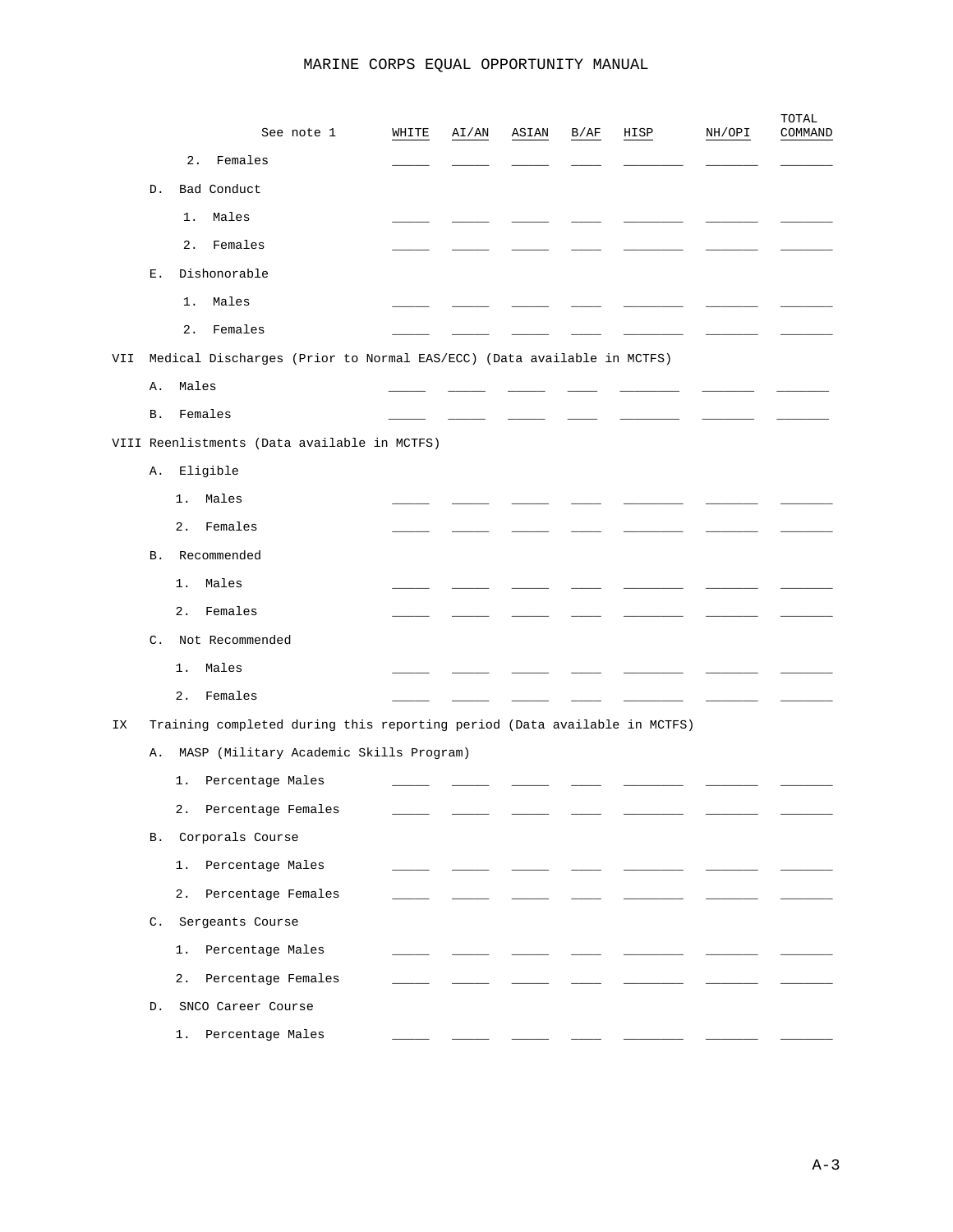| See note 1 | WHITE | AI/AN | ASIAN | B/AF | HISP | NH/OPI | TOTAL COMMAND |
|---|---|---|---|---|---|---|---|
| 2. Females | _____ | _____ | _____ | ____ | ________ | _______ | _______ |
| D. Bad Conduct | | | | | | | |
| 1. Males | _____ | _____ | _____ | ____ | ________ | _______ | _______ |
| 2. Females | _____ | _____ | _____ | ____ | ________ | _______ | _______ |
| E. Dishonorable | | | | | | | |
| 1. Males | _____ | _____ | _____ | ____ | ________ | _______ | _______ |
| 2. Females | _____ | _____ | _____ | ____ | ________ | _______ | _______ |
| VII Medical Discharges (Prior to Normal EAS/ECC) (Data available in MCTFS) | | | | | | | |
| A. Males | _____ | _____ | _____ | ____ | ________ | _______ | _______ |
| B. Females | _____ | _____ | _____ | ____ | ________ | _______ | _______ |
| VIII Reenlistments (Data available in MCTFS) | | | | | | | |
| A. Eligible | | | | | | | |
| 1. Males | _____ | _____ | _____ | ____ | ________ | _______ | _______ |
| 2. Females | _____ | _____ | _____ | ____ | ________ | _______ | _______ |
| B. Recommended | | | | | | | |
| 1. Males | _____ | _____ | _____ | ____ | ________ | _______ | _______ |
| 2. Females | _____ | _____ | _____ | ____ | ________ | _______ | _______ |
| C. Not Recommended | | | | | | | |
| 1. Males | _____ | _____ | _____ | ____ | ________ | _______ | _______ |
| 2. Females | _____ | _____ | _____ | ____ | ________ | _______ | _______ |
| IX Training completed during this reporting period (Data available in MCTFS) | | | | | | | |
| A. MASP (Military Academic Skills Program) | | | | | | | |
| 1. Percentage Males | _____ | _____ | _____ | ____ | ________ | _______ | _______ |
| 2. Percentage Females | _____ | _____ | _____ | ____ | ________ | _______ | _______ |
| B. Corporals Course | | | | | | | |
| 1. Percentage Males | _____ | _____ | _____ | ____ | ________ | _______ | _______ |
| 2. Percentage Females | _____ | _____ | _____ | ____ | ________ | _______ | _______ |
| C. Sergeants Course | | | | | | | |
| 1. Percentage Males | _____ | _____ | _____ | ____ | ________ | _______ | _______ |
| 2. Percentage Females | _____ | _____ | _____ | ____ | ________ | _______ | _______ |
| D. SNCO Career Course | | | | | | | |
| 1. Percentage Males | _____ | _____ | _____ | ____ | ________ | _______ | _______ |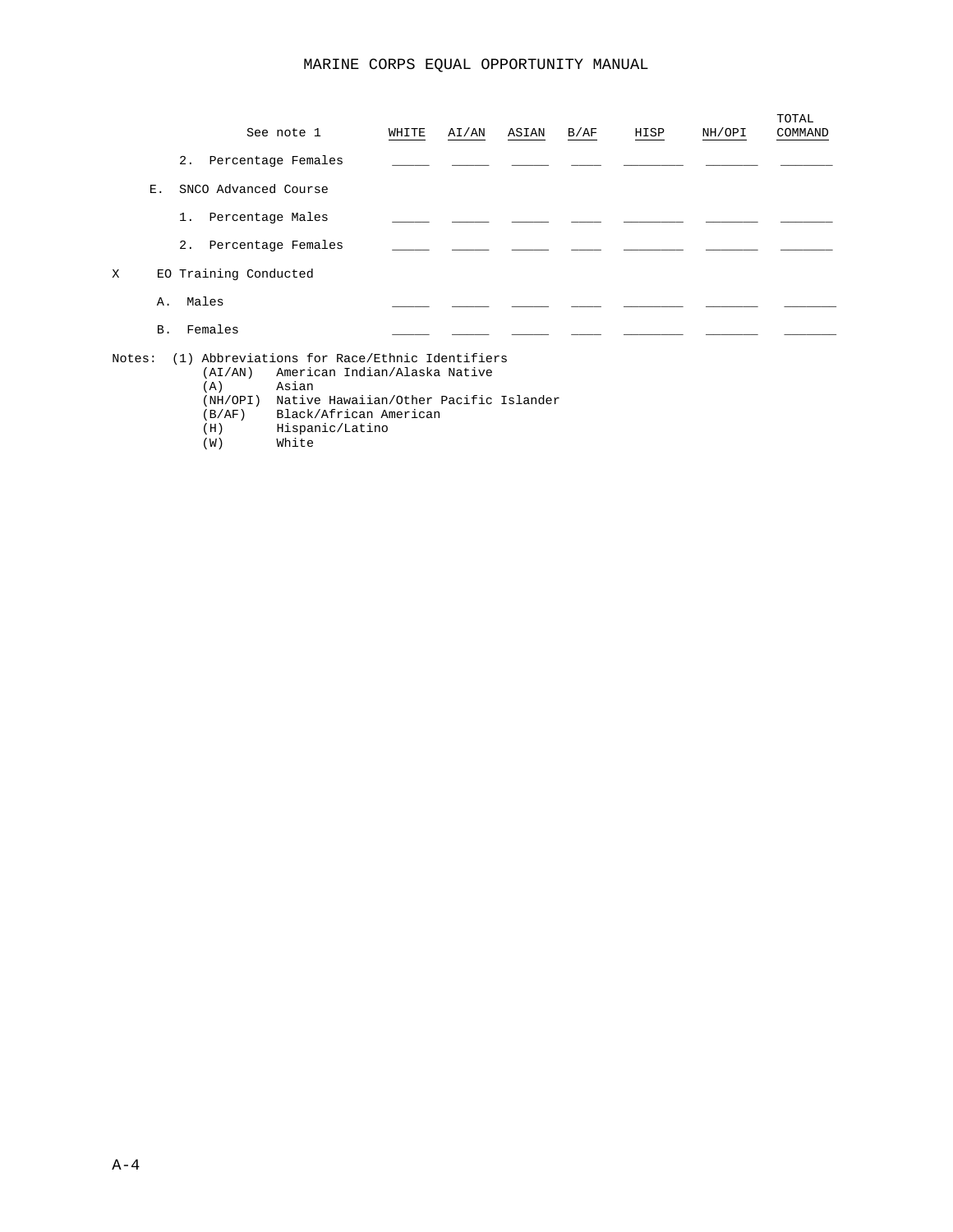| See note 1 | WHITE | AI/AN | ASIAN | B/AF | HISP | NH/OPI | TOTAL COMMAND |
|---|---|---|---|---|---|---|---|
| 2. Percentage Females | _____ | _____ | _____ | ____ | ________ | _______ | _______ |
| E. SNCO Advanced Course | | | | | | | |
| 1. Percentage Males | _____ | _____ | _____ | ____ | ________ | _______ | _______ |
| 2. Percentage Females | _____ | _____ | _____ | ____ | ________ | _______ | _______ |
| X EO Training Conducted | | | | | | | |
| A. Males | _____ | _____ | _____ | ____ | ________ | _______ | _______ |
| B. Females | _____ | _____ | _____ | ____ | ________ | _______ | _______ |

Notes: (1) Abbreviations for Race/Ethnic Identifiers

- (AI/AN) American Indian/Alaska Native
- (A) Asian
- (NH/OPI) Native Hawaiian/Other Pacific Islander
- (B/AF) Black/African American
- (H) Hispanic/Latino
- (W) White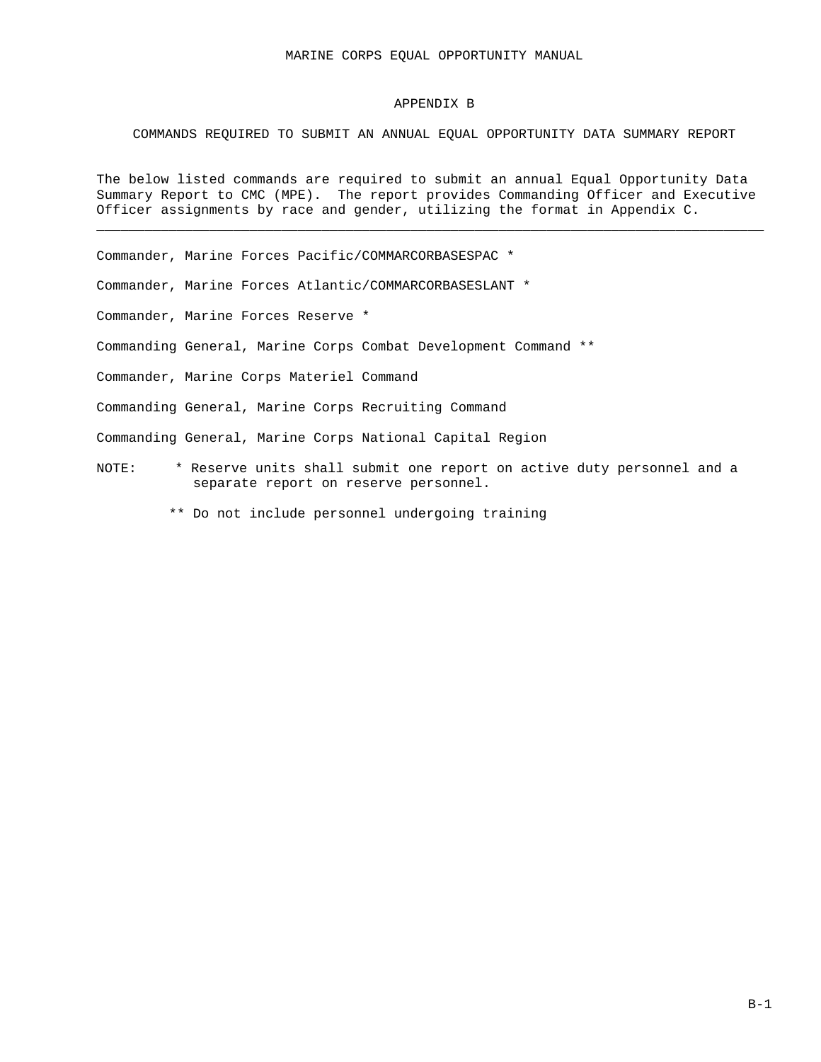# APPENDIX B

## COMMANDS REQUIRED TO SUBMIT AN ANNUAL EQUAL OPPORTUNITY DATA SUMMARY REPORT

The below listed commands are required to submit an annual Equal Opportunity Data Summary Report to CMC (MPE). The report provides Commanding Officer and Executive Officer assignments by race and gender, utilizing the format in Appendix C.

---

Commander, Marine Forces Pacific/COMMARCORBASESPAC *

Commander, Marine Forces Atlantic/COMMARCORBASESLANT *

Commander, Marine Forces Reserve *

Commanding General, Marine Corps Combat Development Command **

Commander, Marine Corps Materiel Command

Commanding General, Marine Corps Recruiting Command

Commanding General, Marine Corps National Capital Region

NOTE: * Reserve units shall submit one report on active duty personnel and a separate report on reserve personnel.

** Do not include personnel undergoing training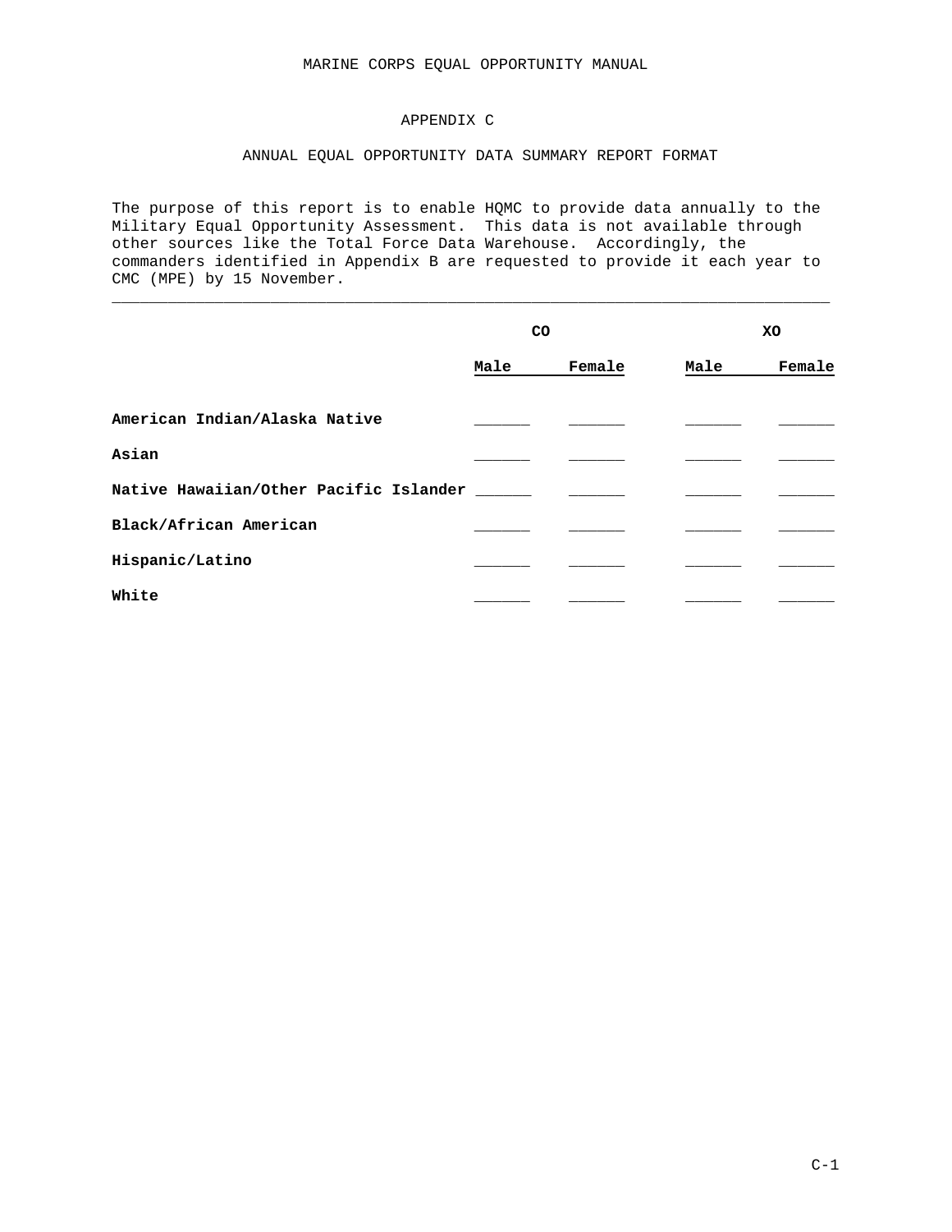MARINE CORPS EQUAL OPPORTUNITY MANUAL

# APPENDIX C

## ANNUAL EQUAL OPPORTUNITY DATA SUMMARY REPORT FORMAT

The purpose of this report is to enable HQMC to provide data annually to the Military Equal Opportunity Assessment. This data is not available through other sources like the Total Force Data Warehouse. Accordingly, the commanders identified in Appendix B are requested to provide it each year to CMC (MPE) by 15 November.

---

| | **CO** | | **XO** | |
|---|---|---|---|---|
| | **Male** | **Female** | **Male** | **Female** |
| **American Indian/Alaska Native** | ______ | ______ | ______ | ______ |
| **Asian** | ______ | ______ | ______ | ______ |
| **Native Hawaiian/Other Pacific Islander** | ______ | ______ | ______ | ______ |
| **Black/African American** | ______ | ______ | ______ | ______ |
| **Hispanic/Latino** | ______ | ______ | ______ | ______ |
| **White** | ______ | ______ | ______ | ______ |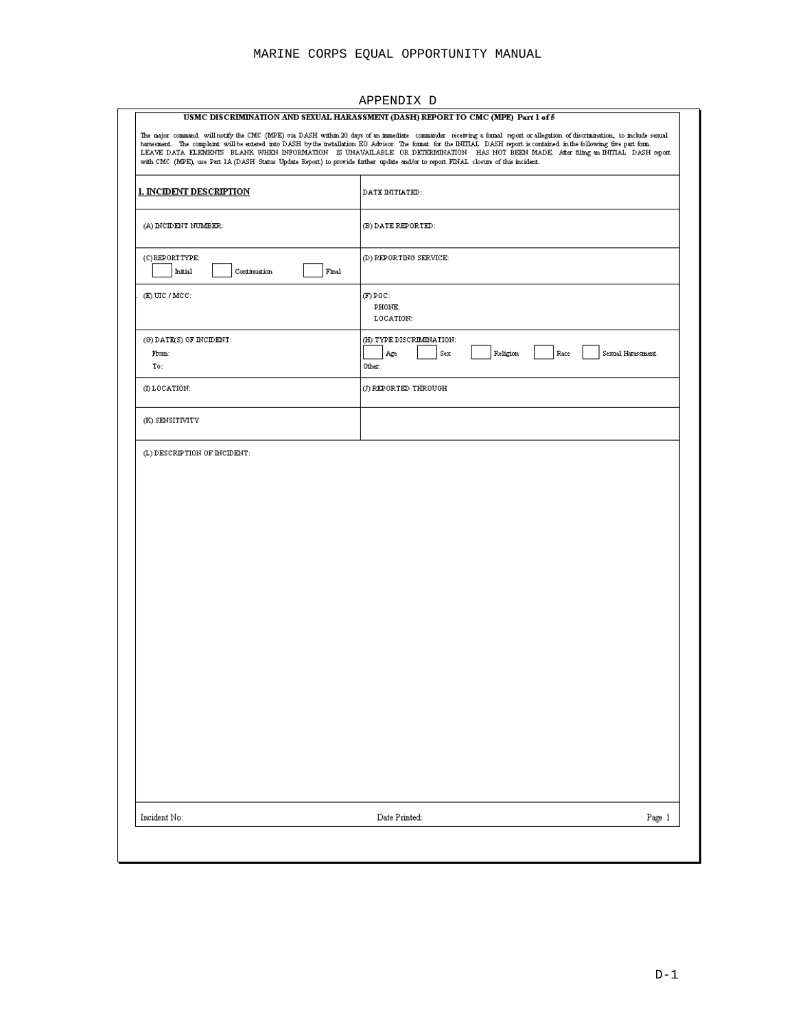# APPENDIX D

**USMC DISCRIMINATION AND SEXUAL HARASSMENT (DASH) REPORT TO CMC (MPE) Part 1 of 5**

The major command will notify the CMC (MPE) via DASH within 20 days of an immediate commander receiving a formal report or allegation of discrimination, to include sexual harassment. The complaint will be entered into DASH by the installation EO Advisor. The format for the INITIAL DASH report is contained in the following five part form. LEAVE DATA ELEMENTS BLANK WHEN INFORMATION IS UNAVAILABLE OR DETERMINATION HAS NOT BEEN MADE. After filing an INITIAL DASH report with CMC (MPE), use Part 1A (DASH Status Update Report) to provide further update and/or to report FINAL closure of this incident.

| **1. INCIDENT DESCRIPTION** | DATE INITIATED: |
|---|---|
| (A) INCIDENT NUMBER: | (B) DATE REPORTED: |
| (C) REPORT TYPE: ☐ Initial ☐ Continuation ☐ Final | (D) REPORTING SERVICE: |
| (E) UIC / MCC: | (F) POC: PHONE: LOCATION: |
| (G) DATE(S) OF INCIDENT: From: To: | (H) TYPE DISCRIMINATION: ☐ Age ☐ Sex ☐ Religion ☐ Race ☐ Sexual Harassment Other: |
| (I) LOCATION: | (J) REPORTED THROUGH |
| (K) SENSITIVITY | |

(L) DESCRIPTION OF INCIDENT:

Incident No: Date Printed: Page 1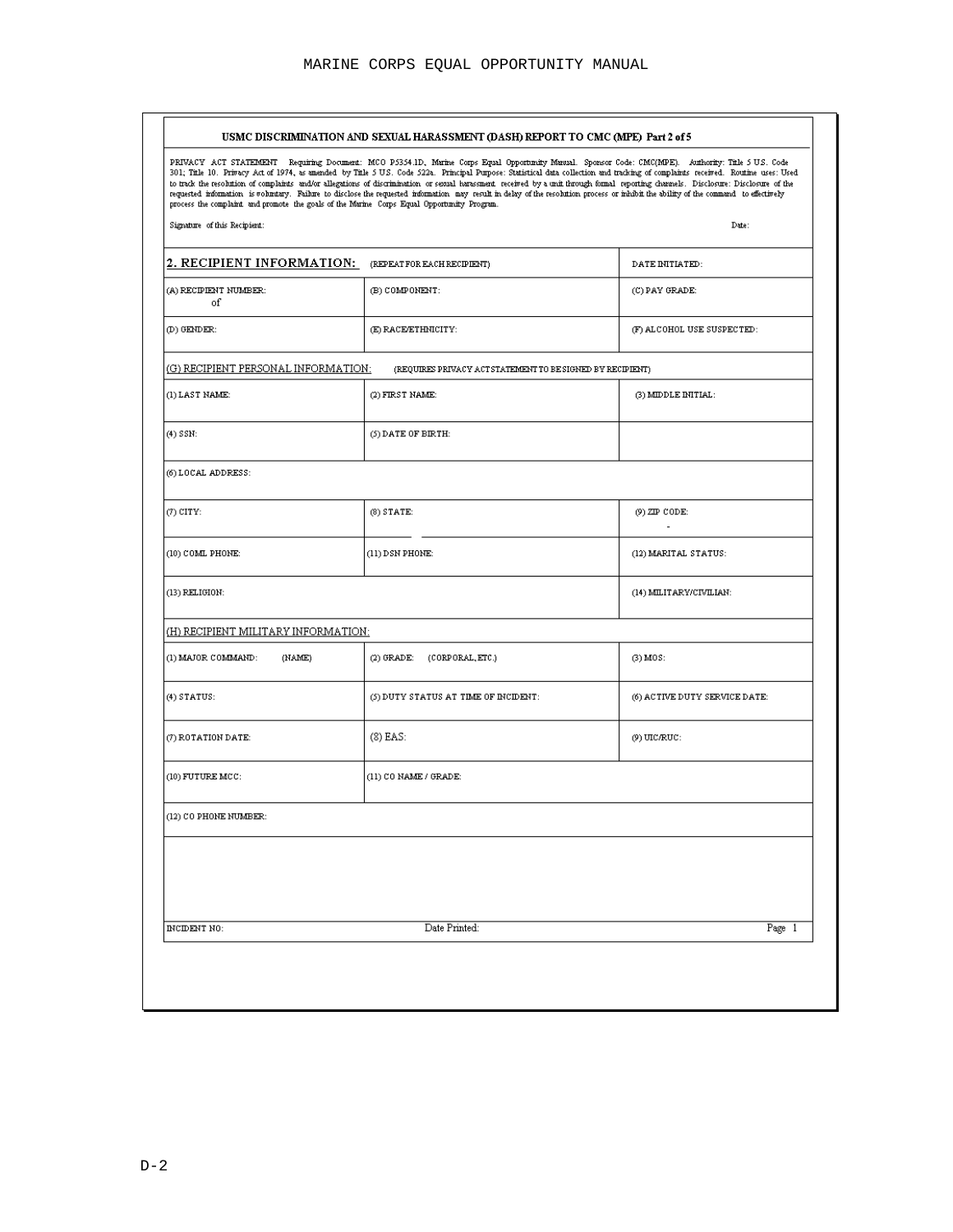**USMC DISCRIMINATION AND SEXUAL HARASSMENT (DASH) REPORT TO CMC (MPE) Part 2 of 5**

PRIVACY ACT STATEMENT Requiring Document: MCO P5354.1D, Marine Corps Equal Opportunity Manual. Sponsor Code: CMC(MPE). Authority: Title 5 U.S. Code 301; Title 10. Privacy Act of 1974, as amended by Title 5 U.S. Code 522a. Principal Purpose: Statistical data collection and tracking of complaints received. Routine uses: Used to track the resolution of complaints and/or allegations of discrimination or sexual harassment received by a unit through formal reporting channels. Disclosure: Disclosure of the requested information is voluntary. Failure to disclose the requested information may result in delay of the resolution process or inhibit the ability of the command to effectively process the complaint and promote the goals of the Marine Corps Equal Opportunity Program.

Signature of this Recipient: Date:

| **2. RECIPIENT INFORMATION:** (REPEAT FOR EACH RECIPIENT) | | DATE INITIATED: |
|---|---|---|
| (A) RECIPIENT NUMBER: of | (B) COMPONENT: | (C) PAY GRADE: |
| (D) GENDER: | (E) RACE/ETHNICITY: | (F) ALCOHOL USE SUSPECTED: |
| (G) RECIPIENT PERSONAL INFORMATION: (REQUIRES PRIVACY ACT STATEMENT TO BE SIGNED BY RECIPIENT) | | |
| (1) LAST NAME: | (2) FIRST NAME: | (3) MIDDLE INITIAL: |
| (4) SSN: | (5) DATE OF BIRTH: | |
| (6) LOCAL ADDRESS: | | |
| (7) CITY: | (8) STATE: | (9) ZIP CODE: - |
| (10) COML PHONE: | (11) DSN PHONE: | (12) MARITAL STATUS: |
| (13) RELIGION: | | (14) MILITARY/CIVILIAN: |
| (H) RECIPIENT MILITARY INFORMATION: | | |
| (1) MAJOR COMMAND: (NAME) | (2) GRADE: (CORPORAL, ETC.) | (3) MOS: |
| (4) STATUS: | (5) DUTY STATUS AT TIME OF INCIDENT: | (6) ACTIVE DUTY SERVICE DATE: |
| (7) ROTATION DATE: | (8) EAS: | (9) UIC/RUC: |
| (10) FUTURE MCC: | (11) CO NAME / GRADE: | |
| (12) CO PHONE NUMBER: | | |

INCIDENT NO: Date Printed: Page 1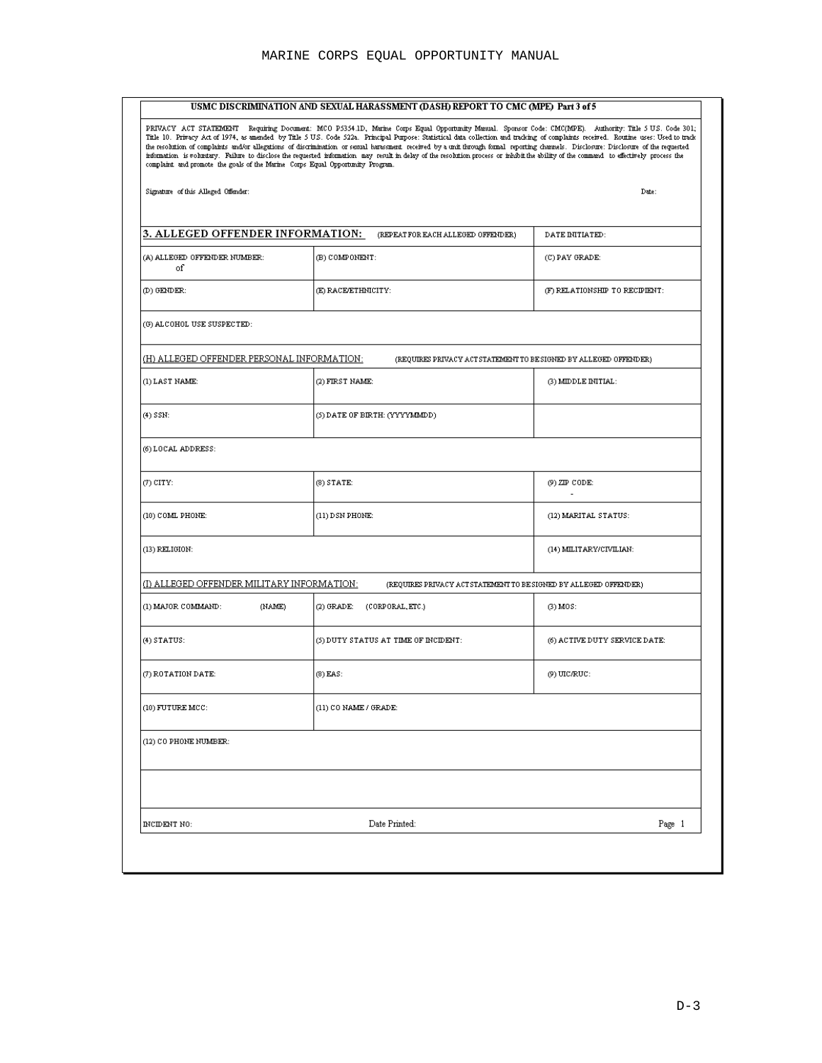**USMC DISCRIMINATION AND SEXUAL HARASSMENT (DASH) REPORT TO CMC (MPE) Part 3 of 5**

PRIVACY ACT STATEMENT Requiring Document: MCO P5354.1D, Marine Corps Equal Opportunity Manual. Sponsor Code: CMC(MPE). Authority: Title 5 U.S. Code 301; Title 10. Privacy Act of 1974, as amended by Title 5 U.S. Code 522a. Principal Purpose: Statistical data collection and tracking of complaints received. Routine uses: Used to track the resolution of complaints and/or allegations of discrimination or sexual harassment received by a unit through formal reporting channels. Disclosure: Disclosure of the requested information is voluntary. Failure to disclose the requested information may result in delay of the resolution process or inhibit the ability of the command to effectively process the complaint and promote the goals of the Marine Corps Equal Opportunity Program.

Signature of this Alleged Offender: Date:

| **3. ALLEGED OFFENDER INFORMATION:** (REPEAT FOR EACH ALLEGED OFFENDER) | | DATE INITIATED: |
|---|---|---|
| (A) ALLEGED OFFENDER NUMBER: of | (B) COMPONENT: | (C) PAY GRADE: |
| (D) GENDER: | (E) RACE/ETHNICITY: | (F) RELATIONSHIP TO RECIPIENT: |
| (G) ALCOHOL USE SUSPECTED: | | |
| (H) ALLEGED OFFENDER PERSONAL INFORMATION: (REQUIRES PRIVACY ACT STATEMENT TO BE SIGNED BY ALLEGED OFFENDER) | | |
| (1) LAST NAME: | (2) FIRST NAME: | (3) MIDDLE INITIAL: |
| (4) SSN: | (5) DATE OF BIRTH: (YYYYMMDD) | |
| (6) LOCAL ADDRESS: | | |
| (7) CITY: | (8) STATE: | (9) ZIP CODE: - |
| (10) COML PHONE: | (11) DSN PHONE: | (12) MARITAL STATUS: |
| (13) RELIGION: | | (14) MILITARY/CIVILIAN: |
| (I) ALLEGED OFFENDER MILITARY INFORMATION: (REQUIRES PRIVACY ACT STATEMENT TO BE SIGNED BY ALLEGED OFFENDER) | | |
| (1) MAJOR COMMAND: (NAME) | (2) GRADE: (CORPORAL, ETC.) | (3) MOS: |
| (4) STATUS: | (5) DUTY STATUS AT TIME OF INCIDENT: | (6) ACTIVE DUTY SERVICE DATE: |
| (7) ROTATION DATE: | (8) EAS: | (9) UIC/RUC: |
| (10) FUTURE MCC: | (11) CO NAME / GRADE: | |
| (12) CO PHONE NUMBER: | | |
| | | |
| INCIDENT NO: | Date Printed: | Page 1 |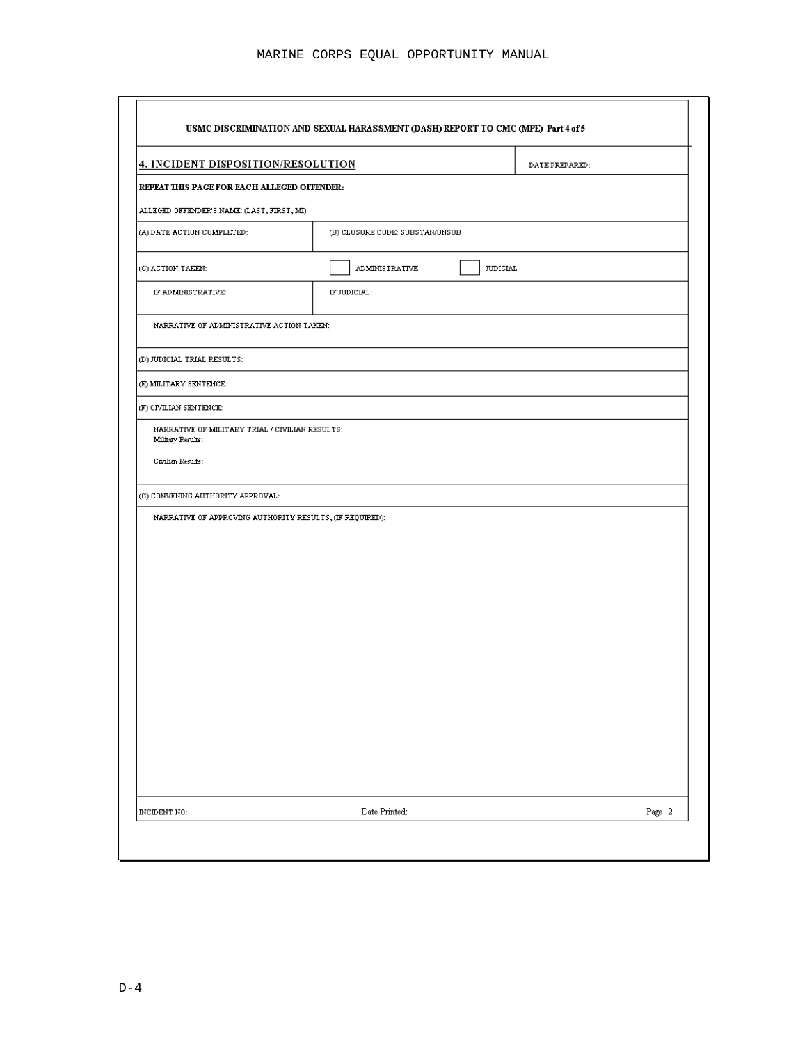**USMC DISCRIMINATION AND SEXUAL HARASSMENT (DASH) REPORT TO CMC (MPE) Part 4 of 5**

| **4. INCIDENT DISPOSITION/RESOLUTION** | | DATE PREPARED: |
|---|---|---|
| **REPEAT THIS PAGE FOR EACH ALLEGED OFFENDER:** ALLEGED OFFENDER'S NAME: (LAST, FIRST, MI) | | |
| (A) DATE ACTION COMPLETED: | (B) CLOSURE CODE: SUBSTAN/UNSUB | |
| (C) ACTION TAKEN: | ☐ ADMINISTRATIVE ☐ JUDICIAL | |
| IF ADMINISTRATIVE: | IF JUDICIAL: | |
| NARRATIVE OF ADMINISTRATIVE ACTION TAKEN: | | |
| (D) JUDICIAL TRIAL RESULTS: | | |
| (E) MILITARY SENTENCE: | | |
| (F) CIVILIAN SENTENCE: | | |
| NARRATIVE OF MILITARY TRIAL / CIVILIAN RESULTS: Military Results: Civilian Results: | | |
| (G) CONVENING AUTHORITY APPROVAL: | | |
| NARRATIVE OF APPROVING AUTHORITY RESULTS, (IF REQUIRED): | | |
| INCIDENT NO: | Date Printed: | Page 2 |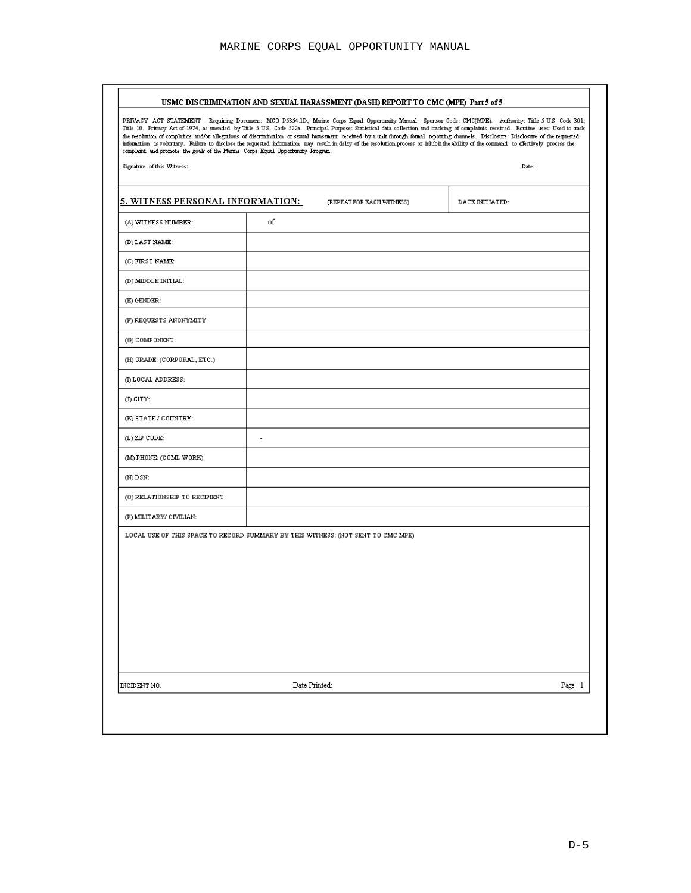**USMC DISCRIMINATION AND SEXUAL HARASSMENT (DASH) REPORT TO CMC (MPE) Part 5 of 5**

PRIVACY ACT STATEMENT Requiring Document: MCO P5354.1D, Marine Corps Equal Opportunity Manual. Sponsor Code: CMC(MPE). Authority: Title 5 U.S. Code 301; Title 10. Privacy Act of 1974, as amended by Title 5 U.S. Code 522a. Principal Purpose: Statistical data collection and tracking of complaints received. Routine uses: Used to track the resolution of complaints and/or allegations of discrimination or sexual harassment received by a unit through formal reporting channels. Disclosure: Disclosure of the requested information is voluntary. Failure to disclose the requested information may result in delay of the resolution process or inhibit the ability of the command to effectively process the complaint and promote the goals of the Marine Corps Equal Opportunity Program.

Signature of this Witness: Date:

| 5. WITNESS PERSONAL INFORMATION: (REPEAT FOR EACH WITNESS) | DATE INITIATED: |
|---|---|
| (A) WITNESS NUMBER: | of |
| (B) LAST NAME: | |
| (C) FIRST NAME: | |
| (D) MIDDLE INITIAL: | |
| (E) GENDER: | |
| (F) REQUESTS ANONYMITY: | |
| (G) COMPONENT: | |
| (H) GRADE: (CORPORAL, ETC.) | |
| (I) LOCAL ADDRESS: | |
| (J) CITY: | |
| (K) STATE / COUNTRY: | |
| (L) ZIP CODE: | - |
| (M) PHONE: (COML WORK) | |
| (N) DSN: | |
| (O) RELATIONSHIP TO RECIPIENT: | |
| (P) MILITARY/ CIVILIAN: | |

LOCAL USE OF THIS SPACE TO RECORD SUMMARY BY THIS WITNESS: (NOT SENT TO CMC MPE)

INCIDENT NO: Date Printed: Page 1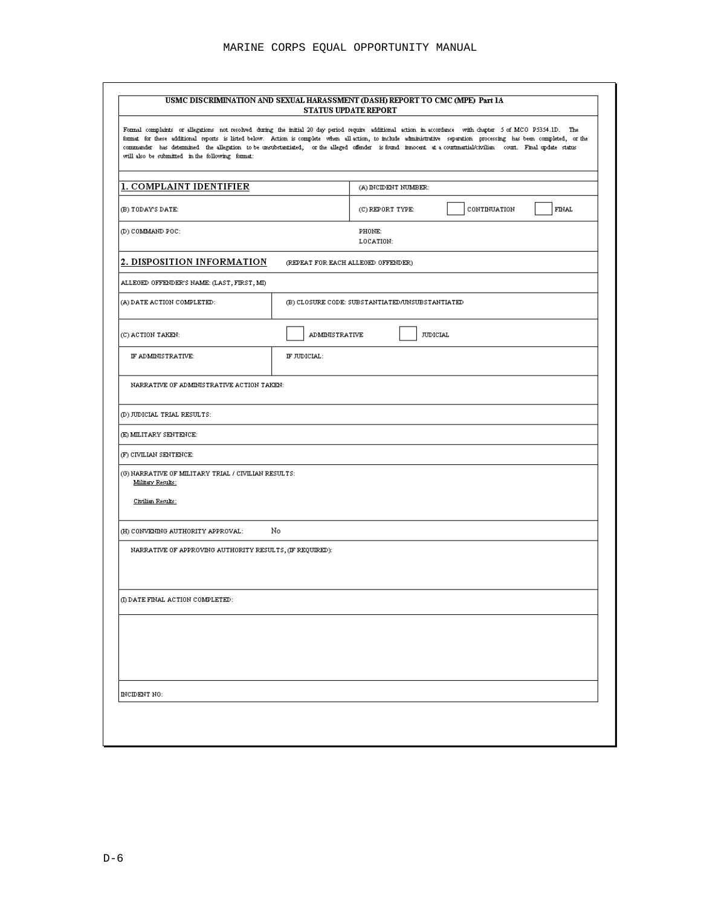**USMC DISCRIMINATION AND SEXUAL HARASSMENT (DASH) REPORT TO CMC (MPE) Part 1A**
**STATUS UPDATE REPORT**

Formal complaints or allegations not resolved during the initial 20 day period require additional action in accordance with chapter 5 of MCO P5354.1D. The format for these additional reports is listed below. Action is complete when all action, to include administrative separation processing has been completed, or the commander has determined the allegation to be unsubstantiated, or the alleged offender is found innocent at a courtmartial/civilian court. Final update status will also be submitted in the following format:

| **1. COMPLAINT IDENTIFIER** | (A) INCIDENT NUMBER: |
|---|---|
| (B) TODAY'S DATE: | (C) REPORT TYPE: ☐ CONTINUATION ☐ FINAL |
| (D) COMMAND POC: | PHONE:<br>LOCATION: |

**2. DISPOSITION INFORMATION** (REPEAT FOR EACH ALLEGED OFFENDER)

| ALLEGED OFFENDER'S NAME: (LAST, FIRST, MI) | |
|---|---|
| (A) DATE ACTION COMPLETED: | (B) CLOSURE CODE: SUBSTANTIATED/UNSUBSTANTIATED |
| (C) ACTION TAKEN: | ☐ ADMINISTRATIVE ☐ JUDICIAL |
| IF ADMINISTRATIVE: | IF JUDICIAL: |
| NARRATIVE OF ADMINISTRATIVE ACTION TAKEN: | |
| (D) JUDICIAL TRIAL RESULTS: | |
| (E) MILITARY SENTENCE: | |
| (F) CIVILIAN SENTENCE: | |
| (G) NARRATIVE OF MILITARY TRIAL / CIVILIAN RESULTS:<br>Military Results:<br>Civilian Results: | |
| (H) CONVENING AUTHORITY APPROVAL: | No |
| NARRATIVE OF APPROVING AUTHORITY RESULTS, (IF REQUIRED): | |
| (I) DATE FINAL ACTION COMPLETED: | |
| | |
| INCIDENT NO: | |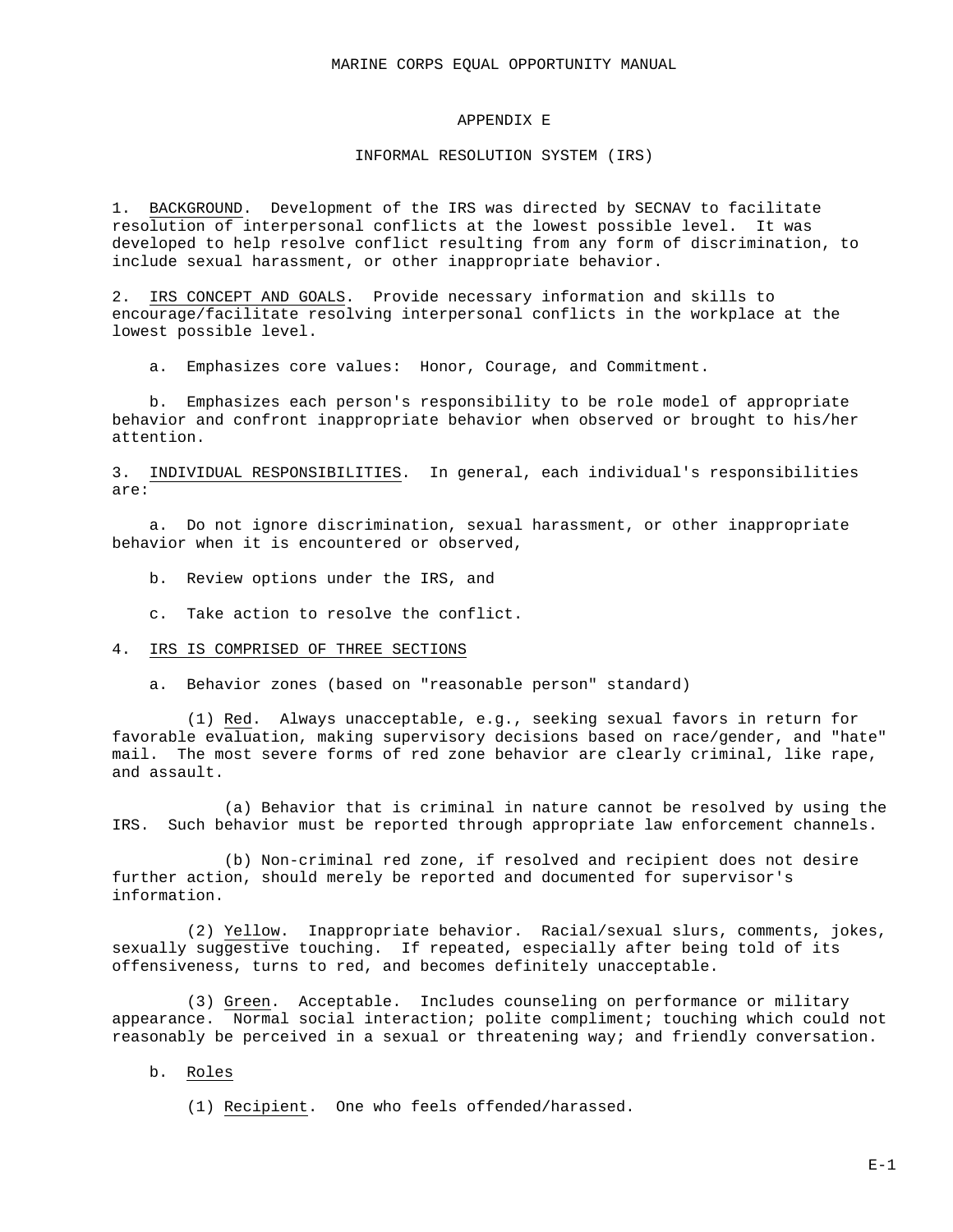# APPENDIX E

## INFORMAL RESOLUTION SYSTEM (IRS)

1. BACKGROUND. Development of the IRS was directed by SECNAV to facilitate resolution of interpersonal conflicts at the lowest possible level. It was developed to help resolve conflict resulting from any form of discrimination, to include sexual harassment, or other inappropriate behavior.

2. IRS CONCEPT AND GOALS. Provide necessary information and skills to encourage/facilitate resolving interpersonal conflicts in the workplace at the lowest possible level.

   a. Emphasizes core values: Honor, Courage, and Commitment.

   b. Emphasizes each person's responsibility to be role model of appropriate behavior and confront inappropriate behavior when observed or brought to his/her attention.

3. INDIVIDUAL RESPONSIBILITIES. In general, each individual's responsibilities are:

   a. Do not ignore discrimination, sexual harassment, or other inappropriate behavior when it is encountered or observed,

   b. Review options under the IRS, and

   c. Take action to resolve the conflict.

4. IRS IS COMPRISED OF THREE SECTIONS

   a. Behavior zones (based on "reasonable person" standard)

      (1) Red. Always unacceptable, e.g., seeking sexual favors in return for favorable evaluation, making supervisory decisions based on race/gender, and "hate" mail. The most severe forms of red zone behavior are clearly criminal, like rape, and assault.

         (a) Behavior that is criminal in nature cannot be resolved by using the IRS. Such behavior must be reported through appropriate law enforcement channels.

         (b) Non-criminal red zone, if resolved and recipient does not desire further action, should merely be reported and documented for supervisor's information.

      (2) Yellow. Inappropriate behavior. Racial/sexual slurs, comments, jokes, sexually suggestive touching. If repeated, especially after being told of its offensiveness, turns to red, and becomes definitely unacceptable.

      (3) Green. Acceptable. Includes counseling on performance or military appearance. Normal social interaction; polite compliment; touching which could not reasonably be perceived in a sexual or threatening way; and friendly conversation.

   b. Roles

      (1) Recipient. One who feels offended/harassed.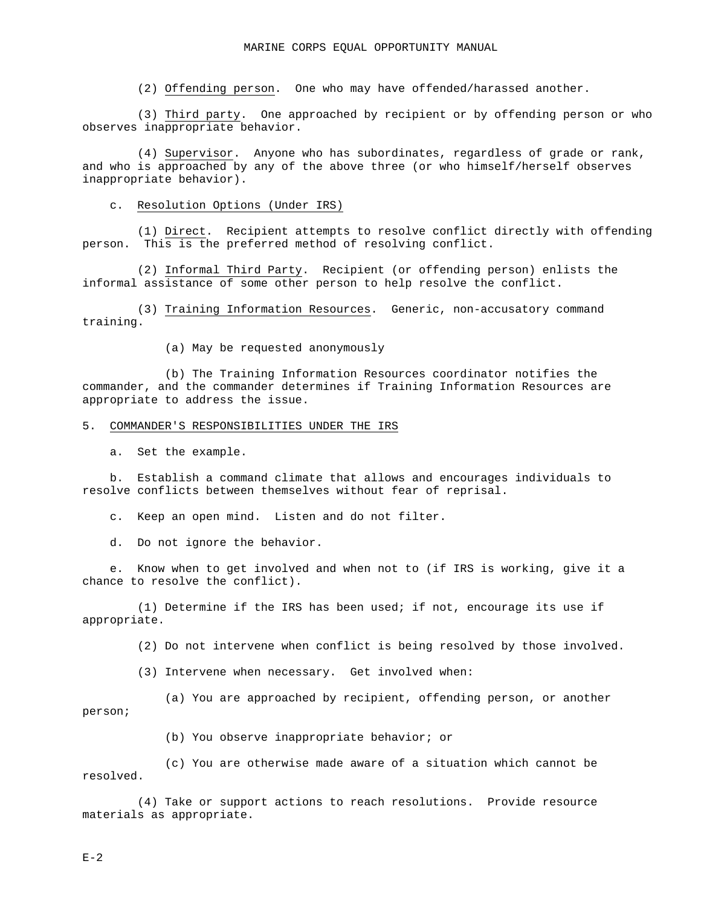(2) Offending person. One who may have offended/harassed another.

(3) Third party. One approached by recipient or by offending person or who observes inappropriate behavior.

(4) Supervisor. Anyone who has subordinates, regardless of grade or rank, and who is approached by any of the above three (or who himself/herself observes inappropriate behavior).

c. Resolution Options (Under IRS)

(1) Direct. Recipient attempts to resolve conflict directly with offending person. This is the preferred method of resolving conflict.

(2) Informal Third Party. Recipient (or offending person) enlists the informal assistance of some other person to help resolve the conflict.

(3) Training Information Resources. Generic, non-accusatory command training.

(a) May be requested anonymously

(b) The Training Information Resources coordinator notifies the commander, and the commander determines if Training Information Resources are appropriate to address the issue.

5. COMMANDER'S RESPONSIBILITIES UNDER THE IRS

a. Set the example.

b. Establish a command climate that allows and encourages individuals to resolve conflicts between themselves without fear of reprisal.

c. Keep an open mind. Listen and do not filter.

d. Do not ignore the behavior.

e. Know when to get involved and when not to (if IRS is working, give it a chance to resolve the conflict).

(1) Determine if the IRS has been used; if not, encourage its use if appropriate.

(2) Do not intervene when conflict is being resolved by those involved.

(3) Intervene when necessary. Get involved when:

(a) You are approached by recipient, offending person, or another person;

(b) You observe inappropriate behavior; or

(c) You are otherwise made aware of a situation which cannot be resolved.

(4) Take or support actions to reach resolutions. Provide resource materials as appropriate.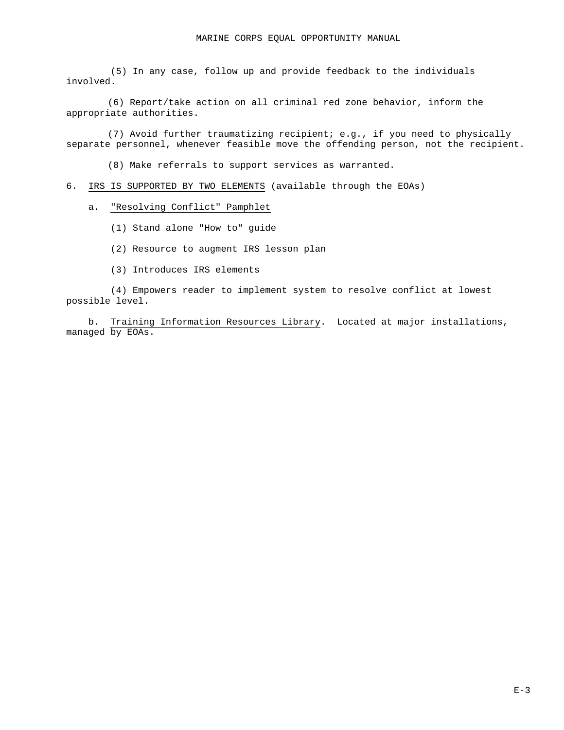(5) In any case, follow up and provide feedback to the individuals involved.

(6) Report/take action on all criminal red zone behavior, inform the appropriate authorities.

(7) Avoid further traumatizing recipient; e.g., if you need to physically separate personnel, whenever feasible move the offending person, not the recipient.

(8) Make referrals to support services as warranted.

6. IRS IS SUPPORTED BY TWO ELEMENTS (available through the EOAs)

a. "Resolving Conflict" Pamphlet

(1) Stand alone "How to" guide

(2) Resource to augment IRS lesson plan

(3) Introduces IRS elements

(4) Empowers reader to implement system to resolve conflict at lowest possible level.

b. Training Information Resources Library. Located at major installations, managed by EOAs.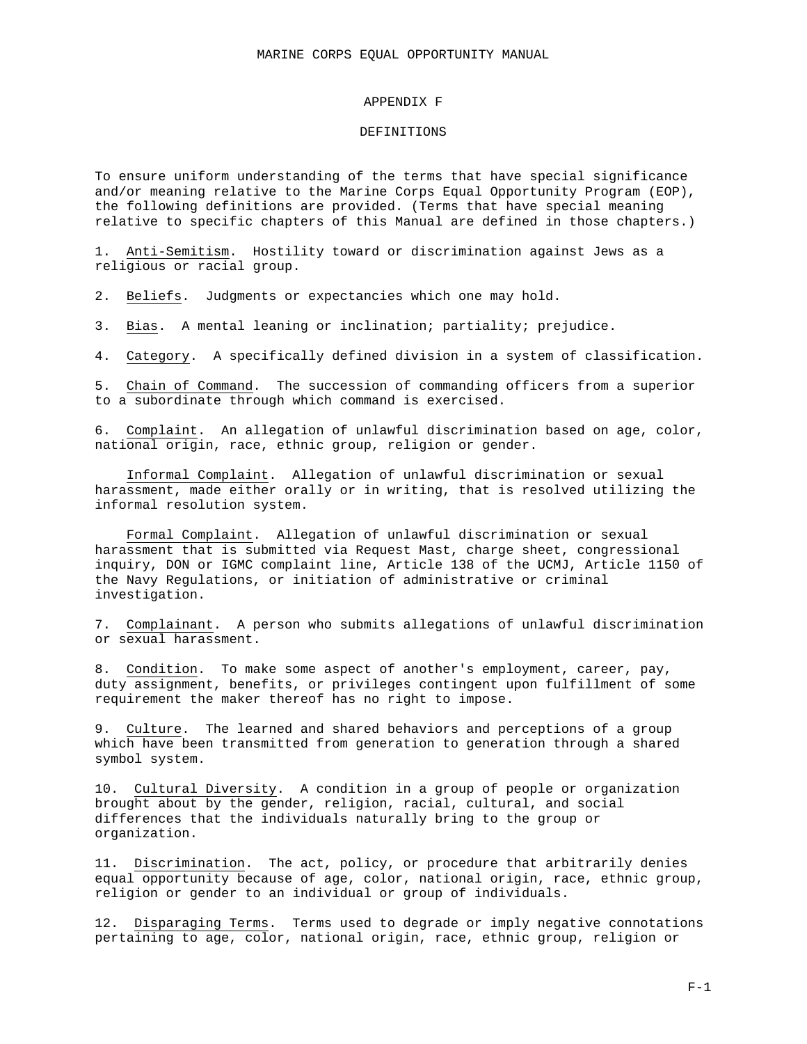## APPENDIX F

## DEFINITIONS

To ensure uniform understanding of the terms that have special significance and/or meaning relative to the Marine Corps Equal Opportunity Program (EOP), the following definitions are provided. (Terms that have special meaning relative to specific chapters of this Manual are defined in those chapters.)

1. Anti-Semitism. Hostility toward or discrimination against Jews as a religious or racial group.

2. Beliefs. Judgments or expectancies which one may hold.

3. Bias. A mental leaning or inclination; partiality; prejudice.

4. Category. A specifically defined division in a system of classification.

5. Chain of Command. The succession of commanding officers from a superior to a subordinate through which command is exercised.

6. Complaint. An allegation of unlawful discrimination based on age, color, national origin, race, ethnic group, religion or gender.

Informal Complaint. Allegation of unlawful discrimination or sexual harassment, made either orally or in writing, that is resolved utilizing the informal resolution system.

Formal Complaint. Allegation of unlawful discrimination or sexual harassment that is submitted via Request Mast, charge sheet, congressional inquiry, DON or IGMC complaint line, Article 138 of the UCMJ, Article 1150 of the Navy Regulations, or initiation of administrative or criminal investigation.

7. Complainant. A person who submits allegations of unlawful discrimination or sexual harassment.

8. Condition. To make some aspect of another's employment, career, pay, duty assignment, benefits, or privileges contingent upon fulfillment of some requirement the maker thereof has no right to impose.

9. Culture. The learned and shared behaviors and perceptions of a group which have been transmitted from generation to generation through a shared symbol system.

10. Cultural Diversity. A condition in a group of people or organization brought about by the gender, religion, racial, cultural, and social differences that the individuals naturally bring to the group or organization.

11. Discrimination. The act, policy, or procedure that arbitrarily denies equal opportunity because of age, color, national origin, race, ethnic group, religion or gender to an individual or group of individuals.

12. Disparaging Terms. Terms used to degrade or imply negative connotations pertaining to age, color, national origin, race, ethnic group, religion or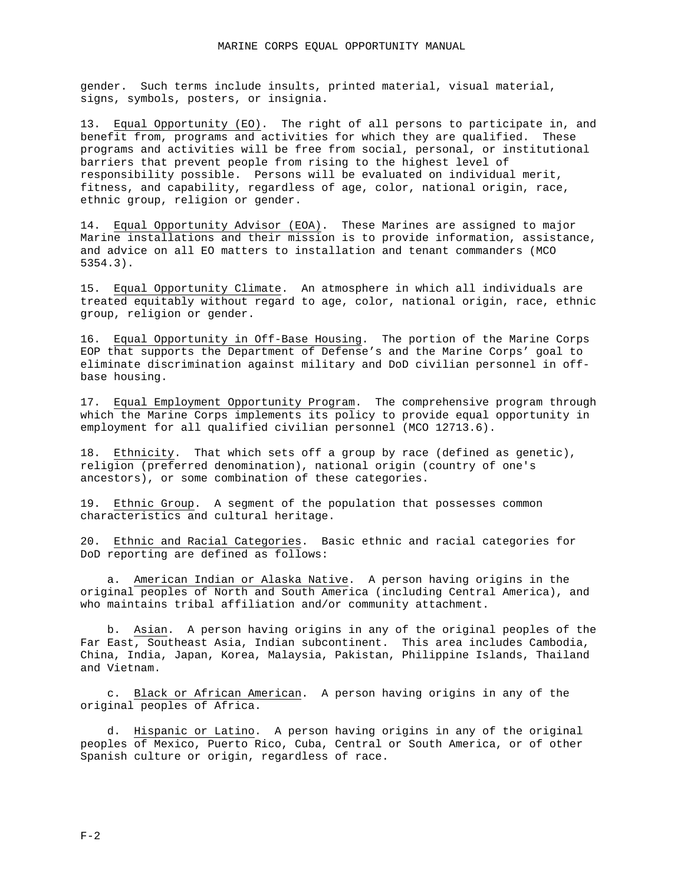gender. Such terms include insults, printed material, visual material, signs, symbols, posters, or insignia.

13. Equal Opportunity (EO). The right of all persons to participate in, and benefit from, programs and activities for which they are qualified. These programs and activities will be free from social, personal, or institutional barriers that prevent people from rising to the highest level of responsibility possible. Persons will be evaluated on individual merit, fitness, and capability, regardless of age, color, national origin, race, ethnic group, religion or gender.

14. Equal Opportunity Advisor (EOA). These Marines are assigned to major Marine installations and their mission is to provide information, assistance, and advice on all EO matters to installation and tenant commanders (MCO 5354.3).

15. Equal Opportunity Climate. An atmosphere in which all individuals are treated equitably without regard to age, color, national origin, race, ethnic group, religion or gender.

16. Equal Opportunity in Off-Base Housing. The portion of the Marine Corps EOP that supports the Department of Defense's and the Marine Corps' goal to eliminate discrimination against military and DoD civilian personnel in off-base housing.

17. Equal Employment Opportunity Program. The comprehensive program through which the Marine Corps implements its policy to provide equal opportunity in employment for all qualified civilian personnel (MCO 12713.6).

18. Ethnicity. That which sets off a group by race (defined as genetic), religion (preferred denomination), national origin (country of one's ancestors), or some combination of these categories.

19. Ethnic Group. A segment of the population that possesses common characteristics and cultural heritage.

20. Ethnic and Racial Categories. Basic ethnic and racial categories for DoD reporting are defined as follows:

a. American Indian or Alaska Native. A person having origins in the original peoples of North and South America (including Central America), and who maintains tribal affiliation and/or community attachment.

b. Asian. A person having origins in any of the original peoples of the Far East, Southeast Asia, Indian subcontinent. This area includes Cambodia, China, India, Japan, Korea, Malaysia, Pakistan, Philippine Islands, Thailand and Vietnam.

c. Black or African American. A person having origins in any of the original peoples of Africa.

d. Hispanic or Latino. A person having origins in any of the original peoples of Mexico, Puerto Rico, Cuba, Central or South America, or of other Spanish culture or origin, regardless of race.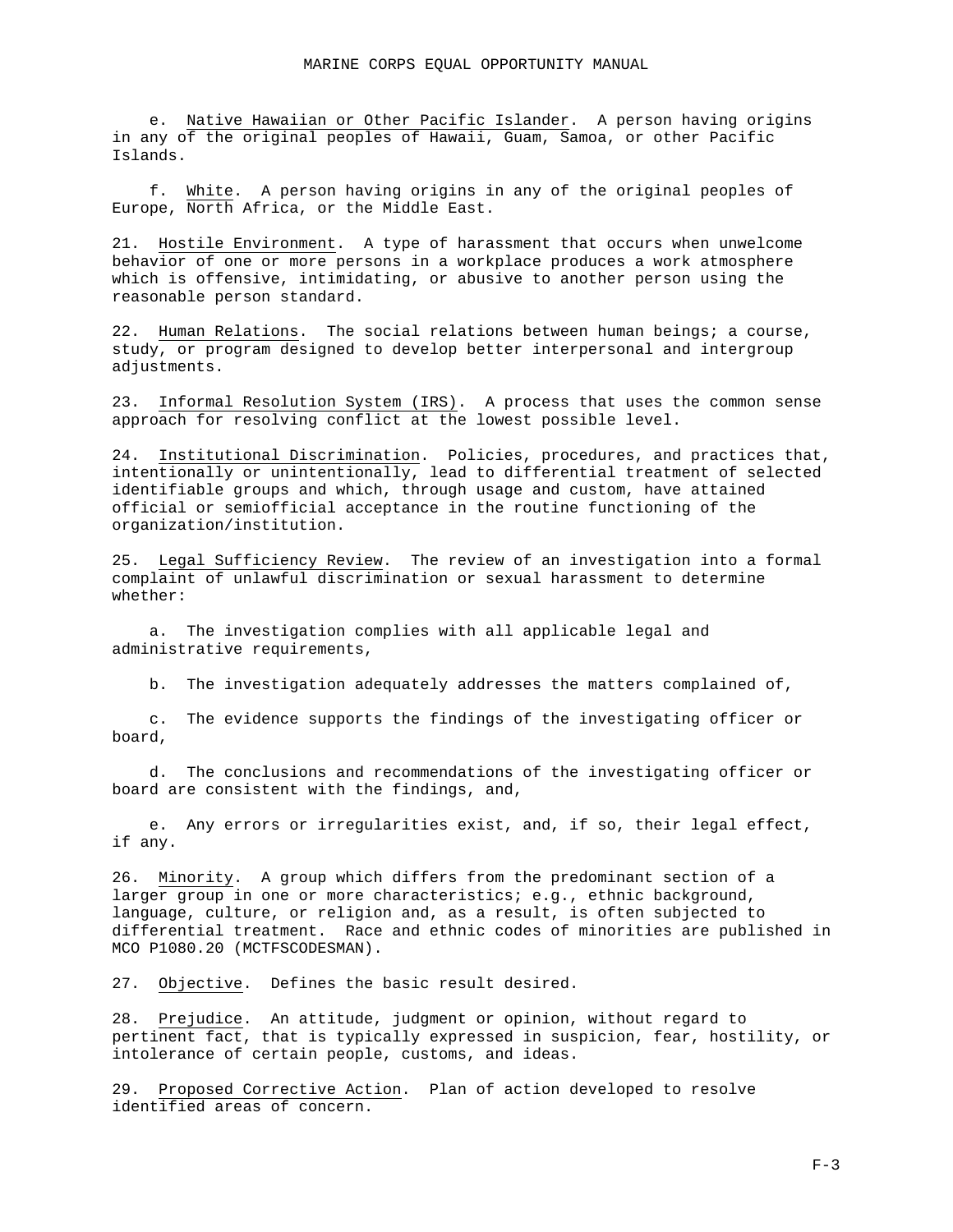e. Native Hawaiian or Other Pacific Islander. A person having origins in any of the original peoples of Hawaii, Guam, Samoa, or other Pacific Islands.

f. White. A person having origins in any of the original peoples of Europe, North Africa, or the Middle East.

21. Hostile Environment. A type of harassment that occurs when unwelcome behavior of one or more persons in a workplace produces a work atmosphere which is offensive, intimidating, or abusive to another person using the reasonable person standard.

22. Human Relations. The social relations between human beings; a course, study, or program designed to develop better interpersonal and intergroup adjustments.

23. Informal Resolution System (IRS). A process that uses the common sense approach for resolving conflict at the lowest possible level.

24. Institutional Discrimination. Policies, procedures, and practices that, intentionally or unintentionally, lead to differential treatment of selected identifiable groups and which, through usage and custom, have attained official or semiofficial acceptance in the routine functioning of the organization/institution.

25. Legal Sufficiency Review. The review of an investigation into a formal complaint of unlawful discrimination or sexual harassment to determine whether:

a. The investigation complies with all applicable legal and administrative requirements,

b. The investigation adequately addresses the matters complained of,

c. The evidence supports the findings of the investigating officer or board,

d. The conclusions and recommendations of the investigating officer or board are consistent with the findings, and,

e. Any errors or irregularities exist, and, if so, their legal effect, if any.

26. Minority. A group which differs from the predominant section of a larger group in one or more characteristics; e.g., ethnic background, language, culture, or religion and, as a result, is often subjected to differential treatment. Race and ethnic codes of minorities are published in MCO P1080.20 (MCTFSCODESMAN).

27. Objective. Defines the basic result desired.

28. Prejudice. An attitude, judgment or opinion, without regard to pertinent fact, that is typically expressed in suspicion, fear, hostility, or intolerance of certain people, customs, and ideas.

29. Proposed Corrective Action. Plan of action developed to resolve identified areas of concern.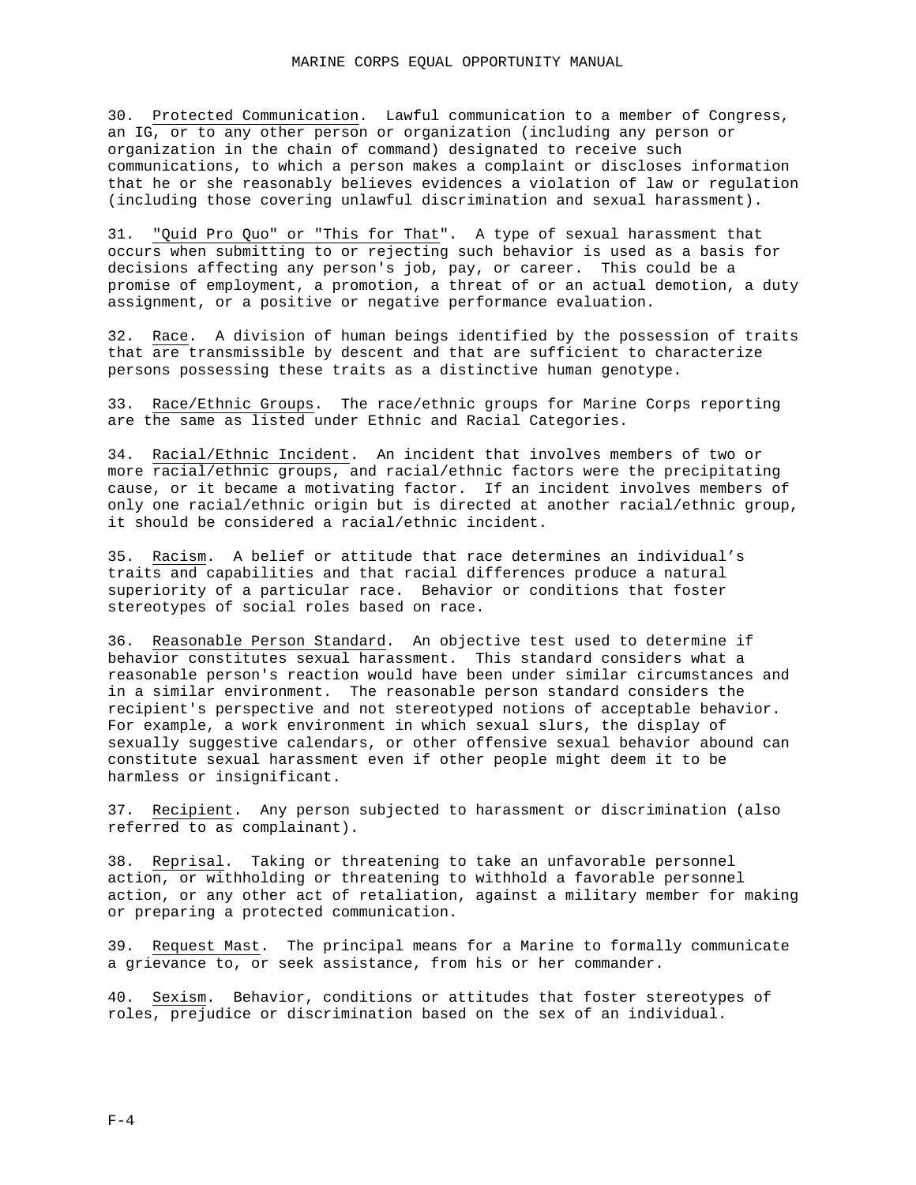30. Protected Communication. Lawful communication to a member of Congress, an IG, or to any other person or organization (including any person or organization in the chain of command) designated to receive such communications, to which a person makes a complaint or discloses information that he or she reasonably believes evidences a violation of law or regulation (including those covering unlawful discrimination and sexual harassment).

31. "Quid Pro Quo" or "This for That". A type of sexual harassment that occurs when submitting to or rejecting such behavior is used as a basis for decisions affecting any person's job, pay, or career. This could be a promise of employment, a promotion, a threat of or an actual demotion, a duty assignment, or a positive or negative performance evaluation.

32. Race. A division of human beings identified by the possession of traits that are transmissible by descent and that are sufficient to characterize persons possessing these traits as a distinctive human genotype.

33. Race/Ethnic Groups. The race/ethnic groups for Marine Corps reporting are the same as listed under Ethnic and Racial Categories.

34. Racial/Ethnic Incident. An incident that involves members of two or more racial/ethnic groups, and racial/ethnic factors were the precipitating cause, or it became a motivating factor. If an incident involves members of only one racial/ethnic origin but is directed at another racial/ethnic group, it should be considered a racial/ethnic incident.

35. Racism. A belief or attitude that race determines an individual's traits and capabilities and that racial differences produce a natural superiority of a particular race. Behavior or conditions that foster stereotypes of social roles based on race.

36. Reasonable Person Standard. An objective test used to determine if behavior constitutes sexual harassment. This standard considers what a reasonable person's reaction would have been under similar circumstances and in a similar environment. The reasonable person standard considers the recipient's perspective and not stereotyped notions of acceptable behavior. For example, a work environment in which sexual slurs, the display of sexually suggestive calendars, or other offensive sexual behavior abound can constitute sexual harassment even if other people might deem it to be harmless or insignificant.

37. Recipient. Any person subjected to harassment or discrimination (also referred to as complainant).

38. Reprisal. Taking or threatening to take an unfavorable personnel action, or withholding or threatening to withhold a favorable personnel action, or any other act of retaliation, against a military member for making or preparing a protected communication.

39. Request Mast. The principal means for a Marine to formally communicate a grievance to, or seek assistance, from his or her commander.

40. Sexism. Behavior, conditions or attitudes that foster stereotypes of roles, prejudice or discrimination based on the sex of an individual.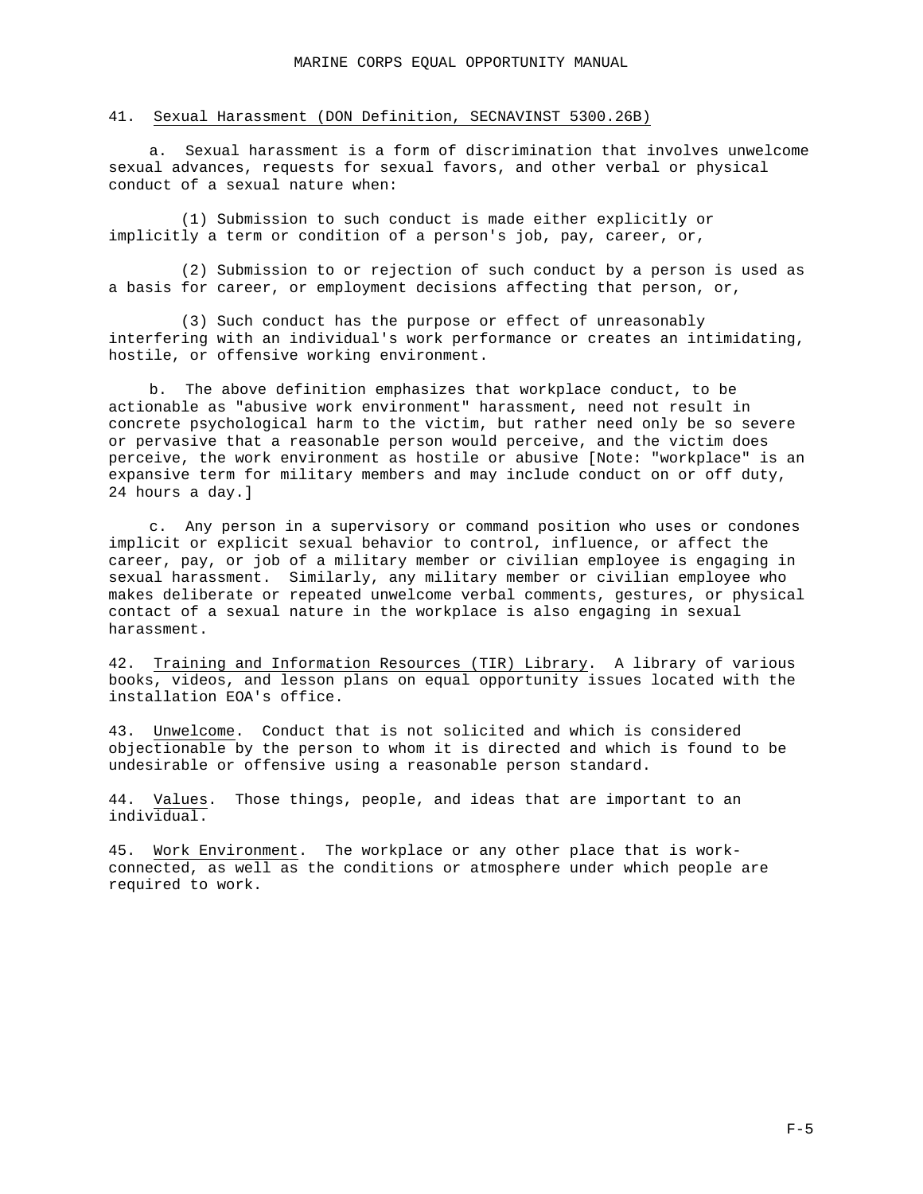41. Sexual Harassment (DON Definition, SECNAVINST 5300.26B)

a. Sexual harassment is a form of discrimination that involves unwelcome sexual advances, requests for sexual favors, and other verbal or physical conduct of a sexual nature when:

(1) Submission to such conduct is made either explicitly or implicitly a term or condition of a person's job, pay, career, or,

(2) Submission to or rejection of such conduct by a person is used as a basis for career, or employment decisions affecting that person, or,

(3) Such conduct has the purpose or effect of unreasonably interfering with an individual's work performance or creates an intimidating, hostile, or offensive working environment.

b. The above definition emphasizes that workplace conduct, to be actionable as "abusive work environment" harassment, need not result in concrete psychological harm to the victim, but rather need only be so severe or pervasive that a reasonable person would perceive, and the victim does perceive, the work environment as hostile or abusive [Note: "workplace" is an expansive term for military members and may include conduct on or off duty, 24 hours a day.]

c. Any person in a supervisory or command position who uses or condones implicit or explicit sexual behavior to control, influence, or affect the career, pay, or job of a military member or civilian employee is engaging in sexual harassment. Similarly, any military member or civilian employee who makes deliberate or repeated unwelcome verbal comments, gestures, or physical contact of a sexual nature in the workplace is also engaging in sexual harassment.

42. Training and Information Resources (TIR) Library. A library of various books, videos, and lesson plans on equal opportunity issues located with the installation EOA's office.

43. Unwelcome. Conduct that is not solicited and which is considered objectionable by the person to whom it is directed and which is found to be undesirable or offensive using a reasonable person standard.

44. Values. Those things, people, and ideas that are important to an individual.

45. Work Environment. The workplace or any other place that is work-connected, as well as the conditions or atmosphere under which people are required to work.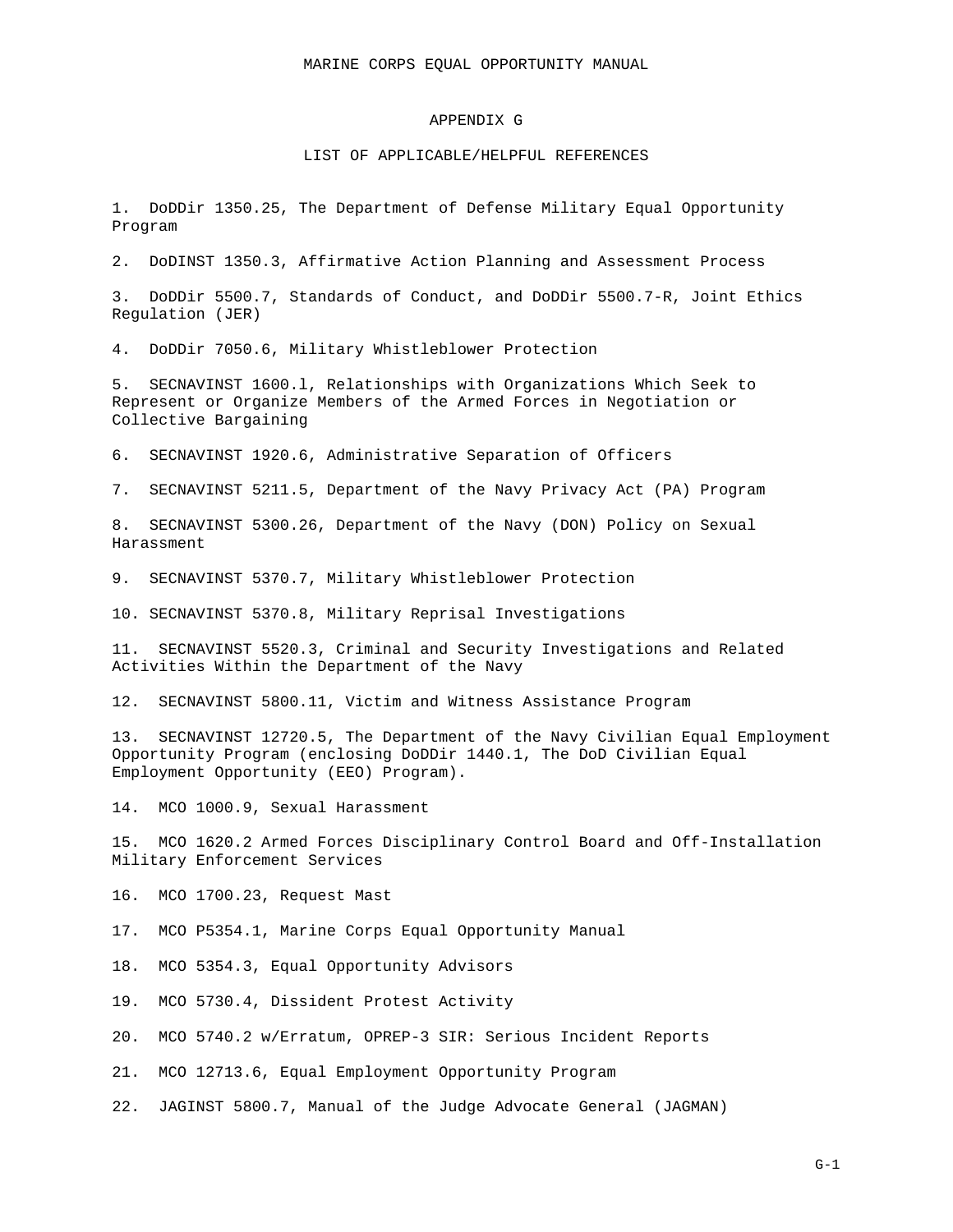# APPENDIX G

## LIST OF APPLICABLE/HELPFUL REFERENCES

1. DoDDir 1350.25, The Department of Defense Military Equal Opportunity Program

2. DoDINST 1350.3, Affirmative Action Planning and Assessment Process

3. DoDDir 5500.7, Standards of Conduct, and DoDDir 5500.7-R, Joint Ethics Regulation (JER)

4. DoDDir 7050.6, Military Whistleblower Protection

5. SECNAVINST 1600.l, Relationships with Organizations Which Seek to Represent or Organize Members of the Armed Forces in Negotiation or Collective Bargaining

6. SECNAVINST 1920.6, Administrative Separation of Officers

7. SECNAVINST 5211.5, Department of the Navy Privacy Act (PA) Program

8. SECNAVINST 5300.26, Department of the Navy (DON) Policy on Sexual Harassment

9. SECNAVINST 5370.7, Military Whistleblower Protection

10. SECNAVINST 5370.8, Military Reprisal Investigations

11. SECNAVINST 5520.3, Criminal and Security Investigations and Related Activities Within the Department of the Navy

12. SECNAVINST 5800.11, Victim and Witness Assistance Program

13. SECNAVINST 12720.5, The Department of the Navy Civilian Equal Employment Opportunity Program (enclosing DoDDir 1440.1, The DoD Civilian Equal Employment Opportunity (EEO) Program).

14. MCO 1000.9, Sexual Harassment

15. MCO 1620.2 Armed Forces Disciplinary Control Board and Off-Installation Military Enforcement Services

16. MCO 1700.23, Request Mast

17. MCO P5354.1, Marine Corps Equal Opportunity Manual

18. MCO 5354.3, Equal Opportunity Advisors

19. MCO 5730.4, Dissident Protest Activity

20. MCO 5740.2 w/Erratum, OPREP-3 SIR: Serious Incident Reports

21. MCO 12713.6, Equal Employment Opportunity Program

22. JAGINST 5800.7, Manual of the Judge Advocate General (JAGMAN)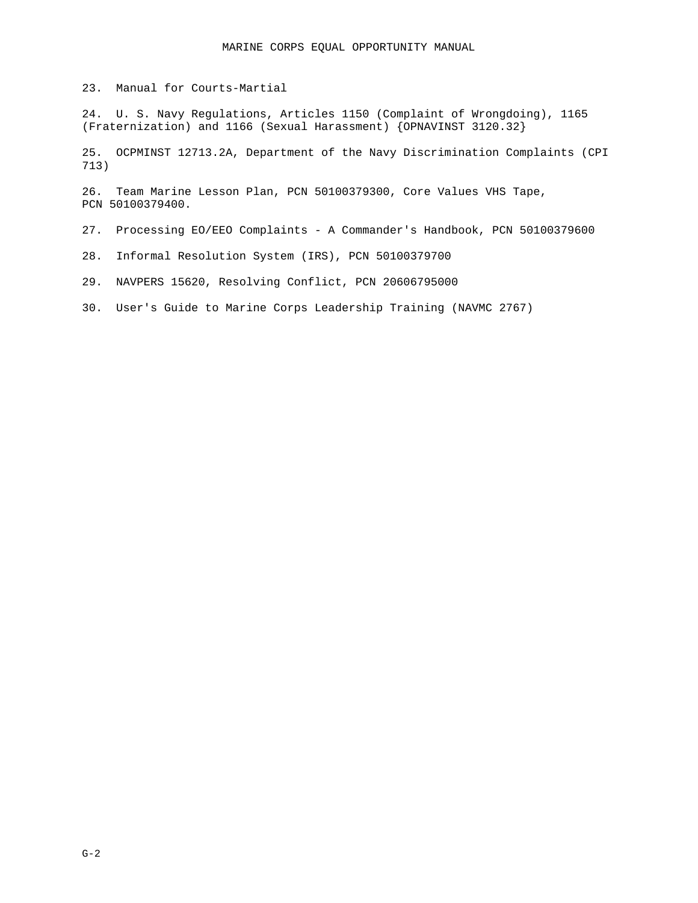23. Manual for Courts-Martial

24. U. S. Navy Regulations, Articles 1150 (Complaint of Wrongdoing), 1165 (Fraternization) and 1166 (Sexual Harassment) {OPNAVINST 3120.32}

25. OCPMINST 12713.2A, Department of the Navy Discrimination Complaints (CPI 713)

26. Team Marine Lesson Plan, PCN 50100379300, Core Values VHS Tape, PCN 50100379400.

27. Processing EO/EEO Complaints - A Commander's Handbook, PCN 50100379600

28. Informal Resolution System (IRS), PCN 50100379700

29. NAVPERS 15620, Resolving Conflict, PCN 20606795000

30. User's Guide to Marine Corps Leadership Training (NAVMC 2767)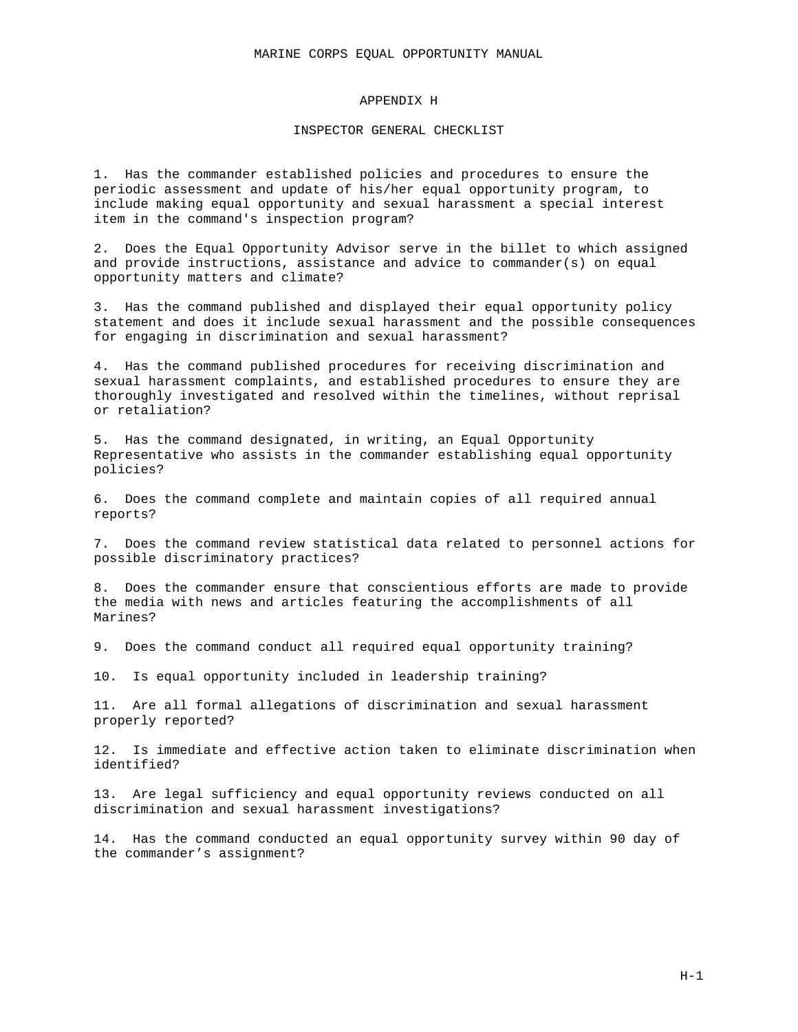# APPENDIX H

## INSPECTOR GENERAL CHECKLIST

1. Has the commander established policies and procedures to ensure the periodic assessment and update of his/her equal opportunity program, to include making equal opportunity and sexual harassment a special interest item in the command's inspection program?

2. Does the Equal Opportunity Advisor serve in the billet to which assigned and provide instructions, assistance and advice to commander(s) on equal opportunity matters and climate?

3. Has the command published and displayed their equal opportunity policy statement and does it include sexual harassment and the possible consequences for engaging in discrimination and sexual harassment?

4. Has the command published procedures for receiving discrimination and sexual harassment complaints, and established procedures to ensure they are thoroughly investigated and resolved within the timelines, without reprisal or retaliation?

5. Has the command designated, in writing, an Equal Opportunity Representative who assists in the commander establishing equal opportunity policies?

6. Does the command complete and maintain copies of all required annual reports?

7. Does the command review statistical data related to personnel actions for possible discriminatory practices?

8. Does the commander ensure that conscientious efforts are made to provide the media with news and articles featuring the accomplishments of all Marines?

9. Does the command conduct all required equal opportunity training?

10. Is equal opportunity included in leadership training?

11. Are all formal allegations of discrimination and sexual harassment properly reported?

12. Is immediate and effective action taken to eliminate discrimination when identified?

13. Are legal sufficiency and equal opportunity reviews conducted on all discrimination and sexual harassment investigations?

14. Has the command conducted an equal opportunity survey within 90 day of the commander’s assignment?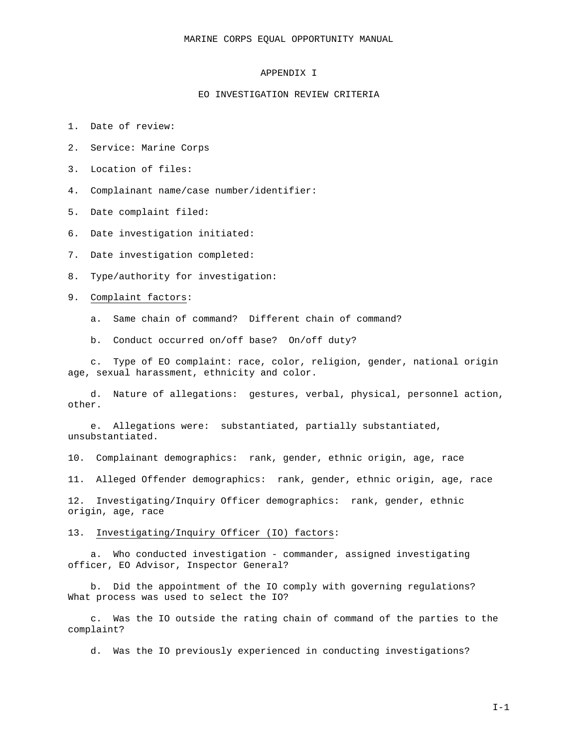## APPENDIX I

## EO INVESTIGATION REVIEW CRITERIA

1. Date of review:

2. Service: Marine Corps

3. Location of files:

4. Complainant name/case number/identifier:

5. Date complaint filed:

6. Date investigation initiated:

7. Date investigation completed:

8. Type/authority for investigation:

9. Complaint factors:

   a. Same chain of command? Different chain of command?

   b. Conduct occurred on/off base? On/off duty?

   c. Type of EO complaint: race, color, religion, gender, national origin age, sexual harassment, ethnicity and color.

   d. Nature of allegations: gestures, verbal, physical, personnel action, other.

   e. Allegations were: substantiated, partially substantiated, unsubstantiated.

10. Complainant demographics: rank, gender, ethnic origin, age, race

11. Alleged Offender demographics: rank, gender, ethnic origin, age, race

12. Investigating/Inquiry Officer demographics: rank, gender, ethnic origin, age, race

13. Investigating/Inquiry Officer (IO) factors:

   a. Who conducted investigation - commander, assigned investigating officer, EO Advisor, Inspector General?

   b. Did the appointment of the IO comply with governing regulations? What process was used to select the IO?

   c. Was the IO outside the rating chain of command of the parties to the complaint?

   d. Was the IO previously experienced in conducting investigations?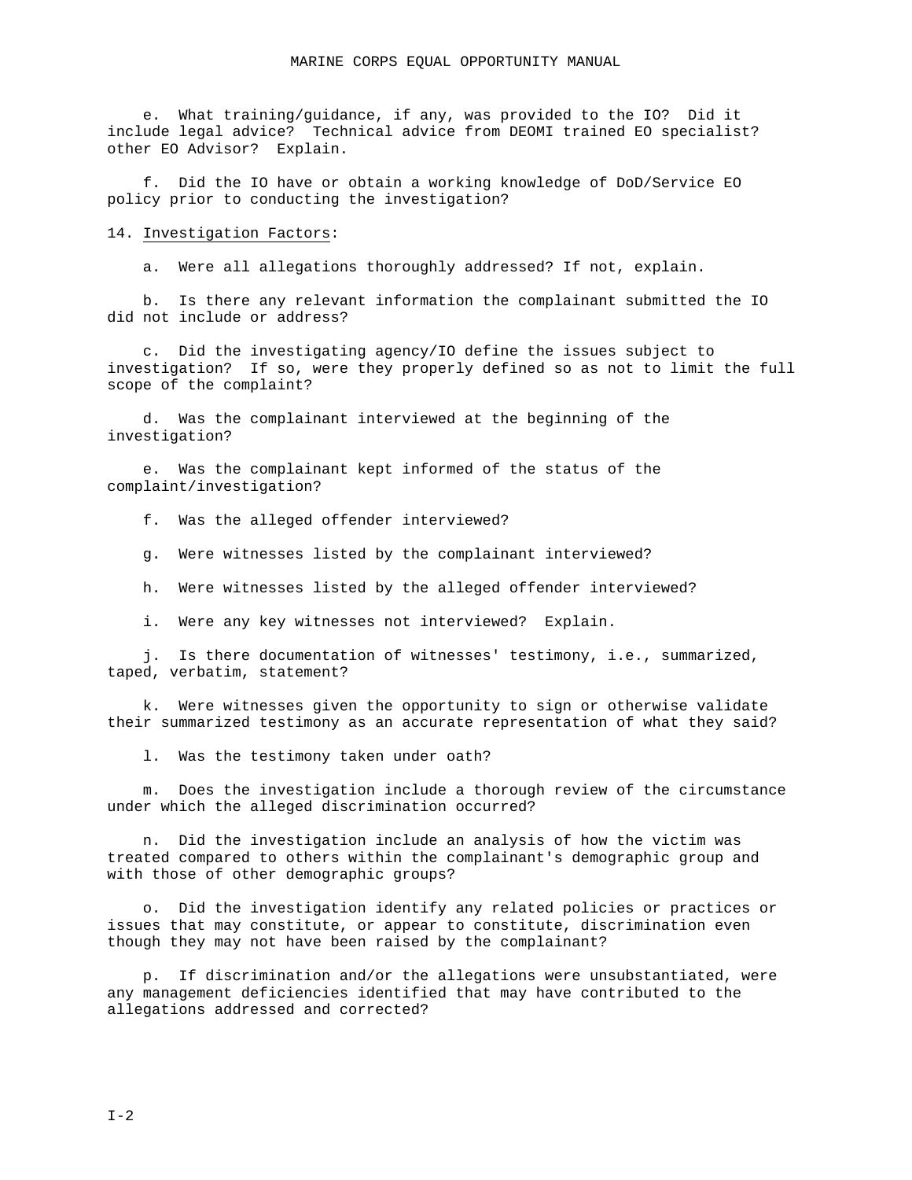e. What training/guidance, if any, was provided to the IO? Did it include legal advice? Technical advice from DEOMI trained EO specialist? other EO Advisor? Explain.

f. Did the IO have or obtain a working knowledge of DoD/Service EO policy prior to conducting the investigation?

14. Investigation Factors:

a. Were all allegations thoroughly addressed? If not, explain.

b. Is there any relevant information the complainant submitted the IO did not include or address?

c. Did the investigating agency/IO define the issues subject to investigation? If so, were they properly defined so as not to limit the full scope of the complaint?

d. Was the complainant interviewed at the beginning of the investigation?

e. Was the complainant kept informed of the status of the complaint/investigation?

f. Was the alleged offender interviewed?

g. Were witnesses listed by the complainant interviewed?

h. Were witnesses listed by the alleged offender interviewed?

i. Were any key witnesses not interviewed? Explain.

j. Is there documentation of witnesses' testimony, i.e., summarized, taped, verbatim, statement?

k. Were witnesses given the opportunity to sign or otherwise validate their summarized testimony as an accurate representation of what they said?

l. Was the testimony taken under oath?

m. Does the investigation include a thorough review of the circumstance under which the alleged discrimination occurred?

n. Did the investigation include an analysis of how the victim was treated compared to others within the complainant's demographic group and with those of other demographic groups?

o. Did the investigation identify any related policies or practices or issues that may constitute, or appear to constitute, discrimination even though they may not have been raised by the complainant?

p. If discrimination and/or the allegations were unsubstantiated, were any management deficiencies identified that may have contributed to the allegations addressed and corrected?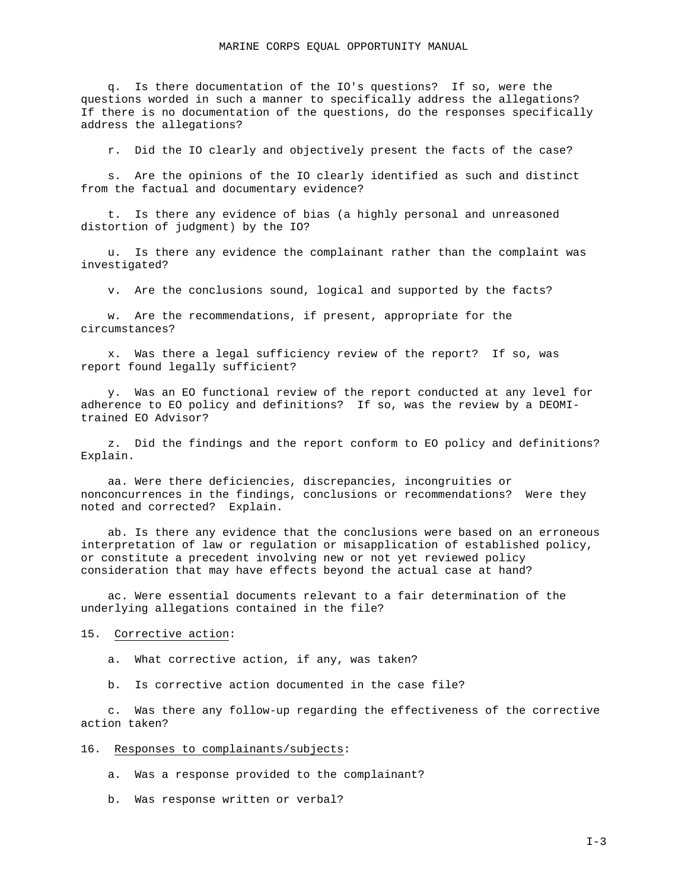q. Is there documentation of the IO's questions? If so, were the questions worded in such a manner to specifically address the allegations? If there is no documentation of the questions, do the responses specifically address the allegations?

r. Did the IO clearly and objectively present the facts of the case?

s. Are the opinions of the IO clearly identified as such and distinct from the factual and documentary evidence?

t. Is there any evidence of bias (a highly personal and unreasoned distortion of judgment) by the IO?

u. Is there any evidence the complainant rather than the complaint was investigated?

v. Are the conclusions sound, logical and supported by the facts?

w. Are the recommendations, if present, appropriate for the circumstances?

x. Was there a legal sufficiency review of the report? If so, was report found legally sufficient?

y. Was an EO functional review of the report conducted at any level for adherence to EO policy and definitions? If so, was the review by a DEOMI-trained EO Advisor?

z. Did the findings and the report conform to EO policy and definitions? Explain.

aa. Were there deficiencies, discrepancies, incongruities or nonconcurrences in the findings, conclusions or recommendations? Were they noted and corrected? Explain.

ab. Is there any evidence that the conclusions were based on an erroneous interpretation of law or regulation or misapplication of established policy, or constitute a precedent involving new or not yet reviewed policy consideration that may have effects beyond the actual case at hand?

ac. Were essential documents relevant to a fair determination of the underlying allegations contained in the file?

15. Corrective action:

a. What corrective action, if any, was taken?

b. Is corrective action documented in the case file?

c. Was there any follow-up regarding the effectiveness of the corrective action taken?

16. Responses to complainants/subjects:

a. Was a response provided to the complainant?

b. Was response written or verbal?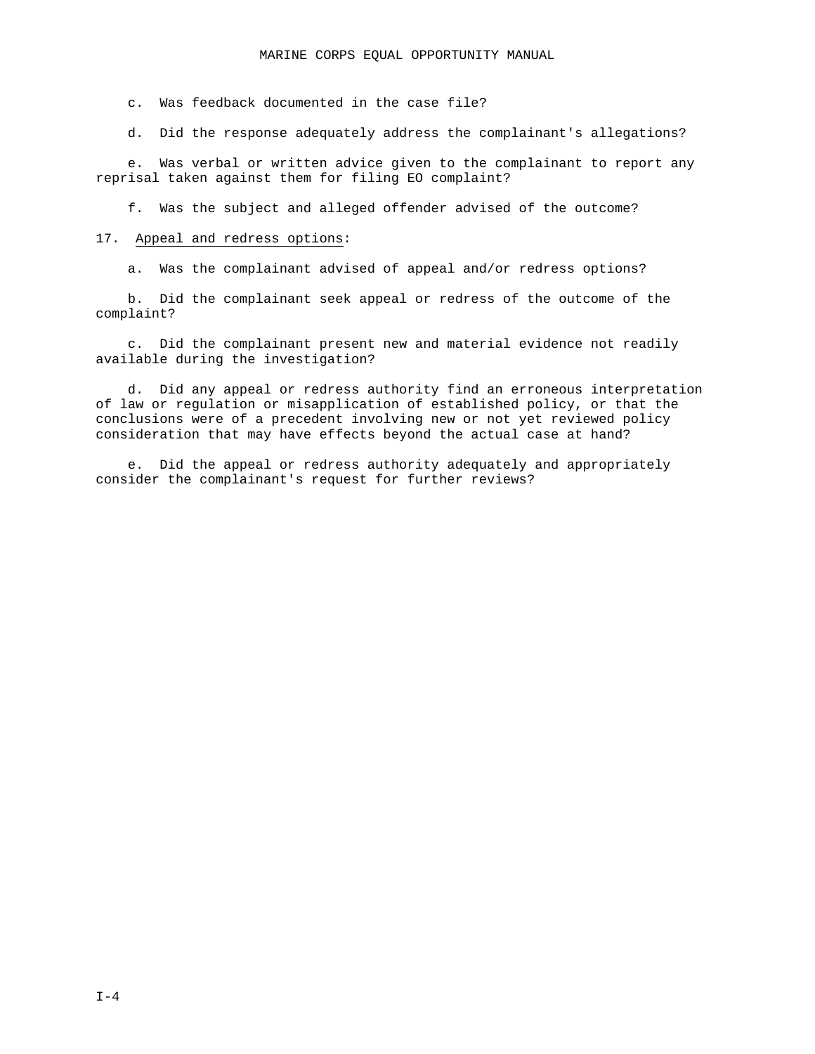c. Was feedback documented in the case file?

d. Did the response adequately address the complainant's allegations?

e. Was verbal or written advice given to the complainant to report any reprisal taken against them for filing EO complaint?

f. Was the subject and alleged offender advised of the outcome?

17. Appeal and redress options:

a. Was the complainant advised of appeal and/or redress options?

b. Did the complainant seek appeal or redress of the outcome of the complaint?

c. Did the complainant present new and material evidence not readily available during the investigation?

d. Did any appeal or redress authority find an erroneous interpretation of law or regulation or misapplication of established policy, or that the conclusions were of a precedent involving new or not yet reviewed policy consideration that may have effects beyond the actual case at hand?

e. Did the appeal or redress authority adequately and appropriately consider the complainant's request for further reviews?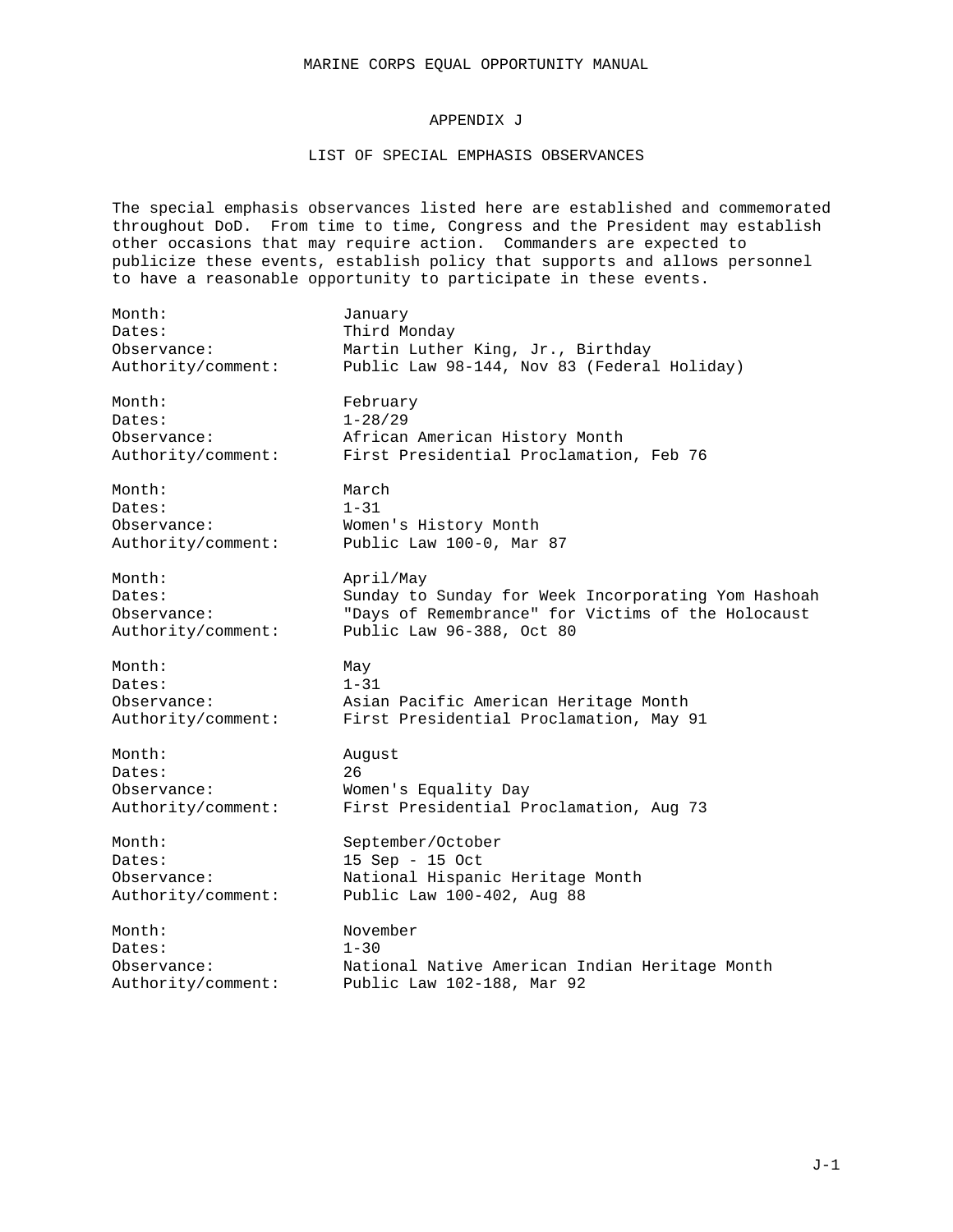# APPENDIX J

## LIST OF SPECIAL EMPHASIS OBSERVANCES

The special emphasis observances listed here are established and commemorated throughout DoD. From time to time, Congress and the President may establish other occasions that may require action. Commanders are expected to publicize these events, establish policy that supports and allows personnel to have a reasonable opportunity to participate in these events.

Month: January
Dates: Third Monday
Observance: Martin Luther King, Jr., Birthday
Authority/comment: Public Law 98-144, Nov 83 (Federal Holiday)

Month: February
Dates: 1-28/29
Observance: African American History Month
Authority/comment: First Presidential Proclamation, Feb 76

Month: March
Dates: 1-31
Observance: Women's History Month
Authority/comment: Public Law 100-0, Mar 87

Month: April/May
Dates: Sunday to Sunday for Week Incorporating Yom Hashoah
Observance: "Days of Remembrance" for Victims of the Holocaust
Authority/comment: Public Law 96-388, Oct 80

Month: May
Dates: 1-31
Observance: Asian Pacific American Heritage Month
Authority/comment: First Presidential Proclamation, May 91

Month: August
Dates: 26
Observance: Women's Equality Day
Authority/comment: First Presidential Proclamation, Aug 73

Month: September/October
Dates: 15 Sep - 15 Oct
Observance: National Hispanic Heritage Month
Authority/comment: Public Law 100-402, Aug 88

Month: November
Dates: 1-30
Observance: National Native American Indian Heritage Month
Authority/comment: Public Law 102-188, Mar 92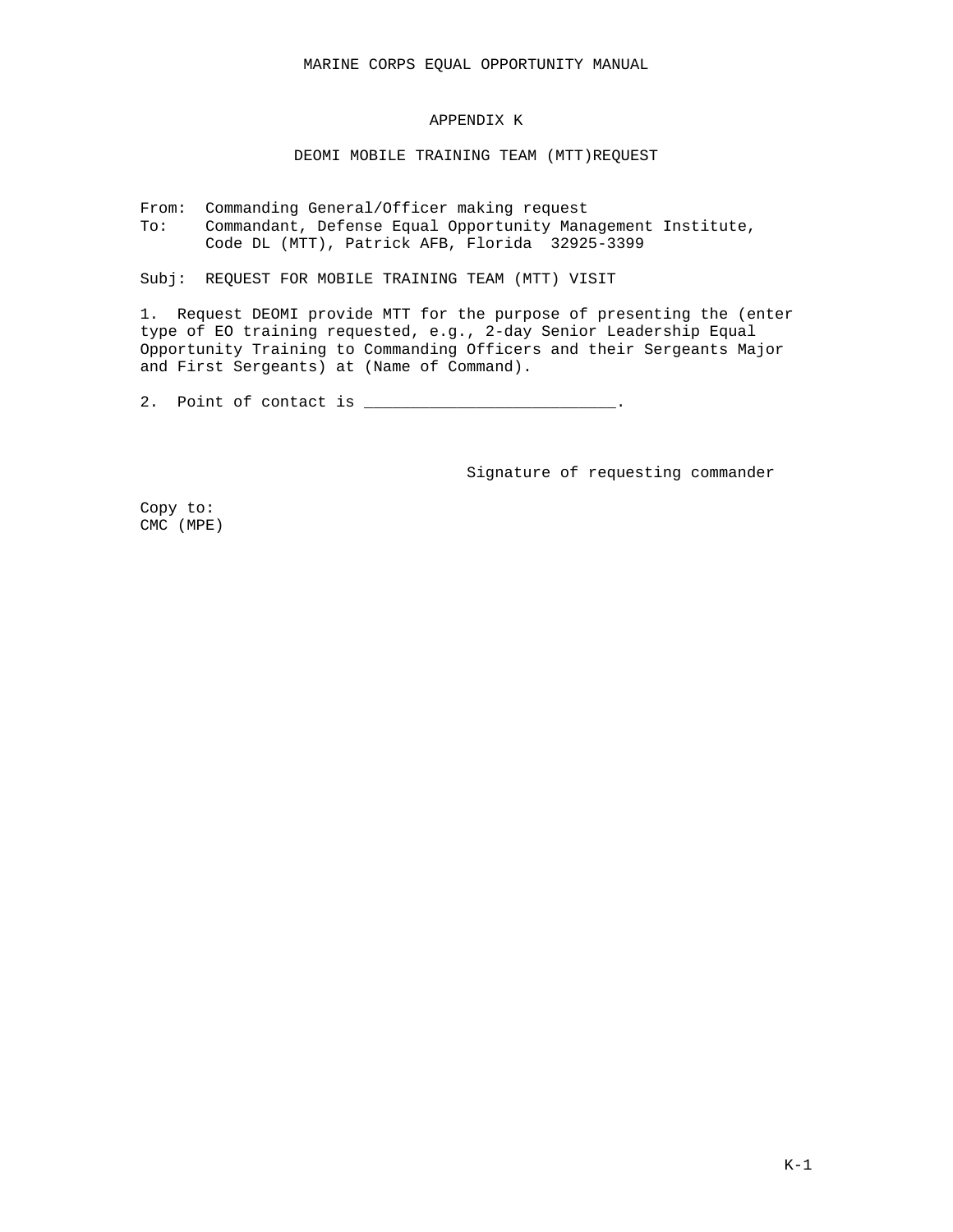# APPENDIX K

## DEOMI MOBILE TRAINING TEAM (MTT)REQUEST

From: Commanding General/Officer making request
To: Commandant, Defense Equal Opportunity Management Institute, Code DL (MTT), Patrick AFB, Florida 32925-3399

Subj: REQUEST FOR MOBILE TRAINING TEAM (MTT) VISIT

1. Request DEOMI provide MTT for the purpose of presenting the (enter type of EO training requested, e.g., 2-day Senior Leadership Equal Opportunity Training to Commanding Officers and their Sergeants Major and First Sergeants) at (Name of Command).

2. Point of contact is ___________________________.

Signature of requesting commander

Copy to:
CMC (MPE)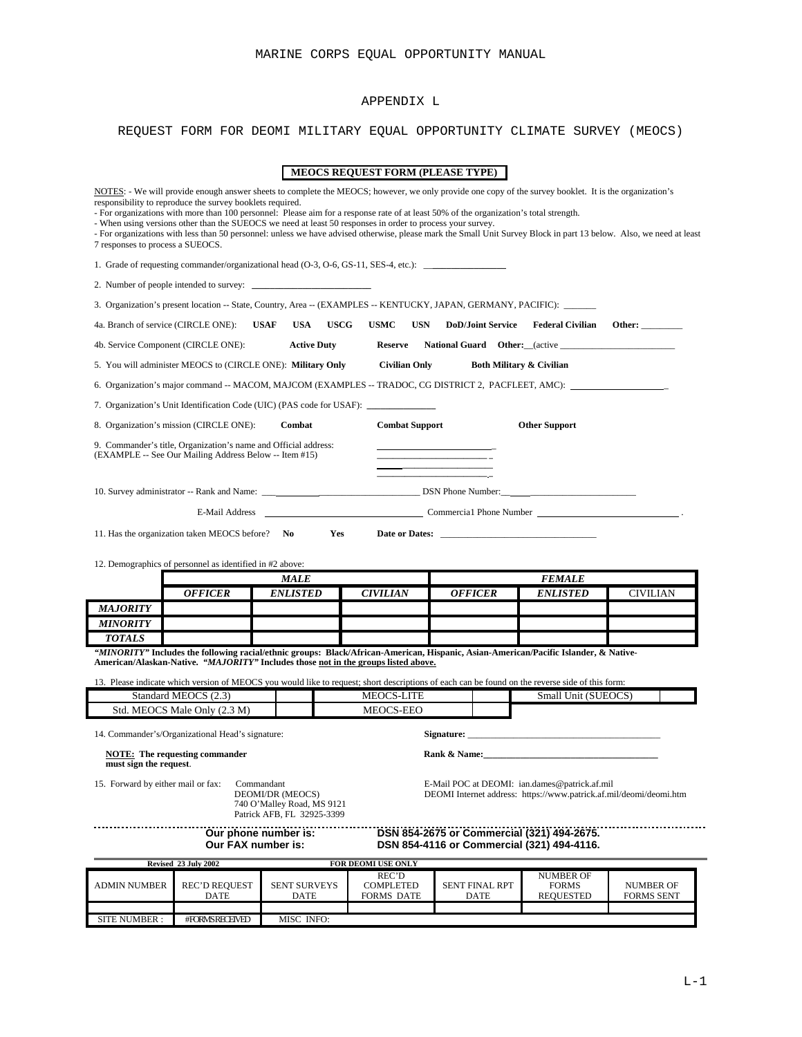MARINE CORPS EQUAL OPPORTUNITY MANUAL

# APPENDIX L

## REQUEST FORM FOR DEOMI MILITARY EQUAL OPPORTUNITY CLIMATE SURVEY (MEOCS)

**MEOCS REQUEST FORM (PLEASE TYPE)**

NOTES: - We will provide enough answer sheets to complete the MEOCS; however, we only provide one copy of the survey booklet. It is the organization's responsibility to reproduce the survey booklets required.
- For organizations with more than 100 personnel: Please aim for a response rate of at least 50% of the organization's total strength.
- When using versions other than the SUEOCS we need at least 50 responses in order to process your survey.
- For organizations with less than 50 personnel: unless we have advised otherwise, please mark the Small Unit Survey Block in part 13 below. Also, we need at least 7 responses to process a SUEOCS.

1. Grade of requesting commander/organizational head (O-3, O-6, GS-11, SES-4, etc.): ________________

2. Number of people intended to survey: ________________________

3. Organization's present location -- State, Country, Area -- (EXAMPLES -- KENTUCKY, JAPAN, GERMANY, PACIFIC): _______

4a. Branch of service (CIRCLE ONE): **USAF** **USA** **USCG** **USMC** **USN** **DoD/Joint Service** **Federal Civilian** **Other:** _________

4b. Service Component (CIRCLE ONE): **Active Duty** **Reserve** **National Guard** **Other:**__(active ________________________

5. You will administer MEOCS to (CIRCLE ONE): **Military Only** **Civilian Only** **Both Military & Civilian**

6. Organization's major command -- MACOM, MAJCOM (EXAMPLES -- TRADOC, CG DISTRICT 2, PACFLEET, AMC): ____________________

7. Organization's Unit Identification Code (UIC) (PAS code for USAF): ______________

8. Organization's mission (CIRCLE ONE): **Combat** **Combat Support** **Other Support**

9. Commander's title, Organization's name and Official address: (EXAMPLE -- See Our Mailing Address Below -- Item #15)
________________________
________________________
________________________
________________________

10. Survey administrator -- Rank and Name: ______________________________ DSN Phone Number:____________________________

E-Mail Address ________________________________ Commercia1 Phone Number ______________________________ .

11. Has the organization taken MEOCS before? **No** **Yes** **Date or Dates:** ________________________________

12. Demographics of personnel as identified in #2 above:

| | ***MALE*** | | | ***FEMALE*** | | |
|---|---|---|---|---|---|---|
| | ***OFFICER*** | ***ENLISTED*** | ***CIVILIAN*** | ***OFFICER*** | ***ENLISTED*** | CIVILIAN |
| ***MAJORITY*** | | | | | | |
| ***MINORITY*** | | | | | | |
| ***TOTALS*** | | | | | | |

***"MINORITY"* Includes the following racial/ethnic groups: Black/African-American, Hispanic, Asian-American/Pacific Islander, & Native-American/Alaskan-Native. *"MAJORITY"* Includes those not in the groups listed above.**

13. Please indicate which version of MEOCS you would like to request; short descriptions of each can be found on the reverse side of this form:

| Standard MEOCS (2.3) | | MEOCS-LITE | | Small Unit (SUEOCS) | |
|---|---|---|---|---|---|
| Std. MEOCS Male Only (2.3 M) | | MEOCS-EEO | | | |

14. Commander's/Organizational Head's signature: **Signature:** ________________________________

**NOTE: The requesting commander must sign the request.** **Rank & Name:**________________________________

15. Forward by either mail or fax: Commandant
DEOMI/DR (MEOCS)
740 O'Malley Road, MS 9121
Patrick AFB, FL 32925-3399

E-Mail POC at DEOMI: ian.dames@patrick.af.mil
DEOMI Internet address: https://www.patrick.af.mil/deomi/deomi.htm

**Our phone number is: DSN 854-2675 or Commercial (321) 494-2675.**
**Our FAX number is: DSN 854-4116 or Commercial (321) 494-4116.**

**Revised 23 July 2002** **FOR DEOMI USE ONLY**

| ADMIN NUMBER | REC'D REQUEST DATE | SENT SURVEYS DATE | REC'D COMPLETED FORMS DATE | SENT FINAL RPT DATE | NUMBER OF FORMS REQUESTED | NUMBER OF FORMS SENT |
|---|---|---|---|---|---|---|
| | | | | | | |
| SITE NUMBER : | #FORMS RECEIVED | MISC INFO: | | | | |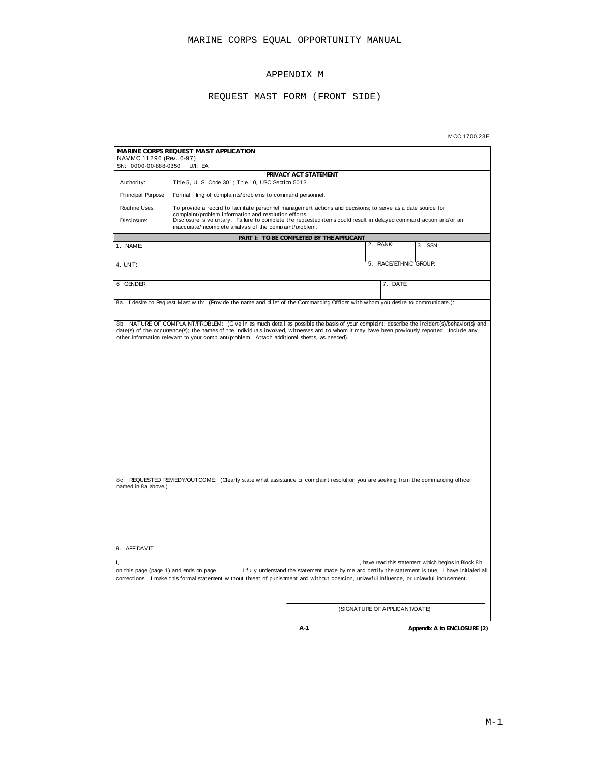# APPENDIX M

## REQUEST MAST FORM (FRONT SIDE)

MCO 1700.23E

**MARINE CORPS REQUEST MAST APPLICATION**
NAVMC 11296 (Rev. 6-97)
SN: 0000-00-888-0350 U/I: EA

**PRIVACY ACT STATEMENT**

| | |
|---|---|
| Authority: | Title 5, U. S. Code 301; Title 10, USC Section 5013 |
| Priincipal Purpose: | Formal filing of complaints/problems to command personnel. |
| Routine Uses: | To provide a record to facilitate personnel management actions and decisions; to serve as a date source for complaint/problem information and resolution efforts. |
| Disclosure: | Disclosure is voluntary. Failure to complete the requested items could result in delayed command action and/or an inaccurate/incomplete analysis of the complaint/problem. |

**PART I: TO BE COMPLETED BY THE APPLICANT**

| | | |
|---|---|---|
| 1. NAME: | 2. RANK: | 3. SSN: |
| 4. UNIT: | 5. RACE/ETHNIC GROUP: | |
| 6. GENDER: | 7. DATE: | |

8a. I desire to Request Mast with: (Provide the name and billet of the Commanding Officer with whom you desire to communicate.):

8b. NATURE OF COMPLAINT/PROBLEM: (Give in as much detail as possible the basis of your complaint; describe the incident(s)/behavior(s) and date(s) of the occurrence(s); the names of the individuals involved, witnesses and to whom it may have been previously reported. Include any other information relevant to your compliant/problem. Attach additional sheets, as needed).

8c. REQUESTED REMEDY/OUTCOME: (Clearly state what assistance or complaint resolution you are seeking from the commanding officer named in 8a above.)

9. AFFIDAVIT

I, \_\_\_\_\_\_\_\_\_\_\_\_\_\_\_\_\_\_\_\_\_\_\_\_\_\_\_\_\_\_\_\_\_\_\_\_\_\_\_\_, have read this statement which begins in Block 8b on this page (page 1) and ends on page \_\_\_\_\_\_. I fully understand the statement made by me and certify the statement is true. I have initialed all corrections. I make this formal statement without threat of punishment and without coercion, unlawful influence, or unlawful inducement.

\_\_\_\_\_\_\_\_\_\_\_\_\_\_\_\_\_\_\_\_\_\_\_\_\_\_\_\_\_\_\_\_\_\_\_\_\_\_\_\_
(SIGNATURE OF APPLICANT/DATE)

A-1 **Appendix A to ENCLOSURE (2)**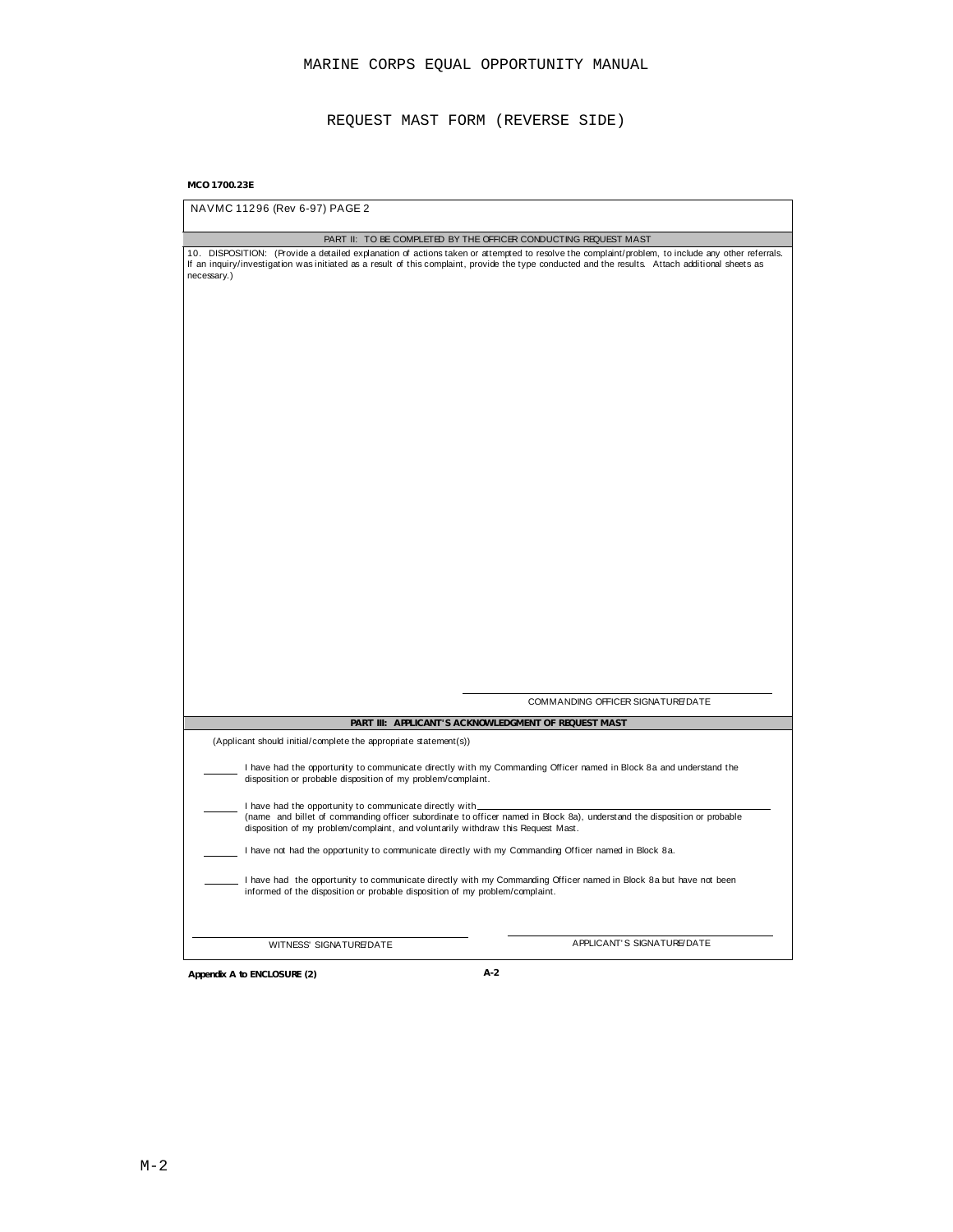MARINE CORPS EQUAL OPPORTUNITY MANUAL

REQUEST MAST FORM (REVERSE SIDE)

**MCO 1700.23E**

NAVMC 11296 (Rev 6-97) PAGE 2

PART II: TO BE COMPLETED BY THE OFFICER CONDUCTING REQUEST MAST

10. DISPOSITION: (Provide a detailed explanation of actions taken or attempted to resolve the complaint/problem, to include any other referrals. If an inquiry/investigation was initiated as a result of this complaint, provide the type conducted and the results. Attach additional sheets as necessary.)

\_\_\_\_\_\_\_\_\_\_\_\_\_\_\_\_\_\_\_\_\_\_\_\_\_\_\_\_\_\_\_\_\_\_\_\_\_\_\_\_
COMMANDING OFFICER SIGNATURE/DATE

**PART III: APPLICANT'S ACKNOWLEDGMENT OF REQUEST MAST**

(Applicant should initial/complete the appropriate statement(s))

\_\_\_\_\_\_ I have had the opportunity to communicate directly with my Commanding Officer named in Block 8a and understand the disposition or probable disposition of my problem/complaint.

\_\_\_\_\_\_ I have had the opportunity to communicate directly with \_\_\_\_\_\_\_\_\_\_\_\_\_\_\_\_\_\_\_\_\_\_\_\_\_\_\_\_\_\_\_\_\_\_\_\_\_\_\_\_ (name and billet of commanding officer subordinate to officer named in Block 8a), understand the disposition or probable disposition of my problem/complaint, and voluntarily withdraw this Request Mast.

\_\_\_\_\_\_ I have not had the opportunity to communicate directly with my Commanding Officer named in Block 8a.

\_\_\_\_\_\_ I have had the opportunity to communicate directly with my Commanding Officer named in Block 8a but have not been informed of the disposition or probable disposition of my problem/complaint.

| \_\_\_\_\_\_\_\_\_\_\_\_\_\_\_\_\_\_\_\_\_\_\_\_\_\_\_\_\_\_\_\_\_\_\_\_\_\_\_\_ | \_\_\_\_\_\_\_\_\_\_\_\_\_\_\_\_\_\_\_\_\_\_\_\_\_\_\_\_\_\_\_\_\_\_\_\_\_\_\_\_ |
|---|---|
| WITNESS' SIGNATURE/DATE | APPLICANT'S SIGNATURE/DATE |

**Appendix A to ENCLOSURE (2)** **A-2**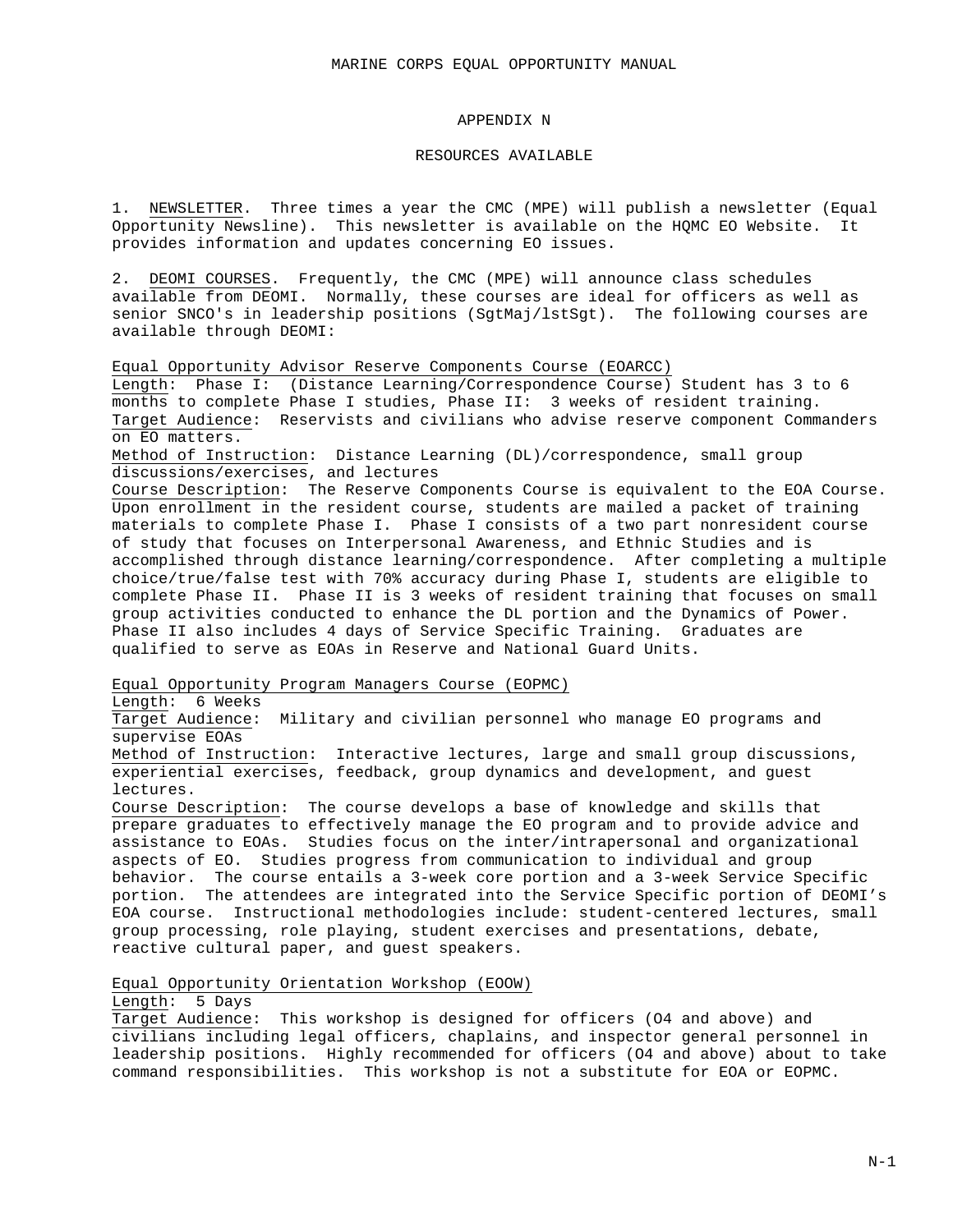# APPENDIX N

## RESOURCES AVAILABLE

1. NEWSLETTER. Three times a year the CMC (MPE) will publish a newsletter (Equal Opportunity Newsline). This newsletter is available on the HQMC EO Website. It provides information and updates concerning EO issues.

2. DEOMI COURSES. Frequently, the CMC (MPE) will announce class schedules available from DEOMI. Normally, these courses are ideal for officers as well as senior SNCO's in leadership positions (SgtMaj/lstSgt). The following courses are available through DEOMI:

Equal Opportunity Advisor Reserve Components Course (EOARCC)
Length: Phase I: (Distance Learning/Correspondence Course) Student has 3 to 6 months to complete Phase I studies, Phase II: 3 weeks of resident training.
Target Audience: Reservists and civilians who advise reserve component Commanders on EO matters.
Method of Instruction: Distance Learning (DL)/correspondence, small group discussions/exercises, and lectures
Course Description: The Reserve Components Course is equivalent to the EOA Course. Upon enrollment in the resident course, students are mailed a packet of training materials to complete Phase I. Phase I consists of a two part nonresident course of study that focuses on Interpersonal Awareness, and Ethnic Studies and is accomplished through distance learning/correspondence. After completing a multiple choice/true/false test with 70% accuracy during Phase I, students are eligible to complete Phase II. Phase II is 3 weeks of resident training that focuses on small group activities conducted to enhance the DL portion and the Dynamics of Power. Phase II also includes 4 days of Service Specific Training. Graduates are qualified to serve as EOAs in Reserve and National Guard Units.

Equal Opportunity Program Managers Course (EOPMC)
Length: 6 Weeks
Target Audience: Military and civilian personnel who manage EO programs and supervise EOAs
Method of Instruction: Interactive lectures, large and small group discussions, experiential exercises, feedback, group dynamics and development, and guest lectures.
Course Description: The course develops a base of knowledge and skills that prepare graduates to effectively manage the EO program and to provide advice and assistance to EOAs. Studies focus on the inter/intrapersonal and organizational aspects of EO. Studies progress from communication to individual and group behavior. The course entails a 3-week core portion and a 3-week Service Specific portion. The attendees are integrated into the Service Specific portion of DEOMI's EOA course. Instructional methodologies include: student-centered lectures, small group processing, role playing, student exercises and presentations, debate, reactive cultural paper, and guest speakers.

Equal Opportunity Orientation Workshop (EOOW)
Length: 5 Days
Target Audience: This workshop is designed for officers (O4 and above) and civilians including legal officers, chaplains, and inspector general personnel in leadership positions. Highly recommended for officers (O4 and above) about to take command responsibilities. This workshop is not a substitute for EOA or EOPMC.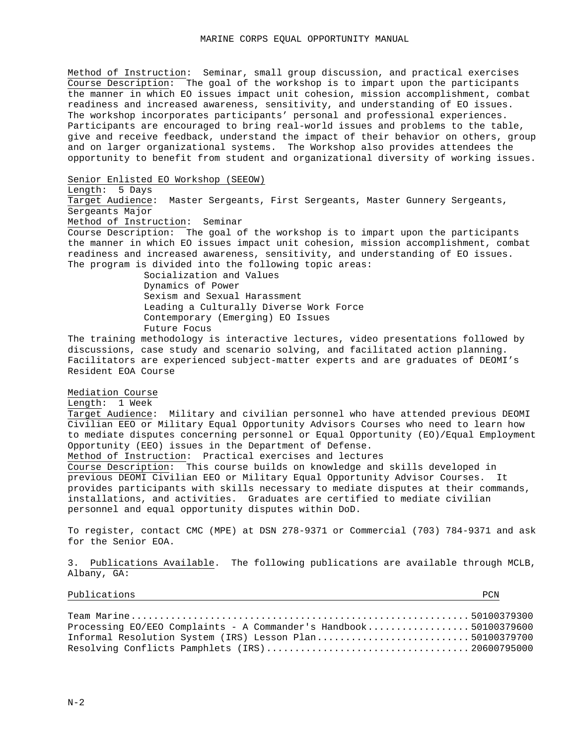Method of Instruction: Seminar, small group discussion, and practical exercises
Course Description: The goal of the workshop is to impart upon the participants the manner in which EO issues impact unit cohesion, mission accomplishment, combat readiness and increased awareness, sensitivity, and understanding of EO issues. The workshop incorporates participants' personal and professional experiences. Participants are encouraged to bring real-world issues and problems to the table, give and receive feedback, understand the impact of their behavior on others, group and on larger organizational systems. The Workshop also provides attendees the opportunity to benefit from student and organizational diversity of working issues.

Senior Enlisted EO Workshop (SEEOW)
Length: 5 Days
Target Audience: Master Sergeants, First Sergeants, Master Gunnery Sergeants, Sergeants Major
Method of Instruction: Seminar
Course Description: The goal of the workshop is to impart upon the participants the manner in which EO issues impact unit cohesion, mission accomplishment, combat readiness and increased awareness, sensitivity, and understanding of EO issues. The program is divided into the following topic areas:

- Socialization and Values
- Dynamics of Power
- Sexism and Sexual Harassment
- Leading a Culturally Diverse Work Force
- Contemporary (Emerging) EO Issues
- Future Focus

The training methodology is interactive lectures, video presentations followed by discussions, case study and scenario solving, and facilitated action planning. Facilitators are experienced subject-matter experts and are graduates of DEOMI's Resident EOA Course

Mediation Course
Length: 1 Week
Target Audience: Military and civilian personnel who have attended previous DEOMI Civilian EEO or Military Equal Opportunity Advisors Courses who need to learn how to mediate disputes concerning personnel or Equal Opportunity (EO)/Equal Employment Opportunity (EEO) issues in the Department of Defense.
Method of Instruction: Practical exercises and lectures
Course Description: This course builds on knowledge and skills developed in previous DEOMI Civilian EEO or Military Equal Opportunity Advisor Courses. It provides participants with skills necessary to mediate disputes at their commands, installations, and activities. Graduates are certified to mediate civilian personnel and equal opportunity disputes within DoD.

To register, contact CMC (MPE) at DSN 278-9371 or Commercial (703) 784-9371 and ask for the Senior EOA.

3. Publications Available. The following publications are available through MCLB, Albany, GA:

| Publications | PCN |
|---|---|
| Team Marine | 50100379300 |
| Processing EO/EEO Complaints - A Commander's Handbook | 50100379600 |
| Informal Resolution System (IRS) Lesson Plan | 50100379700 |
| Resolving Conflicts Pamphlets (IRS) | 20600795000 |